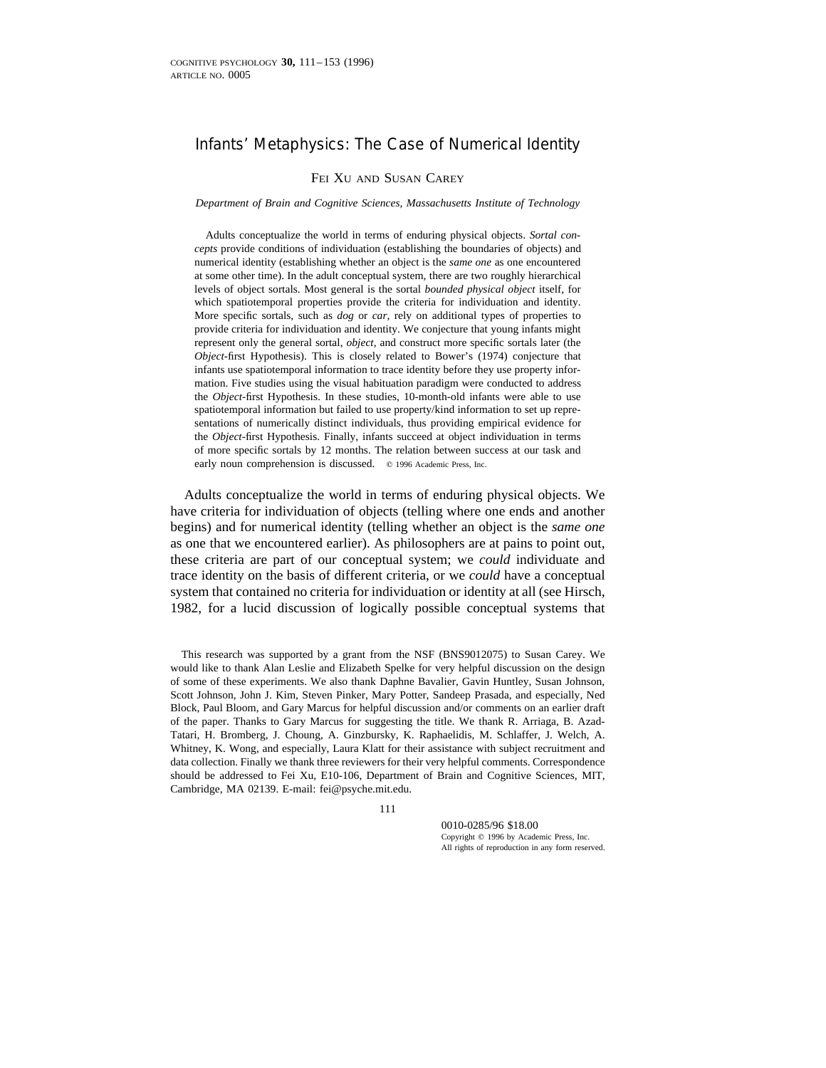# Infants' Metaphysics: The Case of Numerical Identity

FEI XU AND SUSAN CAREY

*Department of Brain and Cognitive Sciences, Massachusetts Institute of Technology*

Adults conceptualize the world in terms of enduring physical objects. *Sortal concepts* provide conditions of individuation (establishing the boundaries of objects) and numerical identity (establishing whether an object is the *same one* as one encountered at some other time). In the adult conceptual system, there are two roughly hierarchical levels of object sortals. Most general is the sortal *bounded physical object* itself, for which spatiotemporal properties provide the criteria for individuation and identity. More specific sortals, such as *dog* or *car*, rely on additional types of properties to provide criteria for individuation and identity. We conjecture that young infants might represent only the general sortal, *object*, and construct more specific sortals later (the *Object*-first Hypothesis). This is closely related to Bower's (1974) conjecture that infants use spatiotemporal information to trace identity before they use property information. Five studies using the visual habituation paradigm were conducted to address the *Object*-first Hypothesis. In these studies, 10-month-old infants were able to use spatiotemporal information but failed to use property/kind information to set up representations of numerically distinct individuals, thus providing empirical evidence for the *Object*-first Hypothesis. Finally, infants succeed at object individuation in terms of more specific sortals by 12 months. The relation between success at our task and early noun comprehension is discussed. © 1996 Academic Press, Inc.

Adults conceptualize the world in terms of enduring physical objects. We have criteria for individuation of objects (telling where one ends and another begins) and for numerical identity (telling whether an object is the *same one* as one that we encountered earlier). As philosophers are at pains to point out, these criteria are part of our conceptual system; we *could* individuate and trace identity on the basis of different criteria, or we *could* have a conceptual system that contained no criteria for individuation or identity at all (see Hirsch, 1982, for a lucid discussion of logically possible conceptual systems that

This research was supported by a grant from the NSF (BNS9012075) to Susan Carey. We would like to thank Alan Leslie and Elizabeth Spelke for very helpful discussion on the design of some of these experiments. We also thank Daphne Bavalier, Gavin Huntley, Susan Johnson, Scott Johnson, John J. Kim, Steven Pinker, Mary Potter, Sandeep Prasada, and especially, Ned Block, Paul Bloom, and Gary Marcus for helpful discussion and/or comments on an earlier draft of the paper. Thanks to Gary Marcus for suggesting the title. We thank R. Arriaga, B. Azad-Tatari, H. Bromberg, J. Choung, A. Ginzbursky, K. Raphaelidis, M. Schlaffer, J. Welch, A. Whitney, K. Wong, and especially, Laura Klatt for their assistance with subject recruitment and data collection. Finally we thank three reviewers for their very helpful comments. Correspondence should be addressed to Fei Xu, E10-106, Department of Brain and Cognitive Sciences, MIT, Cambridge, MA 02139. E-mail: fei@psyche.mit.edu.

0010-0285/96 $18.00
Copyright © 1996 by Academic Press, Inc.
All rights of reproduction in any form reserved.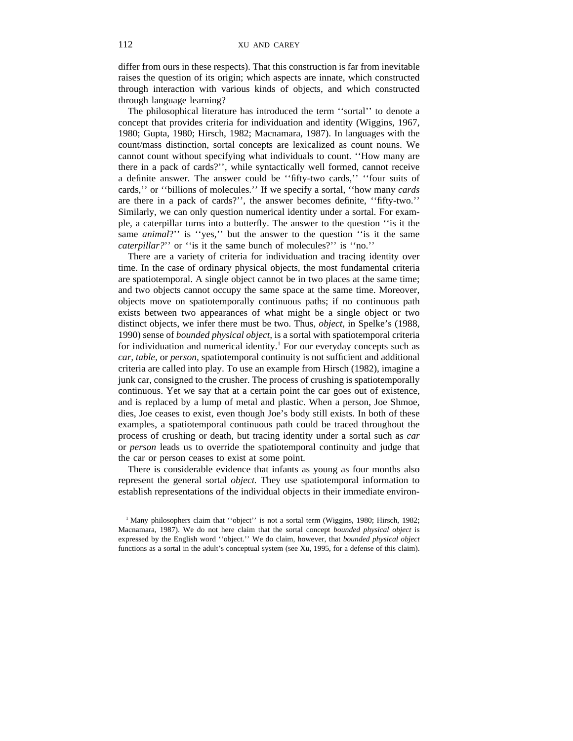differ from ours in these respects). That this construction is far from inevitable raises the question of its origin; which aspects are innate, which constructed through interaction with various kinds of objects, and which constructed through language learning?

The philosophical literature has introduced the term ''sortal'' to denote a concept that provides criteria for individuation and identity (Wiggins, 1967, 1980; Gupta, 1980; Hirsch, 1982; Macnamara, 1987). In languages with the count/mass distinction, sortal concepts are lexicalized as count nouns. We cannot count without specifying what individuals to count. ''How many are there in a pack of cards?'', while syntactically well formed, cannot receive a definite answer. The answer could be ''fifty-two cards,'' ''four suits of cards,'' or ''billions of molecules.'' If we specify a sortal, ''how many *cards* are there in a pack of cards?'', the answer becomes definite, ''fifty-two.'' Similarly, we can only question numerical identity under a sortal. For example, a caterpillar turns into a butterfly. The answer to the question ''is it the same *animal*?'' is ''yes,'' but the answer to the question ''is it the same *caterpillar?*'' or ''is it the same bunch of molecules?'' is ''no.''

There are a variety of criteria for individuation and tracing identity over time. In the case of ordinary physical objects, the most fundamental criteria are spatiotemporal. A single object cannot be in two places at the same time; and two objects cannot occupy the same space at the same time. Moreover, objects move on spatiotemporally continuous paths; if no continuous path exists between two appearances of what might be a single object or two distinct objects, we infer there must be two. Thus, *object,* in Spelke's (1988, 1990) sense of *bounded physical object,* is a sortal with spatiotemporal criteria for individuation and numerical identity.[1] For our everyday concepts such as *car, table,* or *person,* spatiotemporal continuity is not sufficient and additional criteria are called into play. To use an example from Hirsch (1982), imagine a junk car, consigned to the crusher. The process of crushing is spatiotemporally continuous. Yet we say that at a certain point the car goes out of existence, and is replaced by a lump of metal and plastic. When a person, Joe Shmoe, dies, Joe ceases to exist, even though Joe's body still exists. In both of these examples, a spatiotemporal continuous path could be traced throughout the process of crushing or death, but tracing identity under a sortal such as *car* or *person* leads us to override the spatiotemporal continuity and judge that the car or person ceases to exist at some point.

There is considerable evidence that infants as young as four months also represent the general sortal *object.* They use spatiotemporal information to establish representations of the individual objects in their immediate environ-

[1] Many philosophers claim that ''object'' is not a sortal term (Wiggins, 1980; Hirsch, 1982; Macnamara, 1987). We do not here claim that the sortal concept *bounded physical object* is expressed by the English word ''object.'' We do claim, however, that *bounded physical object* functions as a sortal in the adult's conceptual system (see Xu, 1995, for a defense of this claim).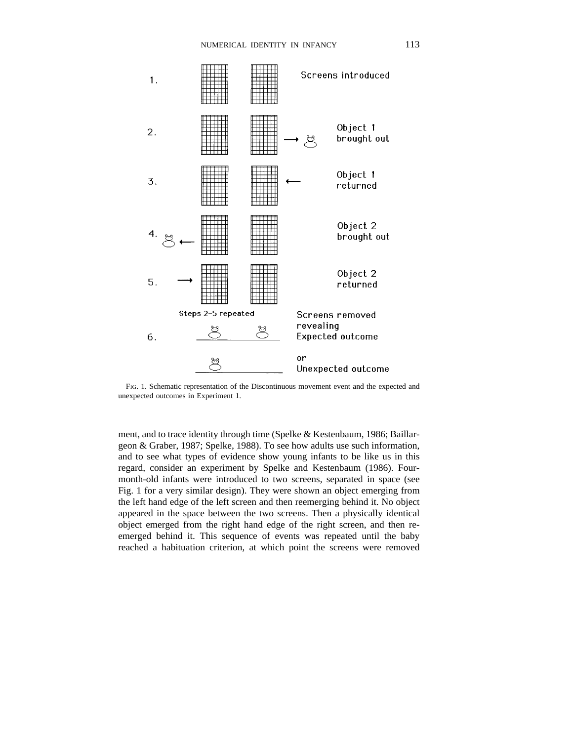1. Screens introduced

2. Object 1 brought out

3. Object 1 returned

4. Object 2 brought out

5. Object 2 returned

Steps 2–5 repeated

6. Screens removed revealing Expected outcome

or Unexpected outcome

FIG. 1. Schematic representation of the Discontinuous movement event and the expected and unexpected outcomes in Experiment 1.

ment, and to trace identity through time (Spelke & Kestenbaum, 1986; Baillargeon & Graber, 1987; Spelke, 1988). To see how adults use such information, and to see what types of evidence show young infants to be like us in this regard, consider an experiment by Spelke and Kestenbaum (1986). Four-month-old infants were introduced to two screens, separated in space (see Fig. 1 for a very similar design). They were shown an object emerging from the left hand edge of the left screen and then reemerging behind it. No object appeared in the space between the two screens. Then a physically identical object emerged from the right hand edge of the right screen, and then re-emerged behind it. This sequence of events was repeated until the baby reached a habituation criterion, at which point the screens were removed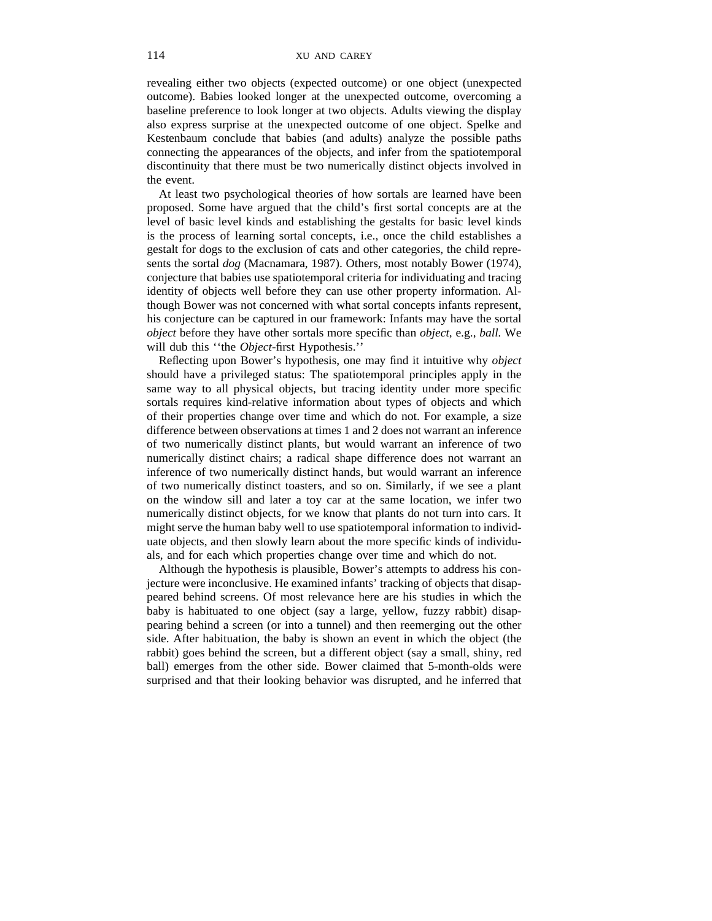revealing either two objects (expected outcome) or one object (unexpected outcome). Babies looked longer at the unexpected outcome, overcoming a baseline preference to look longer at two objects. Adults viewing the display also express surprise at the unexpected outcome of one object. Spelke and Kestenbaum conclude that babies (and adults) analyze the possible paths connecting the appearances of the objects, and infer from the spatiotemporal discontinuity that there must be two numerically distinct objects involved in the event.

At least two psychological theories of how sortals are learned have been proposed. Some have argued that the child's first sortal concepts are at the level of basic level kinds and establishing the gestalts for basic level kinds is the process of learning sortal concepts, i.e., once the child establishes a gestalt for dogs to the exclusion of cats and other categories, the child represents the sortal *dog* (Macnamara, 1987). Others, most notably Bower (1974), conjecture that babies use spatiotemporal criteria for individuating and tracing identity of objects well before they can use other property information. Although Bower was not concerned with what sortal concepts infants represent, his conjecture can be captured in our framework: Infants may have the sortal *object* before they have other sortals more specific than *object,* e.g., *ball.* We will dub this ''the *Object*-first Hypothesis.''

Reflecting upon Bower's hypothesis, one may find it intuitive why *object* should have a privileged status: The spatiotemporal principles apply in the same way to all physical objects, but tracing identity under more specific sortals requires kind-relative information about types of objects and which of their properties change over time and which do not. For example, a size difference between observations at times 1 and 2 does not warrant an inference of two numerically distinct plants, but would warrant an inference of two numerically distinct chairs; a radical shape difference does not warrant an inference of two numerically distinct hands, but would warrant an inference of two numerically distinct toasters, and so on. Similarly, if we see a plant on the window sill and later a toy car at the same location, we infer two numerically distinct objects, for we know that plants do not turn into cars. It might serve the human baby well to use spatiotemporal information to individuate objects, and then slowly learn about the more specific kinds of individuals, and for each which properties change over time and which do not.

Although the hypothesis is plausible, Bower's attempts to address his conjecture were inconclusive. He examined infants' tracking of objects that disappeared behind screens. Of most relevance here are his studies in which the baby is habituated to one object (say a large, yellow, fuzzy rabbit) disappearing behind a screen (or into a tunnel) and then reemerging out the other side. After habituation, the baby is shown an event in which the object (the rabbit) goes behind the screen, but a different object (say a small, shiny, red ball) emerges from the other side. Bower claimed that 5-month-olds were surprised and that their looking behavior was disrupted, and he inferred that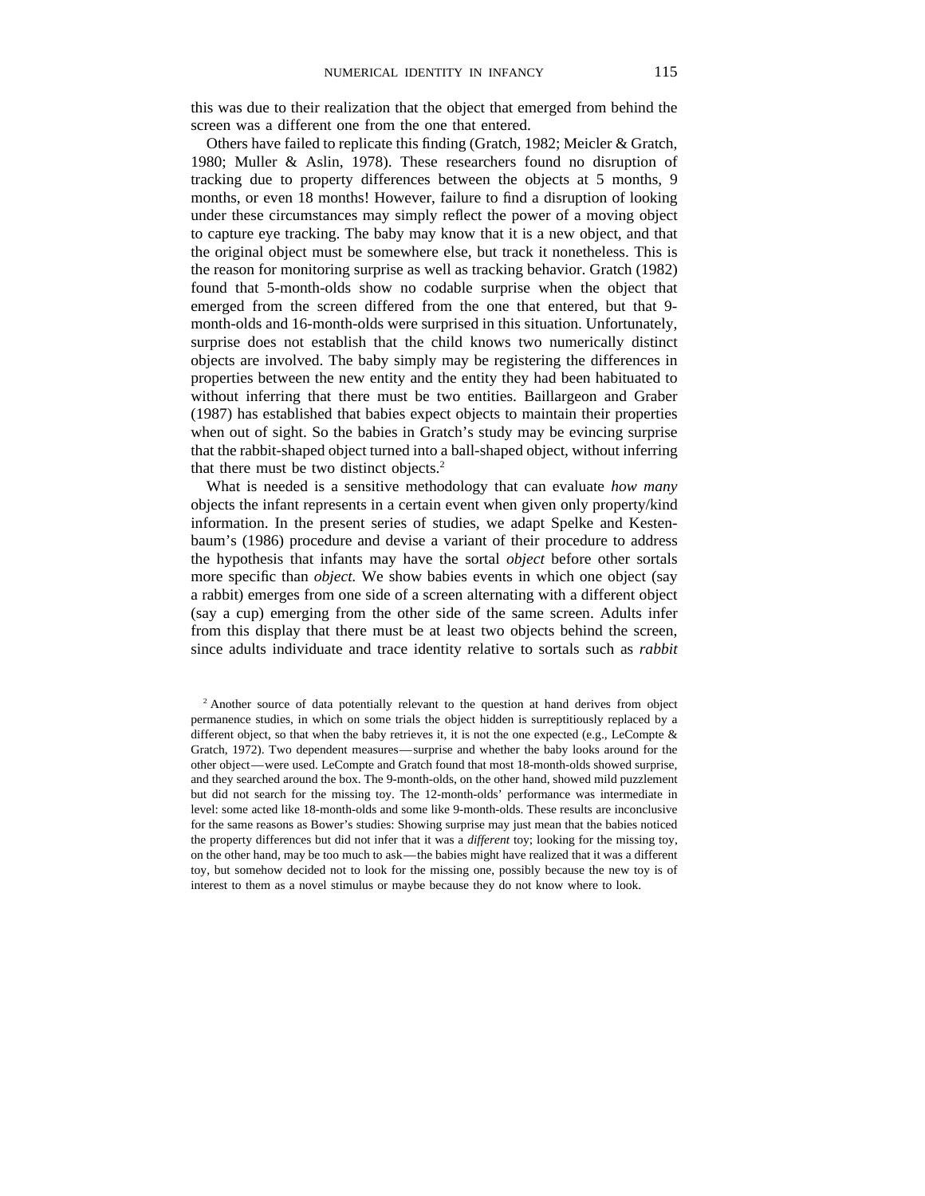this was due to their realization that the object that emerged from behind the screen was a different one from the one that entered.

Others have failed to replicate this finding (Gratch, 1982; Meicler & Gratch, 1980; Muller & Aslin, 1978). These researchers found no disruption of tracking due to property differences between the objects at 5 months, 9 months, or even 18 months! However, failure to find a disruption of looking under these circumstances may simply reflect the power of a moving object to capture eye tracking. The baby may know that it is a new object, and that the original object must be somewhere else, but track it nonetheless. This is the reason for monitoring surprise as well as tracking behavior. Gratch (1982) found that 5-month-olds show no codable surprise when the object that emerged from the screen differed from the one that entered, but that 9-month-olds and 16-month-olds were surprised in this situation. Unfortunately, surprise does not establish that the child knows two numerically distinct objects are involved. The baby simply may be registering the differences in properties between the new entity and the entity they had been habituated to without inferring that there must be two entities. Baillargeon and Graber (1987) has established that babies expect objects to maintain their properties when out of sight. So the babies in Gratch's study may be evincing surprise that the rabbit-shaped object turned into a ball-shaped object, without inferring that there must be two distinct objects.[2]

What is needed is a sensitive methodology that can evaluate *how many* objects the infant represents in a certain event when given only property/kind information. In the present series of studies, we adapt Spelke and Kestenbaum's (1986) procedure and devise a variant of their procedure to address the hypothesis that infants may have the sortal *object* before other sortals more specific than *object.* We show babies events in which one object (say a rabbit) emerges from one side of a screen alternating with a different object (say a cup) emerging from the other side of the same screen. Adults infer from this display that there must be at least two objects behind the screen, since adults individuate and trace identity relative to sortals such as *rabbit*

[2] Another source of data potentially relevant to the question at hand derives from object permanence studies, in which on some trials the object hidden is surreptitiously replaced by a different object, so that when the baby retrieves it, it is not the one expected (e.g., LeCompte & Gratch, 1972). Two dependent measures—surprise and whether the baby looks around for the other object—were used. LeCompte and Gratch found that most 18-month-olds showed surprise, and they searched around the box. The 9-month-olds, on the other hand, showed mild puzzlement but did not search for the missing toy. The 12-month-olds' performance was intermediate in level: some acted like 18-month-olds and some like 9-month-olds. These results are inconclusive for the same reasons as Bower's studies: Showing surprise may just mean that the babies noticed the property differences but did not infer that it was a *different* toy; looking for the missing toy, on the other hand, may be too much to ask—the babies might have realized that it was a different toy, but somehow decided not to look for the missing one, possibly because the new toy is of interest to them as a novel stimulus or maybe because they do not know where to look.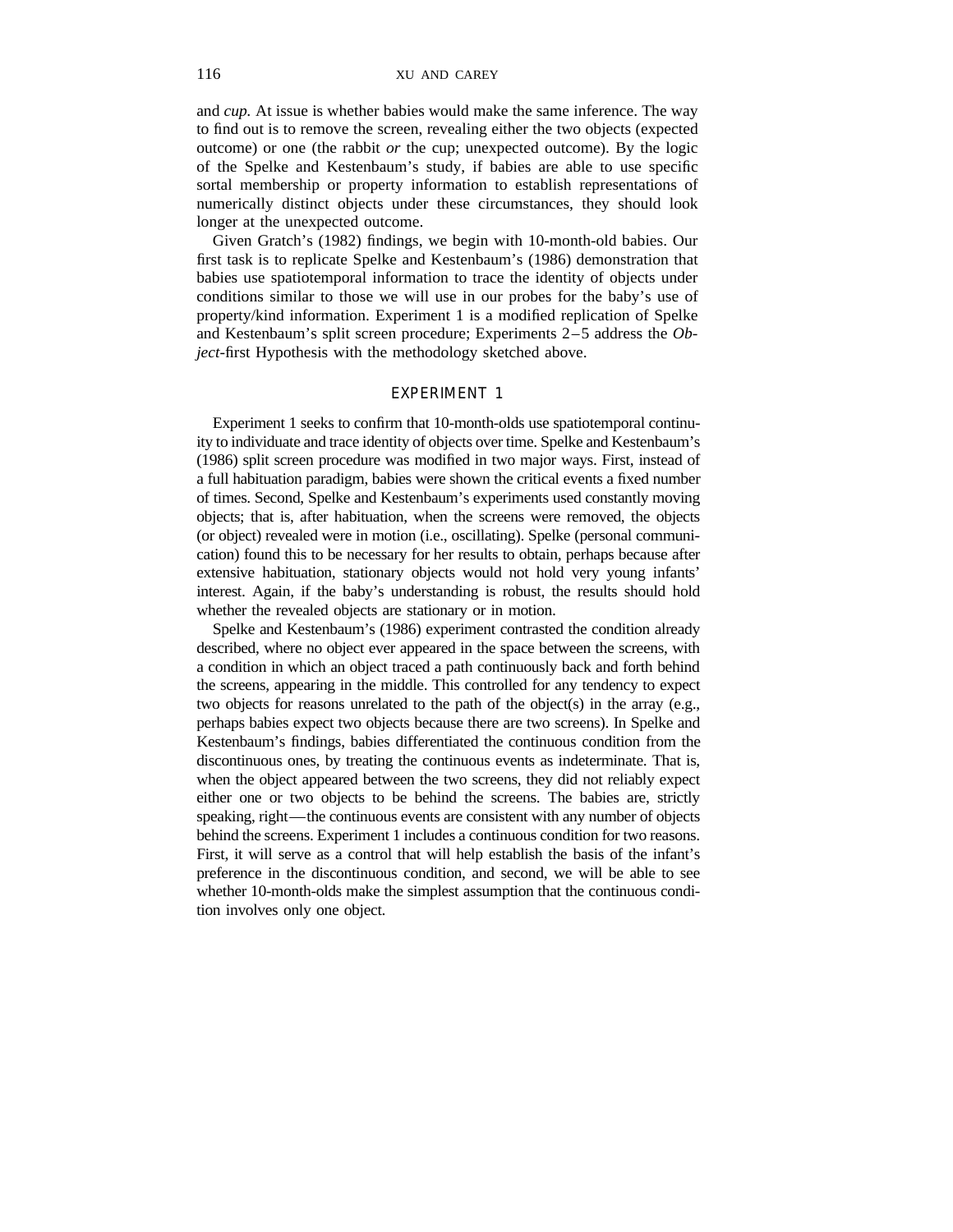and *cup.* At issue is whether babies would make the same inference. The way to find out is to remove the screen, revealing either the two objects (expected outcome) or one (the rabbit *or* the cup; unexpected outcome). By the logic of the Spelke and Kestenbaum's study, if babies are able to use specific sortal membership or property information to establish representations of numerically distinct objects under these circumstances, they should look longer at the unexpected outcome.

Given Gratch's (1982) findings, we begin with 10-month-old babies. Our first task is to replicate Spelke and Kestenbaum's (1986) demonstration that babies use spatiotemporal information to trace the identity of objects under conditions similar to those we will use in our probes for the baby's use of property/kind information. Experiment 1 is a modified replication of Spelke and Kestenbaum's split screen procedure; Experiments 2–5 address the *Object*-first Hypothesis with the methodology sketched above.

## EXPERIMENT 1

Experiment 1 seeks to confirm that 10-month-olds use spatiotemporal continuity to individuate and trace identity of objects over time. Spelke and Kestenbaum's (1986) split screen procedure was modified in two major ways. First, instead of a full habituation paradigm, babies were shown the critical events a fixed number of times. Second, Spelke and Kestenbaum's experiments used constantly moving objects; that is, after habituation, when the screens were removed, the objects (or object) revealed were in motion (i.e., oscillating). Spelke (personal communication) found this to be necessary for her results to obtain, perhaps because after extensive habituation, stationary objects would not hold very young infants' interest. Again, if the baby's understanding is robust, the results should hold whether the revealed objects are stationary or in motion.

Spelke and Kestenbaum's (1986) experiment contrasted the condition already described, where no object ever appeared in the space between the screens, with a condition in which an object traced a path continuously back and forth behind the screens, appearing in the middle. This controlled for any tendency to expect two objects for reasons unrelated to the path of the object(s) in the array (e.g., perhaps babies expect two objects because there are two screens). In Spelke and Kestenbaum's findings, babies differentiated the continuous condition from the discontinuous ones, by treating the continuous events as indeterminate. That is, when the object appeared between the two screens, they did not reliably expect either one or two objects to be behind the screens. The babies are, strictly speaking, right—the continuous events are consistent with any number of objects behind the screens. Experiment 1 includes a continuous condition for two reasons. First, it will serve as a control that will help establish the basis of the infant's preference in the discontinuous condition, and second, we will be able to see whether 10-month-olds make the simplest assumption that the continuous condition involves only one object.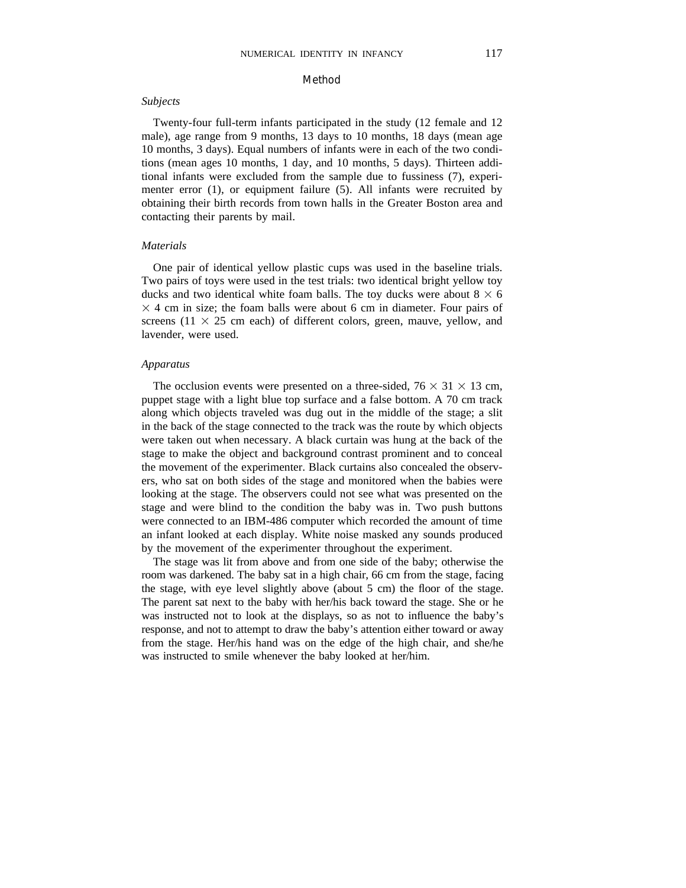## Method

### *Subjects*

Twenty-four full-term infants participated in the study (12 female and 12 male), age range from 9 months, 13 days to 10 months, 18 days (mean age 10 months, 3 days). Equal numbers of infants were in each of the two conditions (mean ages 10 months, 1 day, and 10 months, 5 days). Thirteen additional infants were excluded from the sample due to fussiness (7), experimenter error (1), or equipment failure (5). All infants were recruited by obtaining their birth records from town halls in the Greater Boston area and contacting their parents by mail.

### *Materials*

One pair of identical yellow plastic cups was used in the baseline trials. Two pairs of toys were used in the test trials: two identical bright yellow toy ducks and two identical white foam balls. The toy ducks were about $8 \times 6 \times 4$ cm in size; the foam balls were about 6 cm in diameter. Four pairs of screens ($11 \times 25$ cm each) of different colors, green, mauve, yellow, and lavender, were used.

### *Apparatus*

The occlusion events were presented on a three-sided, $76 \times 31 \times 13$ cm, puppet stage with a light blue top surface and a false bottom. A 70 cm track along which objects traveled was dug out in the middle of the stage; a slit in the back of the stage connected to the track was the route by which objects were taken out when necessary. A black curtain was hung at the back of the stage to make the object and background contrast prominent and to conceal the movement of the experimenter. Black curtains also concealed the observers, who sat on both sides of the stage and monitored when the babies were looking at the stage. The observers could not see what was presented on the stage and were blind to the condition the baby was in. Two push buttons were connected to an IBM-486 computer which recorded the amount of time an infant looked at each display. White noise masked any sounds produced by the movement of the experimenter throughout the experiment.

The stage was lit from above and from one side of the baby; otherwise the room was darkened. The baby sat in a high chair, 66 cm from the stage, facing the stage, with eye level slightly above (about 5 cm) the floor of the stage. The parent sat next to the baby with her/his back toward the stage. She or he was instructed not to look at the displays, so as not to influence the baby's response, and not to attempt to draw the baby's attention either toward or away from the stage. Her/his hand was on the edge of the high chair, and she/he was instructed to smile whenever the baby looked at her/him.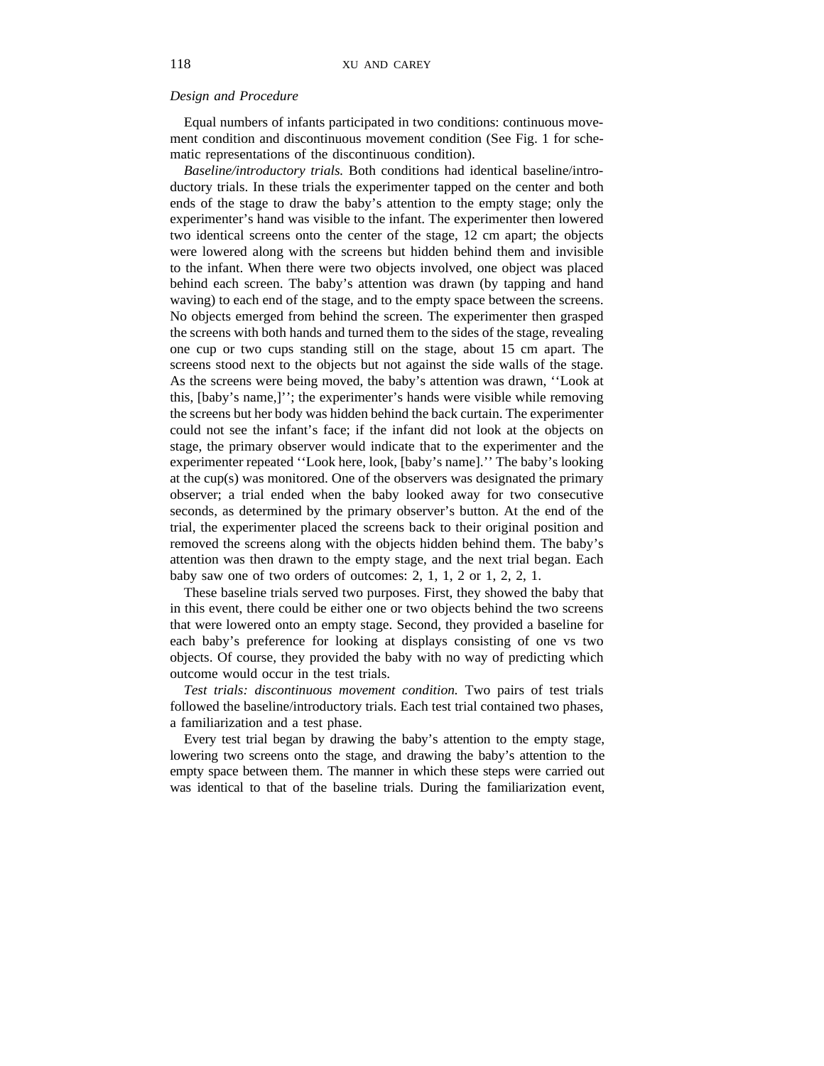### *Design and Procedure*

Equal numbers of infants participated in two conditions: continuous movement condition and discontinuous movement condition (See Fig. 1 for schematic representations of the discontinuous condition).

*Baseline/introductory trials.* Both conditions had identical baseline/introductory trials. In these trials the experimenter tapped on the center and both ends of the stage to draw the baby's attention to the empty stage; only the experimenter's hand was visible to the infant. The experimenter then lowered two identical screens onto the center of the stage, 12 cm apart; the objects were lowered along with the screens but hidden behind them and invisible to the infant. When there were two objects involved, one object was placed behind each screen. The baby's attention was drawn (by tapping and hand waving) to each end of the stage, and to the empty space between the screens. No objects emerged from behind the screen. The experimenter then grasped the screens with both hands and turned them to the sides of the stage, revealing one cup or two cups standing still on the stage, about 15 cm apart. The screens stood next to the objects but not against the side walls of the stage. As the screens were being moved, the baby's attention was drawn, ''Look at this, [baby's name,]''; the experimenter's hands were visible while removing the screens but her body was hidden behind the back curtain. The experimenter could not see the infant's face; if the infant did not look at the objects on stage, the primary observer would indicate that to the experimenter and the experimenter repeated ''Look here, look, [baby's name].'' The baby's looking at the cup(s) was monitored. One of the observers was designated the primary observer; a trial ended when the baby looked away for two consecutive seconds, as determined by the primary observer's button. At the end of the trial, the experimenter placed the screens back to their original position and removed the screens along with the objects hidden behind them. The baby's attention was then drawn to the empty stage, and the next trial began. Each baby saw one of two orders of outcomes: 2, 1, 1, 2 or 1, 2, 2, 1.

These baseline trials served two purposes. First, they showed the baby that in this event, there could be either one or two objects behind the two screens that were lowered onto an empty stage. Second, they provided a baseline for each baby's preference for looking at displays consisting of one vs two objects. Of course, they provided the baby with no way of predicting which outcome would occur in the test trials.

*Test trials: discontinuous movement condition.* Two pairs of test trials followed the baseline/introductory trials. Each test trial contained two phases, a familiarization and a test phase.

Every test trial began by drawing the baby's attention to the empty stage, lowering two screens onto the stage, and drawing the baby's attention to the empty space between them. The manner in which these steps were carried out was identical to that of the baseline trials. During the familiarization event,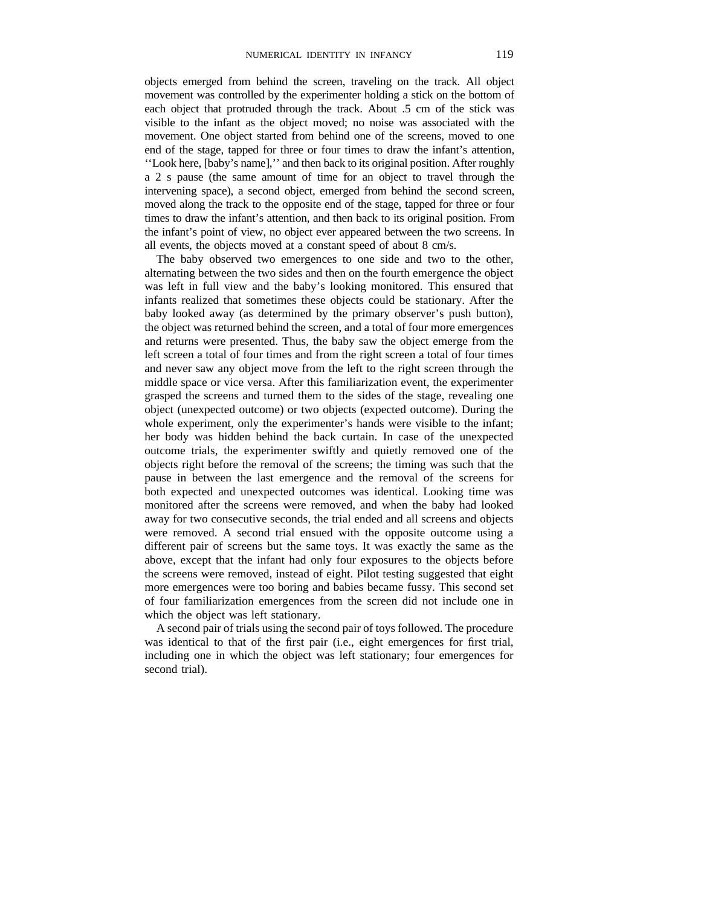objects emerged from behind the screen, traveling on the track. All object movement was controlled by the experimenter holding a stick on the bottom of each object that protruded through the track. About .5 cm of the stick was visible to the infant as the object moved; no noise was associated with the movement. One object started from behind one of the screens, moved to one end of the stage, tapped for three or four times to draw the infant's attention, ''Look here, [baby's name],'' and then back to its original position. After roughly a 2 s pause (the same amount of time for an object to travel through the intervening space), a second object, emerged from behind the second screen, moved along the track to the opposite end of the stage, tapped for three or four times to draw the infant's attention, and then back to its original position. From the infant's point of view, no object ever appeared between the two screens. In all events, the objects moved at a constant speed of about 8 cm/s.

The baby observed two emergences to one side and two to the other, alternating between the two sides and then on the fourth emergence the object was left in full view and the baby's looking monitored. This ensured that infants realized that sometimes these objects could be stationary. After the baby looked away (as determined by the primary observer's push button), the object was returned behind the screen, and a total of four more emergences and returns were presented. Thus, the baby saw the object emerge from the left screen a total of four times and from the right screen a total of four times and never saw any object move from the left to the right screen through the middle space or vice versa. After this familiarization event, the experimenter grasped the screens and turned them to the sides of the stage, revealing one object (unexpected outcome) or two objects (expected outcome). During the whole experiment, only the experimenter's hands were visible to the infant; her body was hidden behind the back curtain. In case of the unexpected outcome trials, the experimenter swiftly and quietly removed one of the objects right before the removal of the screens; the timing was such that the pause in between the last emergence and the removal of the screens for both expected and unexpected outcomes was identical. Looking time was monitored after the screens were removed, and when the baby had looked away for two consecutive seconds, the trial ended and all screens and objects were removed. A second trial ensued with the opposite outcome using a different pair of screens but the same toys. It was exactly the same as the above, except that the infant had only four exposures to the objects before the screens were removed, instead of eight. Pilot testing suggested that eight more emergences were too boring and babies became fussy. This second set of four familiarization emergences from the screen did not include one in which the object was left stationary.

A second pair of trials using the second pair of toys followed. The procedure was identical to that of the first pair (i.e., eight emergences for first trial, including one in which the object was left stationary; four emergences for second trial).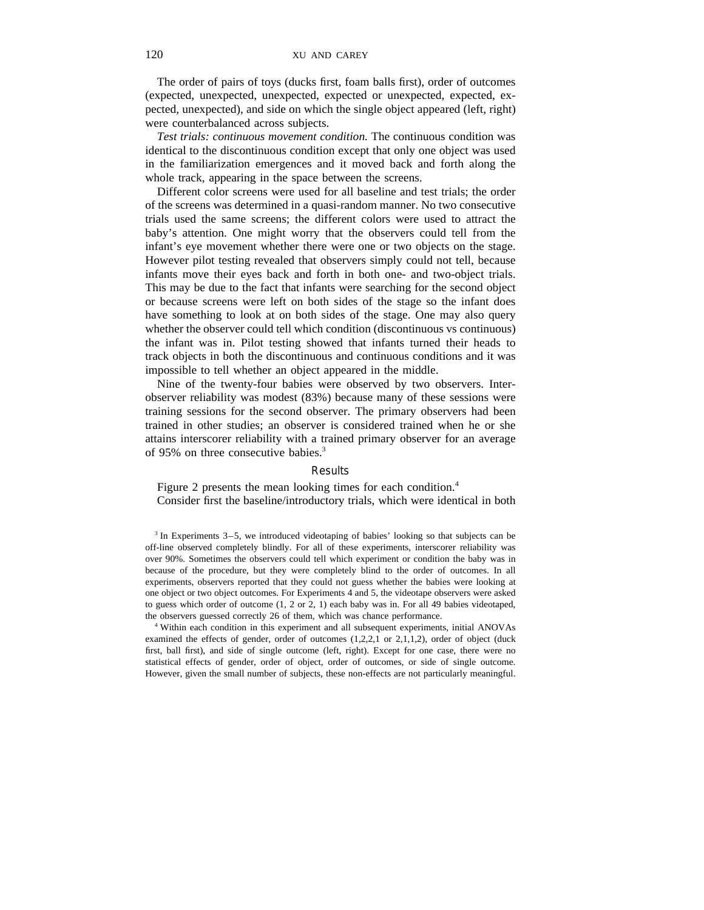The order of pairs of toys (ducks first, foam balls first), order of outcomes (expected, unexpected, unexpected, expected or unexpected, expected, expected, unexpected), and side on which the single object appeared (left, right) were counterbalanced across subjects.

*Test trials: continuous movement condition.* The continuous condition was identical to the discontinuous condition except that only one object was used in the familiarization emergences and it moved back and forth along the whole track, appearing in the space between the screens.

Different color screens were used for all baseline and test trials; the order of the screens was determined in a quasi-random manner. No two consecutive trials used the same screens; the different colors were used to attract the baby's attention. One might worry that the observers could tell from the infant's eye movement whether there were one or two objects on the stage. However pilot testing revealed that observers simply could not tell, because infants move their eyes back and forth in both one- and two-object trials. This may be due to the fact that infants were searching for the second object or because screens were left on both sides of the stage so the infant does have something to look at on both sides of the stage. One may also query whether the observer could tell which condition (discontinuous vs continuous) the infant was in. Pilot testing showed that infants turned their heads to track objects in both the discontinuous and continuous conditions and it was impossible to tell whether an object appeared in the middle.

Nine of the twenty-four babies were observed by two observers. Interobserver reliability was modest (83%) because many of these sessions were training sessions for the second observer. The primary observers had been trained in other studies; an observer is considered trained when he or she attains interscorer reliability with a trained primary observer for an average of 95% on three consecutive babies.[3]

### Results

Figure 2 presents the mean looking times for each condition.[4]

Consider first the baseline/introductory trials, which were identical in both

[3] In Experiments 3–5, we introduced videotaping of babies' looking so that subjects can be off-line observed completely blindly. For all of these experiments, interscorer reliability was over 90%. Sometimes the observers could tell which experiment or condition the baby was in because of the procedure, but they were completely blind to the order of outcomes. In all experiments, observers reported that they could not guess whether the babies were looking at one object or two object outcomes. For Experiments 4 and 5, the videotape observers were asked to guess which order of outcome (1, 2 or 2, 1) each baby was in. For all 49 babies videotaped, the observers guessed correctly 26 of them, which was chance performance.

[4] Within each condition in this experiment and all subsequent experiments, initial ANOVAs examined the effects of gender, order of outcomes (1,2,2,1 or 2,1,1,2), order of object (duck first, ball first), and side of single outcome (left, right). Except for one case, there were no statistical effects of gender, order of object, order of outcomes, or side of single outcome. However, given the small number of subjects, these non-effects are not particularly meaningful.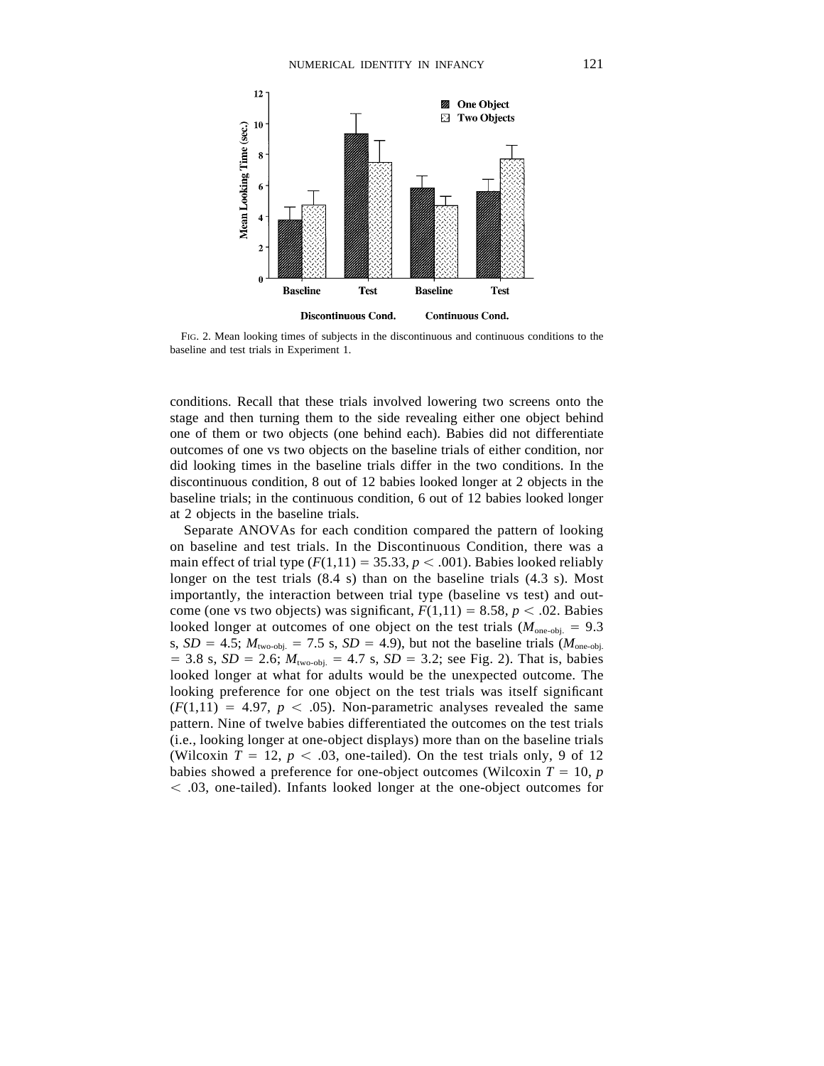FIG. 2. Mean looking times of subjects in the discontinuous and continuous conditions to the baseline and test trials in Experiment 1.

conditions. Recall that these trials involved lowering two screens onto the stage and then turning them to the side revealing either one object behind one of them or two objects (one behind each). Babies did not differentiate outcomes of one vs two objects on the baseline trials of either condition, nor did looking times in the baseline trials differ in the two conditions. In the discontinuous condition, 8 out of 12 babies looked longer at 2 objects in the baseline trials; in the continuous condition, 6 out of 12 babies looked longer at 2 objects in the baseline trials.

Separate ANOVAs for each condition compared the pattern of looking on baseline and test trials. In the Discontinuous Condition, there was a main effect of trial type ($F(1,11) = 35.33$, $p < .001$). Babies looked reliably longer on the test trials (8.4 s) than on the baseline trials (4.3 s). Most importantly, the interaction between trial type (baseline vs test) and outcome (one vs two objects) was significant, $F(1,11) = 8.58$, $p < .02$. Babies looked longer at outcomes of one object on the test trials ($M_{\text{one-obj.}} = 9.3$ s, $SD = 4.5$; $M_{\text{two-obj.}} = 7.5$ s, $SD = 4.9$), but not the baseline trials ($M_{\text{one-obj.}} = 3.8$ s, $SD = 2.6$; $M_{\text{two-obj.}} = 4.7$ s, $SD = 3.2$; see Fig. 2). That is, babies looked longer at what for adults would be the unexpected outcome. The looking preference for one object on the test trials was itself significant ($F(1,11) = 4.97$, $p < .05$). Non-parametric analyses revealed the same pattern. Nine of twelve babies differentiated the outcomes on the test trials (i.e., looking longer at one-object displays) more than on the baseline trials (Wilcoxin $T = 12$, $p < .03$, one-tailed). On the test trials only, 9 of 12 babies showed a preference for one-object outcomes (Wilcoxin $T = 10$, $p < .03$, one-tailed). Infants looked longer at the one-object outcomes for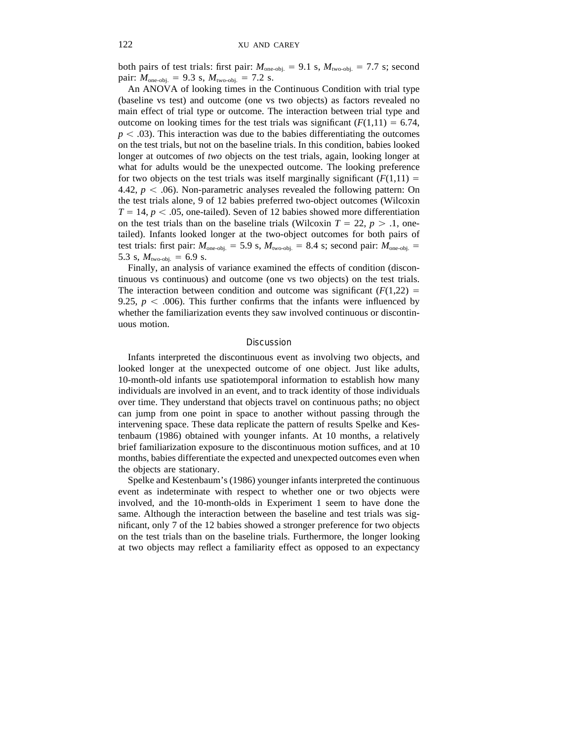both pairs of test trials: first pair: $M_{\text{one-obj.}} = 9.1$ s, $M_{\text{two-obj.}} = 7.7$ s; second pair: $M_{\text{one-obj.}} = 9.3$ s, $M_{\text{two-obj.}} = 7.2$ s.

An ANOVA of looking times in the Continuous Condition with trial type (baseline vs test) and outcome (one vs two objects) as factors revealed no main effect of trial type or outcome. The interaction between trial type and outcome on looking times for the test trials was significant ($F(1,11) = 6.74$, $p < .03$). This interaction was due to the babies differentiating the outcomes on the test trials, but not on the baseline trials. In this condition, babies looked longer at outcomes of *two* objects on the test trials, again, looking longer at what for adults would be the unexpected outcome. The looking preference for two objects on the test trials was itself marginally significant ($F(1,11) = 4.42$, $p < .06$). Non-parametric analyses revealed the following pattern: On the test trials alone, 9 of 12 babies preferred two-object outcomes (Wilcoxin $T = 14$, $p < .05$, one-tailed). Seven of 12 babies showed more differentiation on the test trials than on the baseline trials (Wilcoxin $T = 22$, $p > .1$, one-tailed). Infants looked longer at the two-object outcomes for both pairs of test trials: first pair: $M_{\text{one-obj.}} = 5.9$ s, $M_{\text{two-obj.}} = 8.4$ s; second pair: $M_{\text{one-obj.}} = 5.3$ s, $M_{\text{two-obj.}} = 6.9$ s.

Finally, an analysis of variance examined the effects of condition (discontinuous vs continuous) and outcome (one vs two objects) on the test trials. The interaction between condition and outcome was significant ($F(1,22) = 9.25$, $p < .006$). This further confirms that the infants were influenced by whether the familiarization events they saw involved continuous or discontinuous motion.

### Discussion

Infants interpreted the discontinuous event as involving two objects, and looked longer at the unexpected outcome of one object. Just like adults, 10-month-old infants use spatiotemporal information to establish how many individuals are involved in an event, and to track identity of those individuals over time. They understand that objects travel on continuous paths; no object can jump from one point in space to another without passing through the intervening space. These data replicate the pattern of results Spelke and Kestenbaum (1986) obtained with younger infants. At 10 months, a relatively brief familiarization exposure to the discontinuous motion suffices, and at 10 months, babies differentiate the expected and unexpected outcomes even when the objects are stationary.

Spelke and Kestenbaum's (1986) younger infants interpreted the continuous event as indeterminate with respect to whether one or two objects were involved, and the 10-month-olds in Experiment 1 seem to have done the same. Although the interaction between the baseline and test trials was significant, only 7 of the 12 babies showed a stronger preference for two objects on the test trials than on the baseline trials. Furthermore, the longer looking at two objects may reflect a familiarity effect as opposed to an expectancy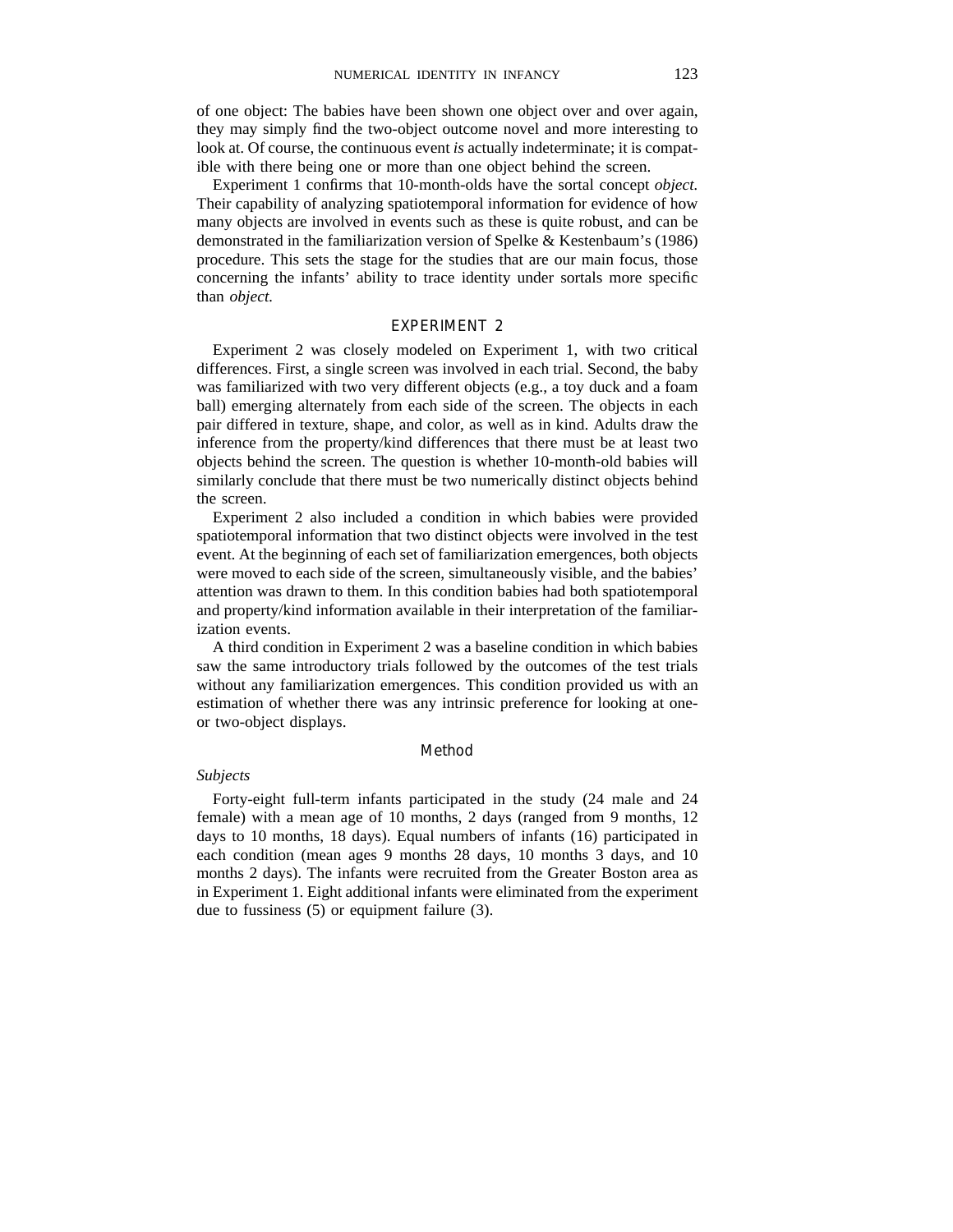of one object: The babies have been shown one object over and over again, they may simply find the two-object outcome novel and more interesting to look at. Of course, the continuous event *is* actually indeterminate; it is compatible with there being one or more than one object behind the screen.

Experiment 1 confirms that 10-month-olds have the sortal concept *object.* Their capability of analyzing spatiotemporal information for evidence of how many objects are involved in events such as these is quite robust, and can be demonstrated in the familiarization version of Spelke & Kestenbaum's (1986) procedure. This sets the stage for the studies that are our main focus, those concerning the infants' ability to trace identity under sortals more specific than *object.*

## EXPERIMENT 2

Experiment 2 was closely modeled on Experiment 1, with two critical differences. First, a single screen was involved in each trial. Second, the baby was familiarized with two very different objects (e.g., a toy duck and a foam ball) emerging alternately from each side of the screen. The objects in each pair differed in texture, shape, and color, as well as in kind. Adults draw the inference from the property/kind differences that there must be at least two objects behind the screen. The question is whether 10-month-old babies will similarly conclude that there must be two numerically distinct objects behind the screen.

Experiment 2 also included a condition in which babies were provided spatiotemporal information that two distinct objects were involved in the test event. At the beginning of each set of familiarization emergences, both objects were moved to each side of the screen, simultaneously visible, and the babies' attention was drawn to them. In this condition babies had both spatiotemporal and property/kind information available in their interpretation of the familiarization events.

A third condition in Experiment 2 was a baseline condition in which babies saw the same introductory trials followed by the outcomes of the test trials without any familiarization emergences. This condition provided us with an estimation of whether there was any intrinsic preference for looking at one- or two-object displays.

### Method

*Subjects*

Forty-eight full-term infants participated in the study (24 male and 24 female) with a mean age of 10 months, 2 days (ranged from 9 months, 12 days to 10 months, 18 days). Equal numbers of infants (16) participated in each condition (mean ages 9 months 28 days, 10 months 3 days, and 10 months 2 days). The infants were recruited from the Greater Boston area as in Experiment 1. Eight additional infants were eliminated from the experiment due to fussiness (5) or equipment failure (3).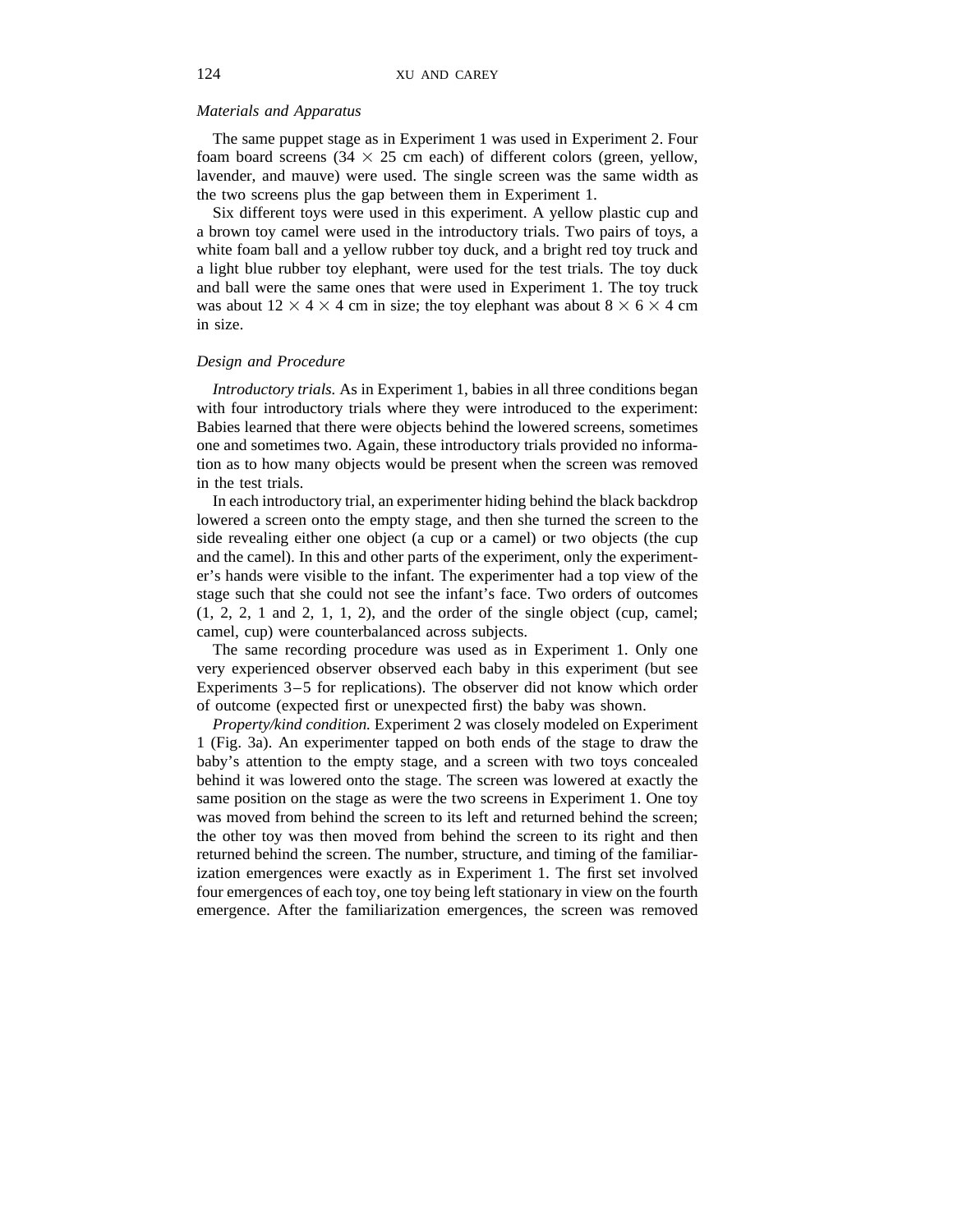*Materials and Apparatus*

The same puppet stage as in Experiment 1 was used in Experiment 2. Four foam board screens ($34 \times 25$ cm each) of different colors (green, yellow, lavender, and mauve) were used. The single screen was the same width as the two screens plus the gap between them in Experiment 1.

Six different toys were used in this experiment. A yellow plastic cup and a brown toy camel were used in the introductory trials. Two pairs of toys, a white foam ball and a yellow rubber toy duck, and a bright red toy truck and a light blue rubber toy elephant, were used for the test trials. The toy duck and ball were the same ones that were used in Experiment 1. The toy truck was about $12 \times 4 \times 4$ cm in size; the toy elephant was about $8 \times 6 \times 4$ cm in size.

*Design and Procedure*

*Introductory trials.* As in Experiment 1, babies in all three conditions began with four introductory trials where they were introduced to the experiment: Babies learned that there were objects behind the lowered screens, sometimes one and sometimes two. Again, these introductory trials provided no information as to how many objects would be present when the screen was removed in the test trials.

In each introductory trial, an experimenter hiding behind the black backdrop lowered a screen onto the empty stage, and then she turned the screen to the side revealing either one object (a cup or a camel) or two objects (the cup and the camel). In this and other parts of the experiment, only the experimenter's hands were visible to the infant. The experimenter had a top view of the stage such that she could not see the infant's face. Two orders of outcomes (1, 2, 2, 1 and 2, 1, 1, 2), and the order of the single object (cup, camel; camel, cup) were counterbalanced across subjects.

The same recording procedure was used as in Experiment 1. Only one very experienced observer observed each baby in this experiment (but see Experiments 3–5 for replications). The observer did not know which order of outcome (expected first or unexpected first) the baby was shown.

*Property/kind condition.* Experiment 2 was closely modeled on Experiment 1 (Fig. 3a). An experimenter tapped on both ends of the stage to draw the baby's attention to the empty stage, and a screen with two toys concealed behind it was lowered onto the stage. The screen was lowered at exactly the same position on the stage as were the two screens in Experiment 1. One toy was moved from behind the screen to its left and returned behind the screen; the other toy was then moved from behind the screen to its right and then returned behind the screen. The number, structure, and timing of the familiarization emergences were exactly as in Experiment 1. The first set involved four emergences of each toy, one toy being left stationary in view on the fourth emergence. After the familiarization emergences, the screen was removed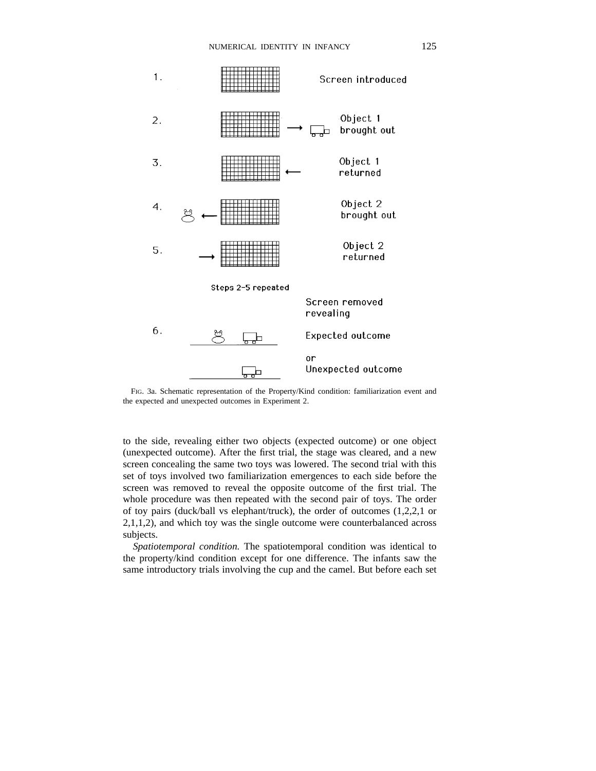1. Screen introduced

2. Object 1 brought out

3. Object 1 returned

4. Object 2 brought out

5. Object 2 returned

Steps 2–5 repeated

6. Screen removed revealing

Expected outcome

or

Unexpected outcome

FIG. 3a. Schematic representation of the Property/Kind condition: familiarization event and the expected and unexpected outcomes in Experiment 2.

to the side, revealing either two objects (expected outcome) or one object (unexpected outcome). After the first trial, the stage was cleared, and a new screen concealing the same two toys was lowered. The second trial with this set of toys involved two familiarization emergences to each side before the screen was removed to reveal the opposite outcome of the first trial. The whole procedure was then repeated with the second pair of toys. The order of toy pairs (duck/ball vs elephant/truck), the order of outcomes (1,2,2,1 or 2,1,1,2), and which toy was the single outcome were counterbalanced across subjects.

*Spatiotemporal condition.* The spatiotemporal condition was identical to the property/kind condition except for one difference. The infants saw the same introductory trials involving the cup and the camel. But before each set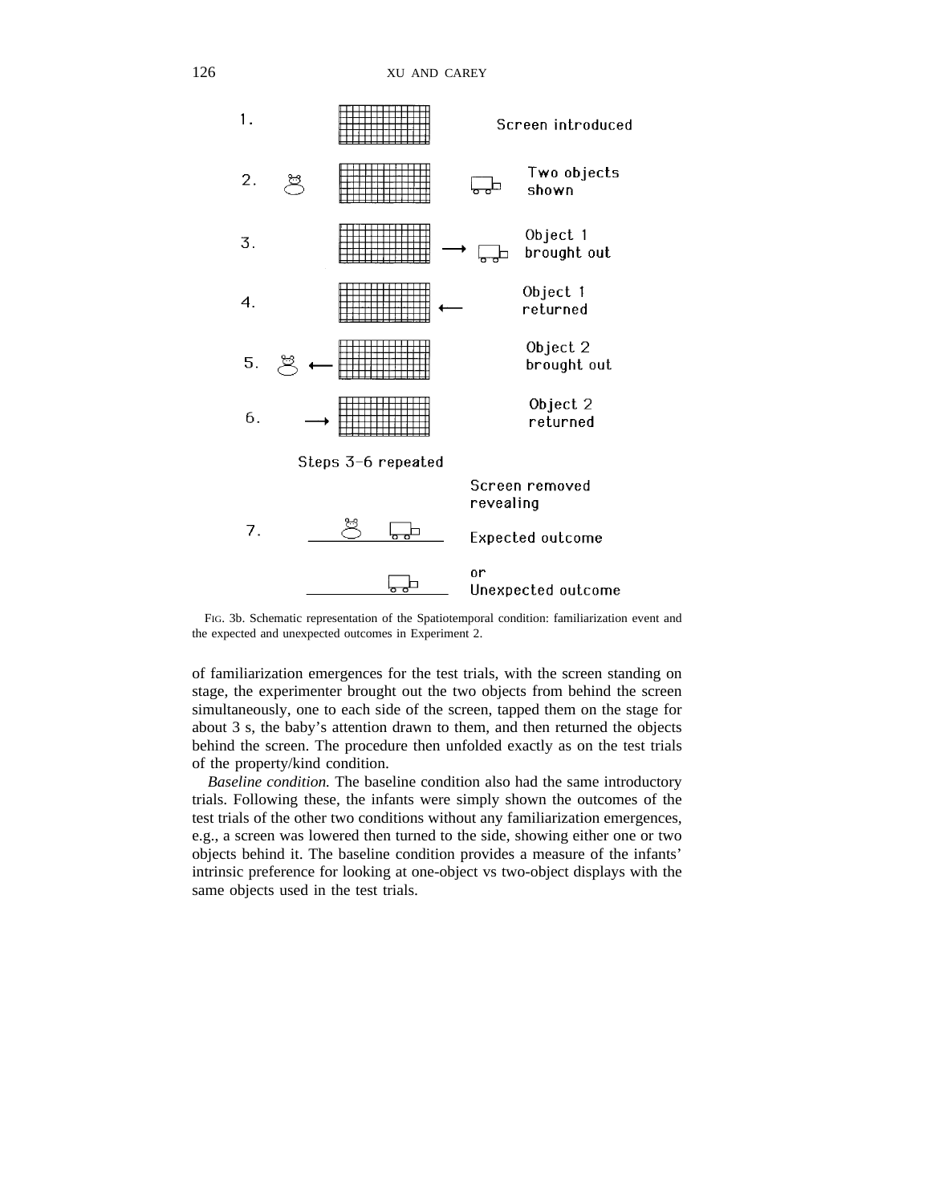1. Screen introduced

2. Two objects shown

3. Object 1 brought out

4. Object 1 returned

5. Object 2 brought out

6. Object 2 returned

Steps 3–6 repeated

7. Screen removed revealing

Expected outcome

or

Unexpected outcome

FIG. 3b. Schematic representation of the Spatiotemporal condition: familiarization event and the expected and unexpected outcomes in Experiment 2.

of familiarization emergences for the test trials, with the screen standing on stage, the experimenter brought out the two objects from behind the screen simultaneously, one to each side of the screen, tapped them on the stage for about 3 s, the baby's attention drawn to them, and then returned the objects behind the screen. The procedure then unfolded exactly as on the test trials of the property/kind condition.

*Baseline condition.* The baseline condition also had the same introductory trials. Following these, the infants were simply shown the outcomes of the test trials of the other two conditions without any familiarization emergences, e.g., a screen was lowered then turned to the side, showing either one or two objects behind it. The baseline condition provides a measure of the infants' intrinsic preference for looking at one-object vs two-object displays with the same objects used in the test trials.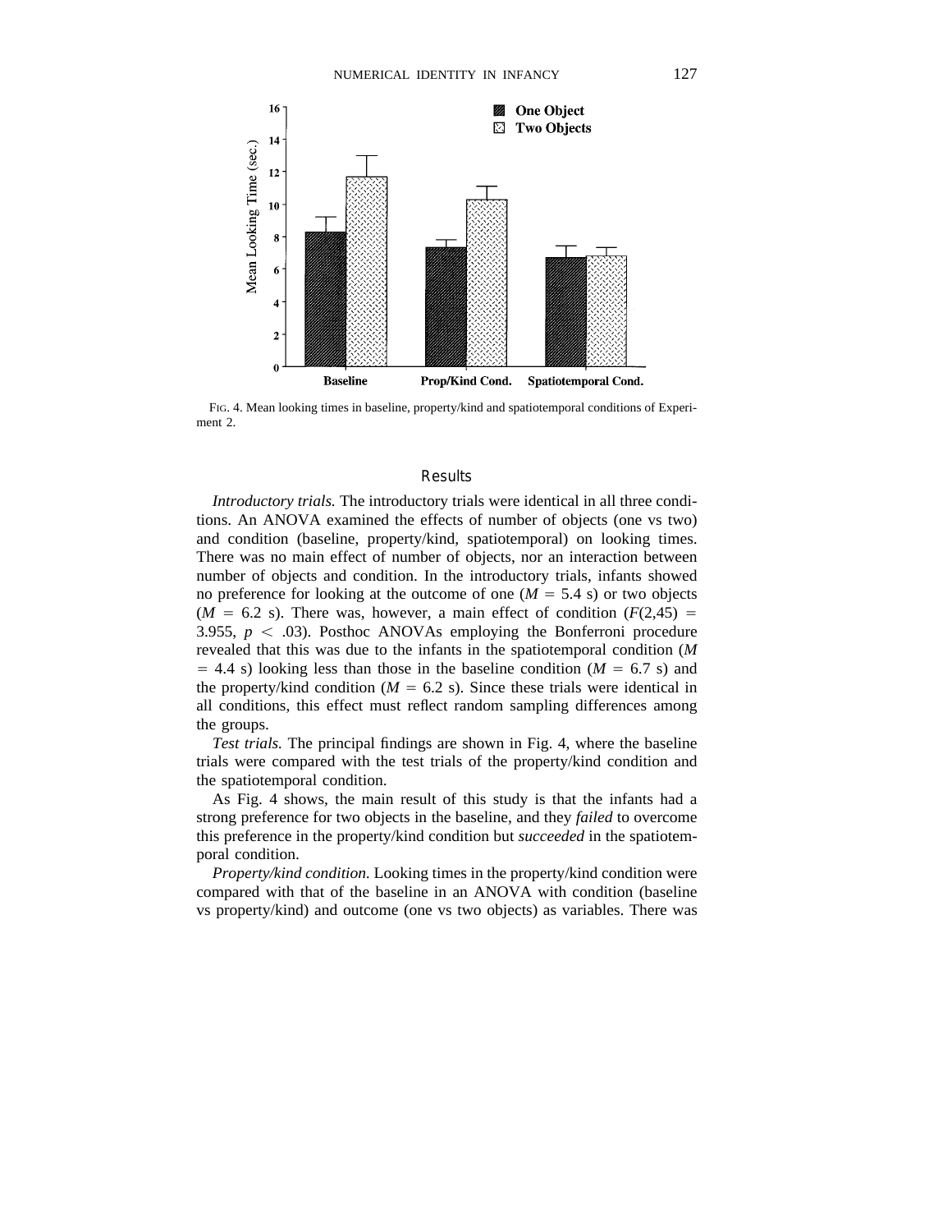FIG. 4. Mean looking times in baseline, property/kind and spatiotemporal conditions of Experiment 2.

## Results

*Introductory trials.* The introductory trials were identical in all three conditions. An ANOVA examined the effects of number of objects (one vs two) and condition (baseline, property/kind, spatiotemporal) on looking times. There was no main effect of number of objects, nor an interaction between number of objects and condition. In the introductory trials, infants showed no preference for looking at the outcome of one ($M = 5.4$ s) or two objects ($M = 6.2$ s). There was, however, a main effect of condition ($F(2,45) = 3.955$, $p < .03$). Posthoc ANOVAs employing the Bonferroni procedure revealed that this was due to the infants in the spatiotemporal condition ($M = 4.4$ s) looking less than those in the baseline condition ($M = 6.7$ s) and the property/kind condition ($M = 6.2$ s). Since these trials were identical in all conditions, this effect must reflect random sampling differences among the groups.

*Test trials.* The principal findings are shown in Fig. 4, where the baseline trials were compared with the test trials of the property/kind condition and the spatiotemporal condition.

As Fig. 4 shows, the main result of this study is that the infants had a strong preference for two objects in the baseline, and they *failed* to overcome this preference in the property/kind condition but *succeeded* in the spatiotemporal condition.

*Property/kind condition.* Looking times in the property/kind condition were compared with that of the baseline in an ANOVA with condition (baseline vs property/kind) and outcome (one vs two objects) as variables. There was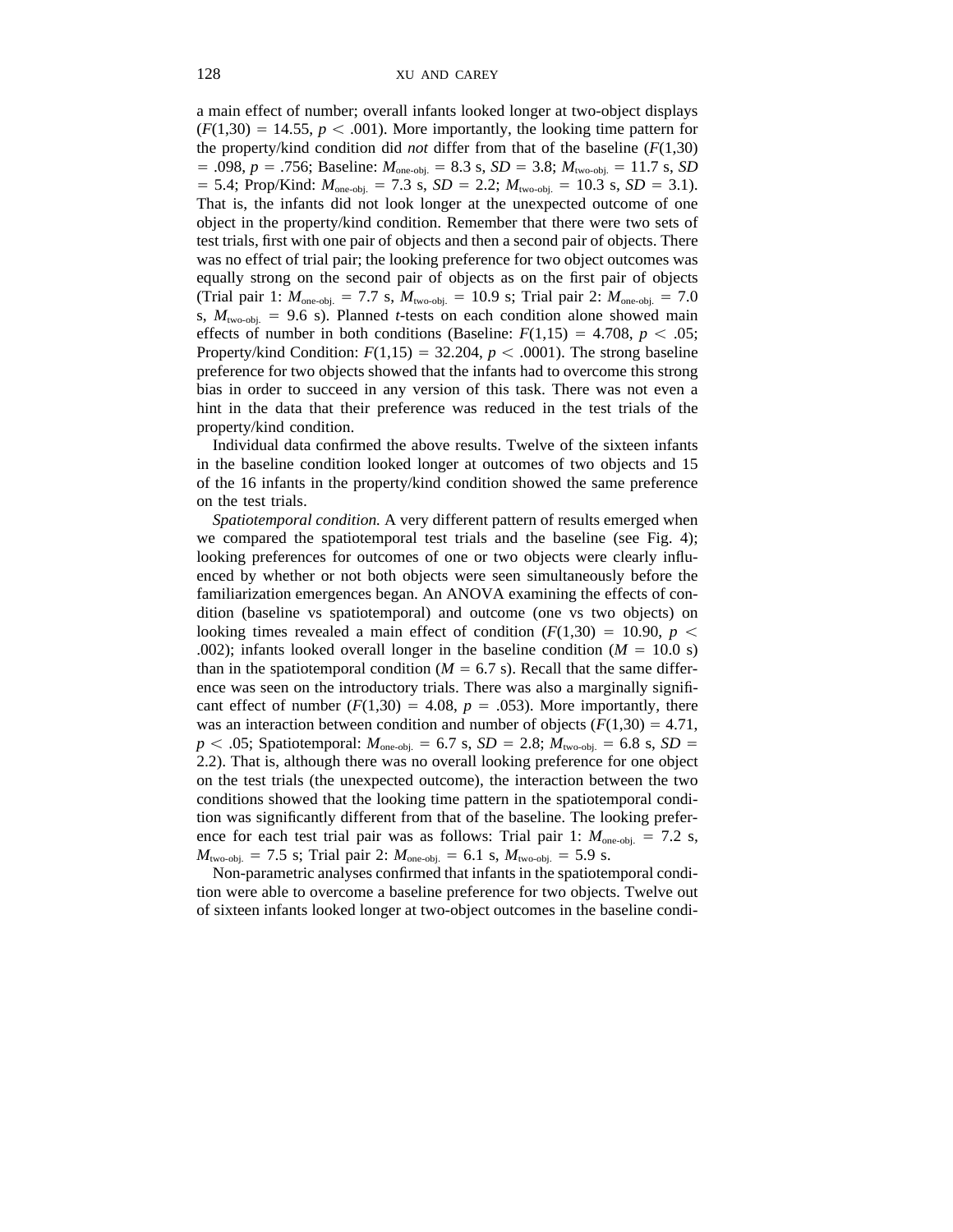a main effect of number; overall infants looked longer at two-object displays ($F(1,30) = 14.55$, $p < .001$). More importantly, the looking time pattern for the property/kind condition did *not* differ from that of the baseline ($F(1,30) = .098$, $p = .756$; Baseline: $M_{\text{one-obj.}} = 8.3$ s, $SD = 3.8$; $M_{\text{two-obj.}} = 11.7$ s, $SD = 5.4$; Prop/Kind: $M_{\text{one-obj.}} = 7.3$ s, $SD = 2.2$; $M_{\text{two-obj.}} = 10.3$ s, $SD = 3.1$). That is, the infants did not look longer at the unexpected outcome of one object in the property/kind condition. Remember that there were two sets of test trials, first with one pair of objects and then a second pair of objects. There was no effect of trial pair; the looking preference for two object outcomes was equally strong on the second pair of objects as on the first pair of objects (Trial pair 1: $M_{\text{one-obj.}} = 7.7$ s, $M_{\text{two-obj.}} = 10.9$ s; Trial pair 2: $M_{\text{one-obj.}} = 7.0$ s, $M_{\text{two-obj.}} = 9.6$ s). Planned *t*-tests on each condition alone showed main effects of number in both conditions (Baseline: $F(1,15) = 4.708$, $p < .05$; Property/kind Condition: $F(1,15) = 32.204$, $p < .0001$). The strong baseline preference for two objects showed that the infants had to overcome this strong bias in order to succeed in any version of this task. There was not even a hint in the data that their preference was reduced in the test trials of the property/kind condition.

Individual data confirmed the above results. Twelve of the sixteen infants in the baseline condition looked longer at outcomes of two objects and 15 of the 16 infants in the property/kind condition showed the same preference on the test trials.

*Spatiotemporal condition.* A very different pattern of results emerged when we compared the spatiotemporal test trials and the baseline (see Fig. 4); looking preferences for outcomes of one or two objects were clearly influenced by whether or not both objects were seen simultaneously before the familiarization emergences began. An ANOVA examining the effects of condition (baseline vs spatiotemporal) and outcome (one vs two objects) on looking times revealed a main effect of condition ($F(1,30) = 10.90$, $p < .002$); infants looked overall longer in the baseline condition ($M = 10.0$ s) than in the spatiotemporal condition ($M = 6.7$ s). Recall that the same difference was seen on the introductory trials. There was also a marginally significant effect of number ($F(1,30) = 4.08$, $p = .053$). More importantly, there was an interaction between condition and number of objects ($F(1,30) = 4.71$, $p < .05$; Spatiotemporal: $M_{\text{one-obj.}} = 6.7$ s, $SD = 2.8$; $M_{\text{two-obj.}} = 6.8$ s, $SD = 2.2$). That is, although there was no overall looking preference for one object on the test trials (the unexpected outcome), the interaction between the two conditions showed that the looking time pattern in the spatiotemporal condition was significantly different from that of the baseline. The looking preference for each test trial pair was as follows: Trial pair 1: $M_{\text{one-obj.}} = 7.2$ s, $M_{\text{two-obj.}} = 7.5$ s; Trial pair 2: $M_{\text{one-obj.}} = 6.1$ s, $M_{\text{two-obj.}} = 5.9$ s.

Non-parametric analyses confirmed that infants in the spatiotemporal condition were able to overcome a baseline preference for two objects. Twelve out of sixteen infants looked longer at two-object outcomes in the baseline condi-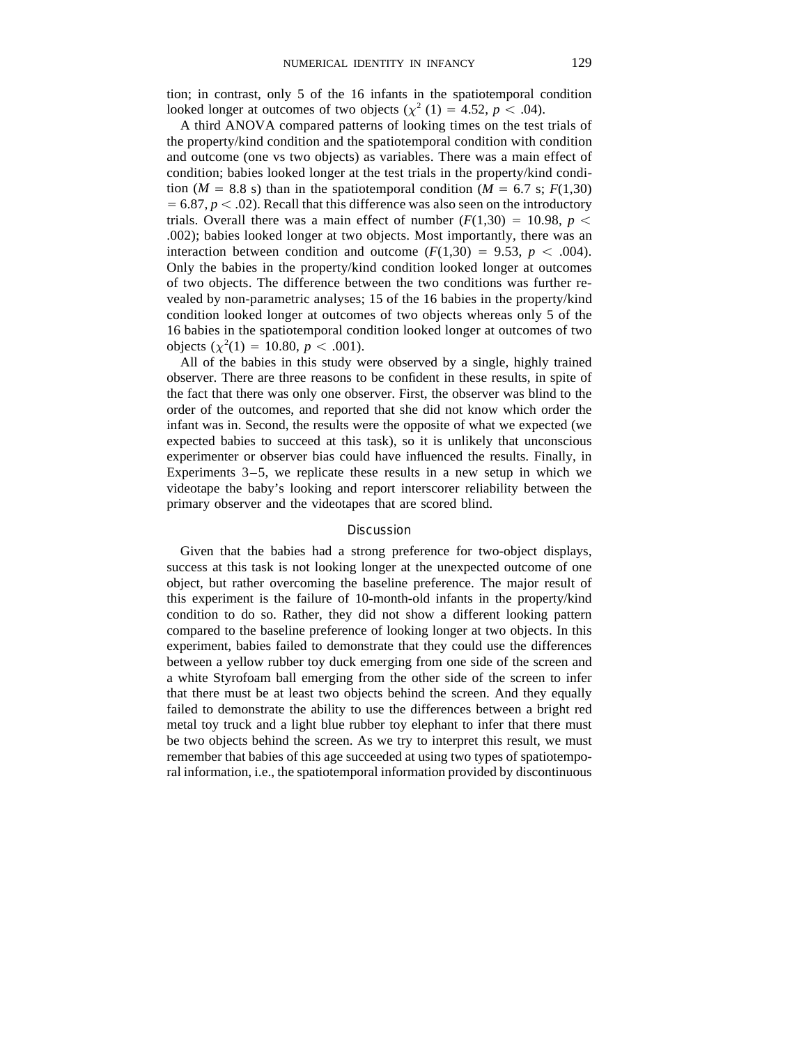tion; in contrast, only 5 of the 16 infants in the spatiotemporal condition looked longer at outcomes of two objects ($\chi^2$ (1) = 4.52, $p < .04$).

A third ANOVA compared patterns of looking times on the test trials of the property/kind condition and the spatiotemporal condition with condition and outcome (one vs two objects) as variables. There was a main effect of condition; babies looked longer at the test trials in the property/kind condition ($M$ = 8.8 s) than in the spatiotemporal condition ($M$ = 6.7 s; $F(1,30) = 6.87$, $p < .02$). Recall that this difference was also seen on the introductory trials. Overall there was a main effect of number ($F(1,30) = 10.98$, $p < .002$); babies looked longer at two objects. Most importantly, there was an interaction between condition and outcome ($F(1,30) = 9.53$, $p < .004$). Only the babies in the property/kind condition looked longer at outcomes of two objects. The difference between the two conditions was further revealed by non-parametric analyses; 15 of the 16 babies in the property/kind condition looked longer at outcomes of two objects whereas only 5 of the 16 babies in the spatiotemporal condition looked longer at outcomes of two objects ($\chi^2(1) = 10.80$, $p < .001$).

All of the babies in this study were observed by a single, highly trained observer. There are three reasons to be confident in these results, in spite of the fact that there was only one observer. First, the observer was blind to the order of the outcomes, and reported that she did not know which order the infant was in. Second, the results were the opposite of what we expected (we expected babies to succeed at this task), so it is unlikely that unconscious experimenter or observer bias could have influenced the results. Finally, in Experiments 3–5, we replicate these results in a new setup in which we videotape the baby's looking and report interscorer reliability between the primary observer and the videotapes that are scored blind.

### Discussion

Given that the babies had a strong preference for two-object displays, success at this task is not looking longer at the unexpected outcome of one object, but rather overcoming the baseline preference. The major result of this experiment is the failure of 10-month-old infants in the property/kind condition to do so. Rather, they did not show a different looking pattern compared to the baseline preference of looking longer at two objects. In this experiment, babies failed to demonstrate that they could use the differences between a yellow rubber toy duck emerging from one side of the screen and a white Styrofoam ball emerging from the other side of the screen to infer that there must be at least two objects behind the screen. And they equally failed to demonstrate the ability to use the differences between a bright red metal toy truck and a light blue rubber toy elephant to infer that there must be two objects behind the screen. As we try to interpret this result, we must remember that babies of this age succeeded at using two types of spatiotemporal information, i.e., the spatiotemporal information provided by discontinuous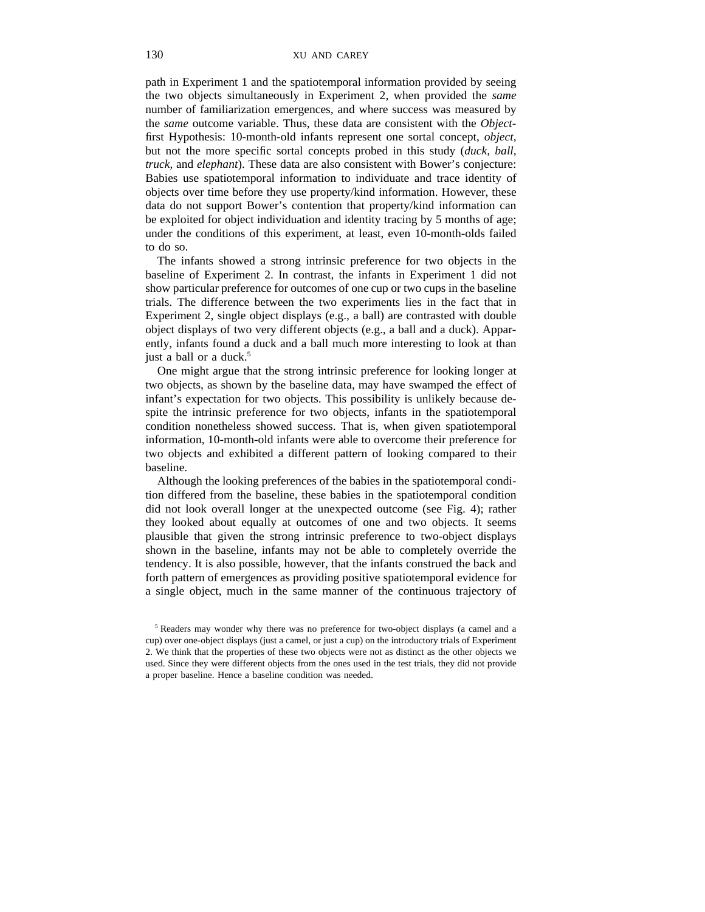path in Experiment 1 and the spatiotemporal information provided by seeing the two objects simultaneously in Experiment 2, when provided the *same* number of familiarization emergences, and where success was measured by the *same* outcome variable. Thus, these data are consistent with the *Object-first* Hypothesis: 10-month-old infants represent one sortal concept, *object*, but not the more specific sortal concepts probed in this study (*duck, ball, truck*, and *elephant*). These data are also consistent with Bower's conjecture: Babies use spatiotemporal information to individuate and trace identity of objects over time before they use property/kind information. However, these data do not support Bower's contention that property/kind information can be exploited for object individuation and identity tracing by 5 months of age; under the conditions of this experiment, at least, even 10-month-olds failed to do so.

The infants showed a strong intrinsic preference for two objects in the baseline of Experiment 2. In contrast, the infants in Experiment 1 did not show particular preference for outcomes of one cup or two cups in the baseline trials. The difference between the two experiments lies in the fact that in Experiment 2, single object displays (e.g., a ball) are contrasted with double object displays of two very different objects (e.g., a ball and a duck). Apparently, infants found a duck and a ball much more interesting to look at than just a ball or a duck.[5]

One might argue that the strong intrinsic preference for looking longer at two objects, as shown by the baseline data, may have swamped the effect of infant's expectation for two objects. This possibility is unlikely because despite the intrinsic preference for two objects, infants in the spatiotemporal condition nonetheless showed success. That is, when given spatiotemporal information, 10-month-old infants were able to overcome their preference for two objects and exhibited a different pattern of looking compared to their baseline.

Although the looking preferences of the babies in the spatiotemporal condition differed from the baseline, these babies in the spatiotemporal condition did not look overall longer at the unexpected outcome (see Fig. 4); rather they looked about equally at outcomes of one and two objects. It seems plausible that given the strong intrinsic preference to two-object displays shown in the baseline, infants may not be able to completely override the tendency. It is also possible, however, that the infants construed the back and forth pattern of emergences as providing positive spatiotemporal evidence for a single object, much in the same manner of the continuous trajectory of

[5] Readers may wonder why there was no preference for two-object displays (a camel and a cup) over one-object displays (just a camel, or just a cup) on the introductory trials of Experiment 2. We think that the properties of these two objects were not as distinct as the other objects we used. Since they were different objects from the ones used in the test trials, they did not provide a proper baseline. Hence a baseline condition was needed.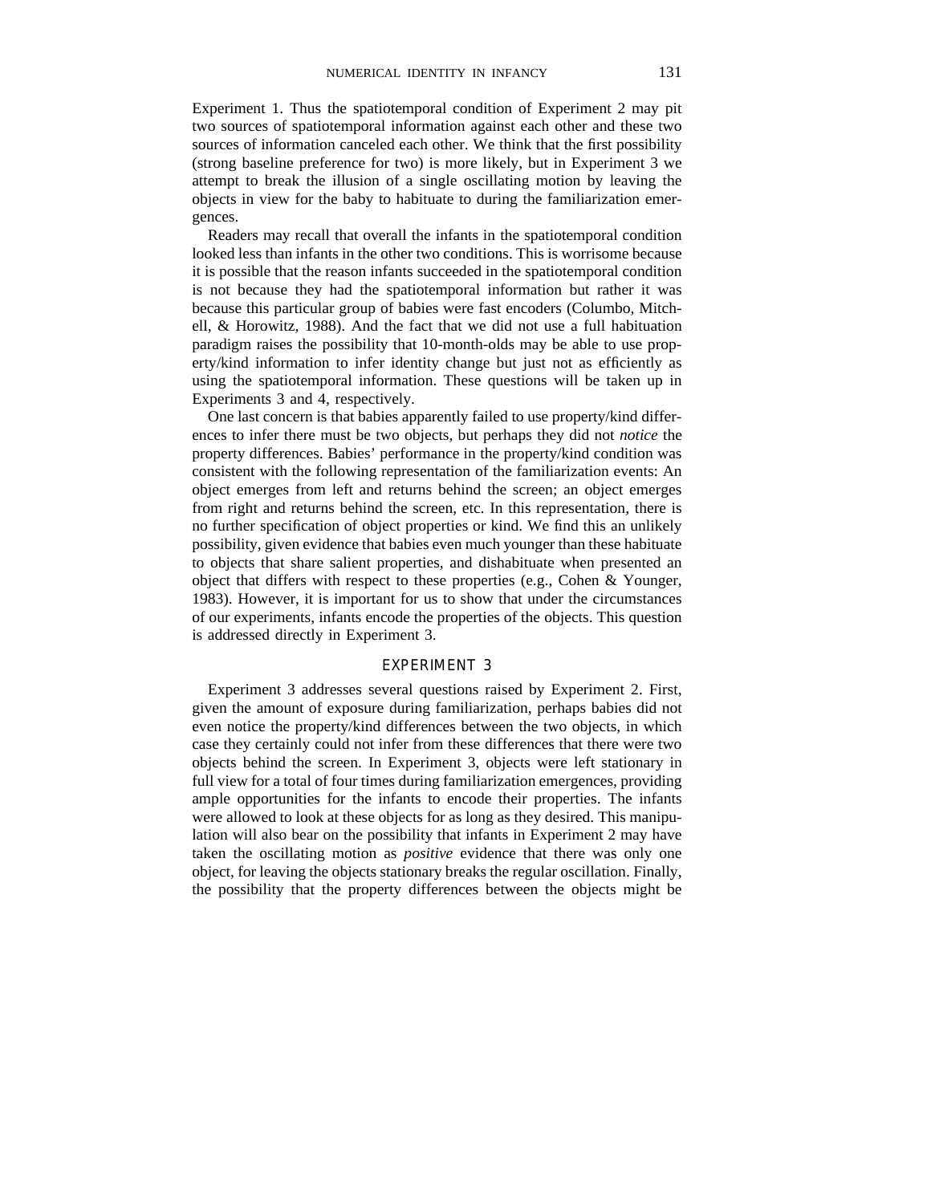Experiment 1. Thus the spatiotemporal condition of Experiment 2 may pit two sources of spatiotemporal information against each other and these two sources of information canceled each other. We think that the first possibility (strong baseline preference for two) is more likely, but in Experiment 3 we attempt to break the illusion of a single oscillating motion by leaving the objects in view for the baby to habituate to during the familiarization emergences.

Readers may recall that overall the infants in the spatiotemporal condition looked less than infants in the other two conditions. This is worrisome because it is possible that the reason infants succeeded in the spatiotemporal condition is not because they had the spatiotemporal information but rather it was because this particular group of babies were fast encoders (Columbo, Mitchell, & Horowitz, 1988). And the fact that we did not use a full habituation paradigm raises the possibility that 10-month-olds may be able to use property/kind information to infer identity change but just not as efficiently as using the spatiotemporal information. These questions will be taken up in Experiments 3 and 4, respectively.

One last concern is that babies apparently failed to use property/kind differences to infer there must be two objects, but perhaps they did not *notice* the property differences. Babies' performance in the property/kind condition was consistent with the following representation of the familiarization events: An object emerges from left and returns behind the screen; an object emerges from right and returns behind the screen, etc. In this representation, there is no further specification of object properties or kind. We find this an unlikely possibility, given evidence that babies even much younger than these habituate to objects that share salient properties, and dishabituate when presented an object that differs with respect to these properties (e.g., Cohen & Younger, 1983). However, it is important for us to show that under the circumstances of our experiments, infants encode the properties of the objects. This question is addressed directly in Experiment 3.

## EXPERIMENT 3

Experiment 3 addresses several questions raised by Experiment 2. First, given the amount of exposure during familiarization, perhaps babies did not even notice the property/kind differences between the two objects, in which case they certainly could not infer from these differences that there were two objects behind the screen. In Experiment 3, objects were left stationary in full view for a total of four times during familiarization emergences, providing ample opportunities for the infants to encode their properties. The infants were allowed to look at these objects for as long as they desired. This manipulation will also bear on the possibility that infants in Experiment 2 may have taken the oscillating motion as *positive* evidence that there was only one object, for leaving the objects stationary breaks the regular oscillation. Finally, the possibility that the property differences between the objects might be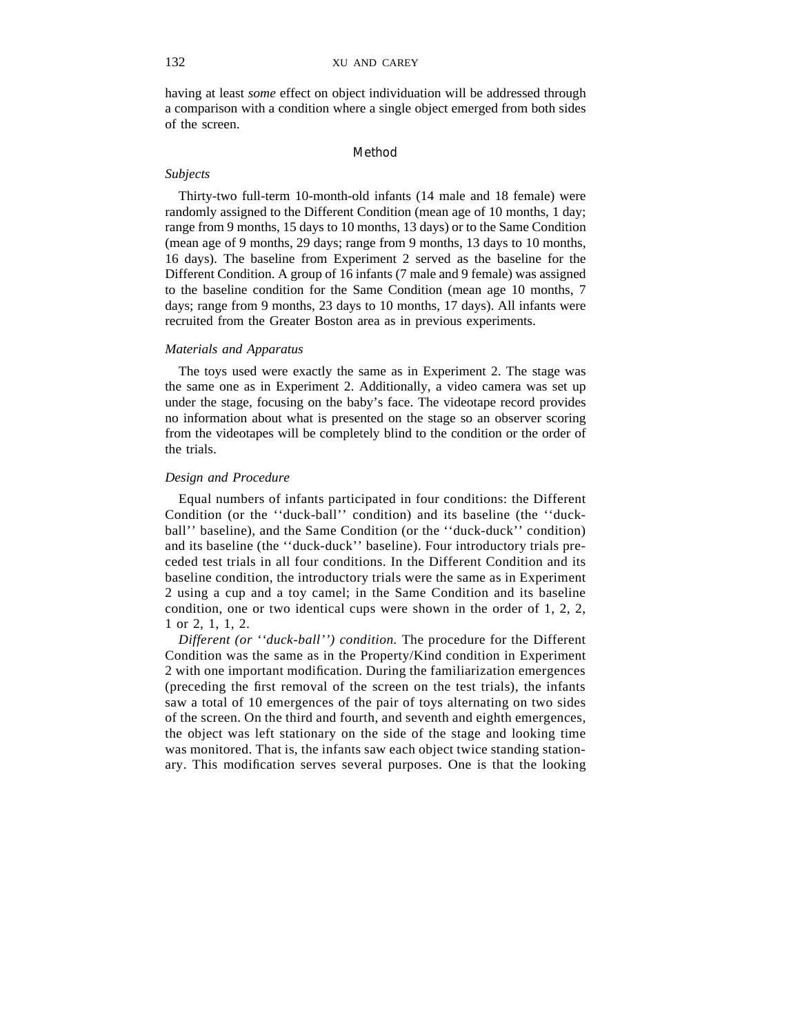having at least *some* effect on object individuation will be addressed through a comparison with a condition where a single object emerged from both sides of the screen.

## Method

### *Subjects*

Thirty-two full-term 10-month-old infants (14 male and 18 female) were randomly assigned to the Different Condition (mean age of 10 months, 1 day; range from 9 months, 15 days to 10 months, 13 days) or to the Same Condition (mean age of 9 months, 29 days; range from 9 months, 13 days to 10 months, 16 days). The baseline from Experiment 2 served as the baseline for the Different Condition. A group of 16 infants (7 male and 9 female) was assigned to the baseline condition for the Same Condition (mean age 10 months, 7 days; range from 9 months, 23 days to 10 months, 17 days). All infants were recruited from the Greater Boston area as in previous experiments.

### *Materials and Apparatus*

The toys used were exactly the same as in Experiment 2. The stage was the same one as in Experiment 2. Additionally, a video camera was set up under the stage, focusing on the baby's face. The videotape record provides no information about what is presented on the stage so an observer scoring from the videotapes will be completely blind to the condition or the order of the trials.

### *Design and Procedure*

Equal numbers of infants participated in four conditions: the Different Condition (or the ''duck-ball'' condition) and its baseline (the ''duck-ball'' baseline), and the Same Condition (or the ''duck-duck'' condition) and its baseline (the ''duck-duck'' baseline). Four introductory trials preceded test trials in all four conditions. In the Different Condition and its baseline condition, the introductory trials were the same as in Experiment 2 using a cup and a toy camel; in the Same Condition and its baseline condition, one or two identical cups were shown in the order of 1, 2, 2, 1 or 2, 1, 1, 2.

*Different (or ''duck-ball'') condition.* The procedure for the Different Condition was the same as in the Property/Kind condition in Experiment 2 with one important modification. During the familiarization emergences (preceding the first removal of the screen on the test trials), the infants saw a total of 10 emergences of the pair of toys alternating on two sides of the screen. On the third and fourth, and seventh and eighth emergences, the object was left stationary on the side of the stage and looking time was monitored. That is, the infants saw each object twice standing stationary. This modification serves several purposes. One is that the looking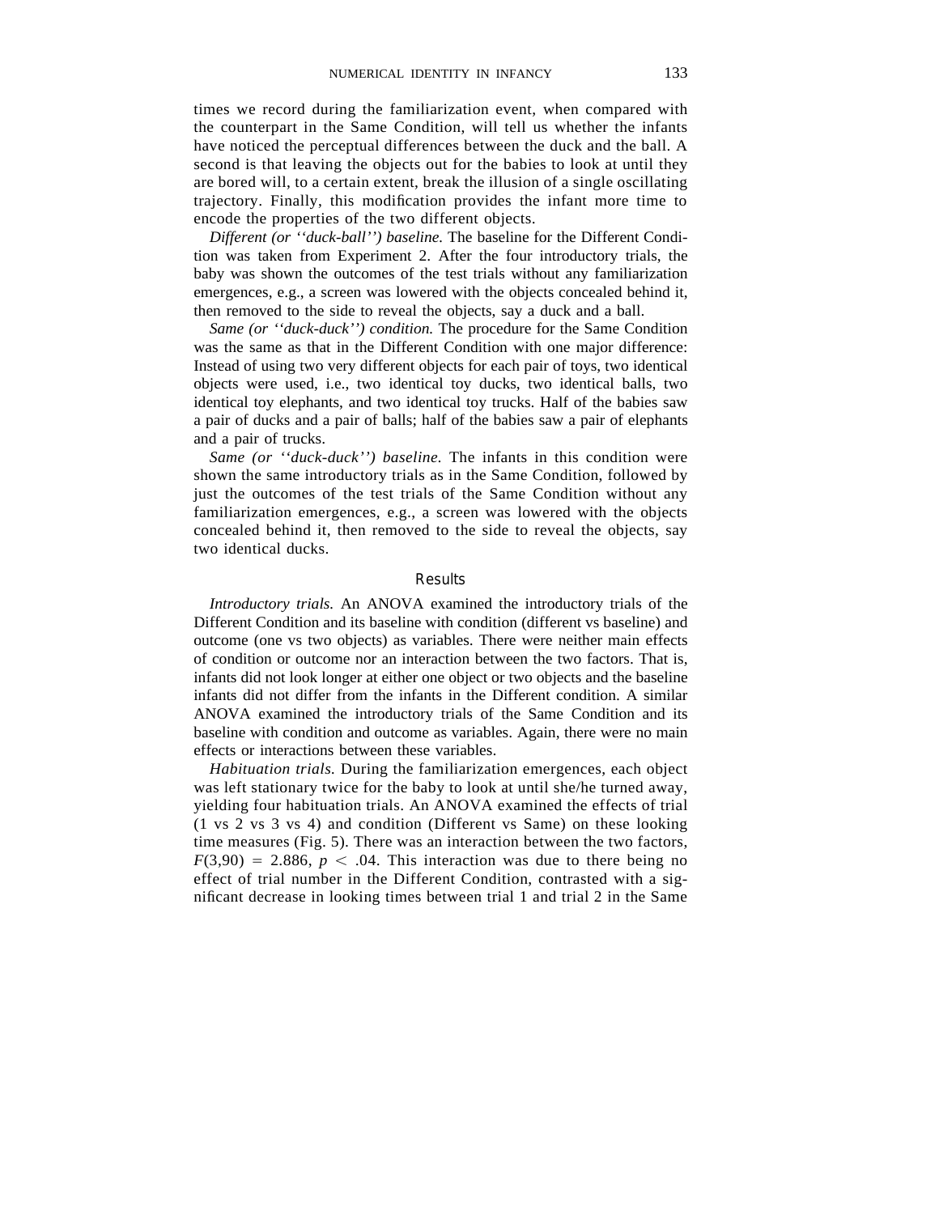times we record during the familiarization event, when compared with the counterpart in the Same Condition, will tell us whether the infants have noticed the perceptual differences between the duck and the ball. A second is that leaving the objects out for the babies to look at until they are bored will, to a certain extent, break the illusion of a single oscillating trajectory. Finally, this modification provides the infant more time to encode the properties of the two different objects.

*Different (or ''duck-ball'') baseline.* The baseline for the Different Condition was taken from Experiment 2. After the four introductory trials, the baby was shown the outcomes of the test trials without any familiarization emergences, e.g., a screen was lowered with the objects concealed behind it, then removed to the side to reveal the objects, say a duck and a ball.

*Same (or ''duck-duck'') condition.* The procedure for the Same Condition was the same as that in the Different Condition with one major difference: Instead of using two very different objects for each pair of toys, two identical objects were used, i.e., two identical toy ducks, two identical balls, two identical toy elephants, and two identical toy trucks. Half of the babies saw a pair of ducks and a pair of balls; half of the babies saw a pair of elephants and a pair of trucks.

*Same (or ''duck-duck'') baseline.* The infants in this condition were shown the same introductory trials as in the Same Condition, followed by just the outcomes of the test trials of the Same Condition without any familiarization emergences, e.g., a screen was lowered with the objects concealed behind it, then removed to the side to reveal the objects, say two identical ducks.

## Results

*Introductory trials.* An ANOVA examined the introductory trials of the Different Condition and its baseline with condition (different vs baseline) and outcome (one vs two objects) as variables. There were neither main effects of condition or outcome nor an interaction between the two factors. That is, infants did not look longer at either one object or two objects and the baseline infants did not differ from the infants in the Different condition. A similar ANOVA examined the introductory trials of the Same Condition and its baseline with condition and outcome as variables. Again, there were no main effects or interactions between these variables.

*Habituation trials.* During the familiarization emergences, each object was left stationary twice for the baby to look at until she/he turned away, yielding four habituation trials. An ANOVA examined the effects of trial (1 vs 2 vs 3 vs 4) and condition (Different vs Same) on these looking time measures (Fig. 5). There was an interaction between the two factors, $F(3,90) = 2.886$, $p < .04$. This interaction was due to there being no effect of trial number in the Different Condition, contrasted with a significant decrease in looking times between trial 1 and trial 2 in the Same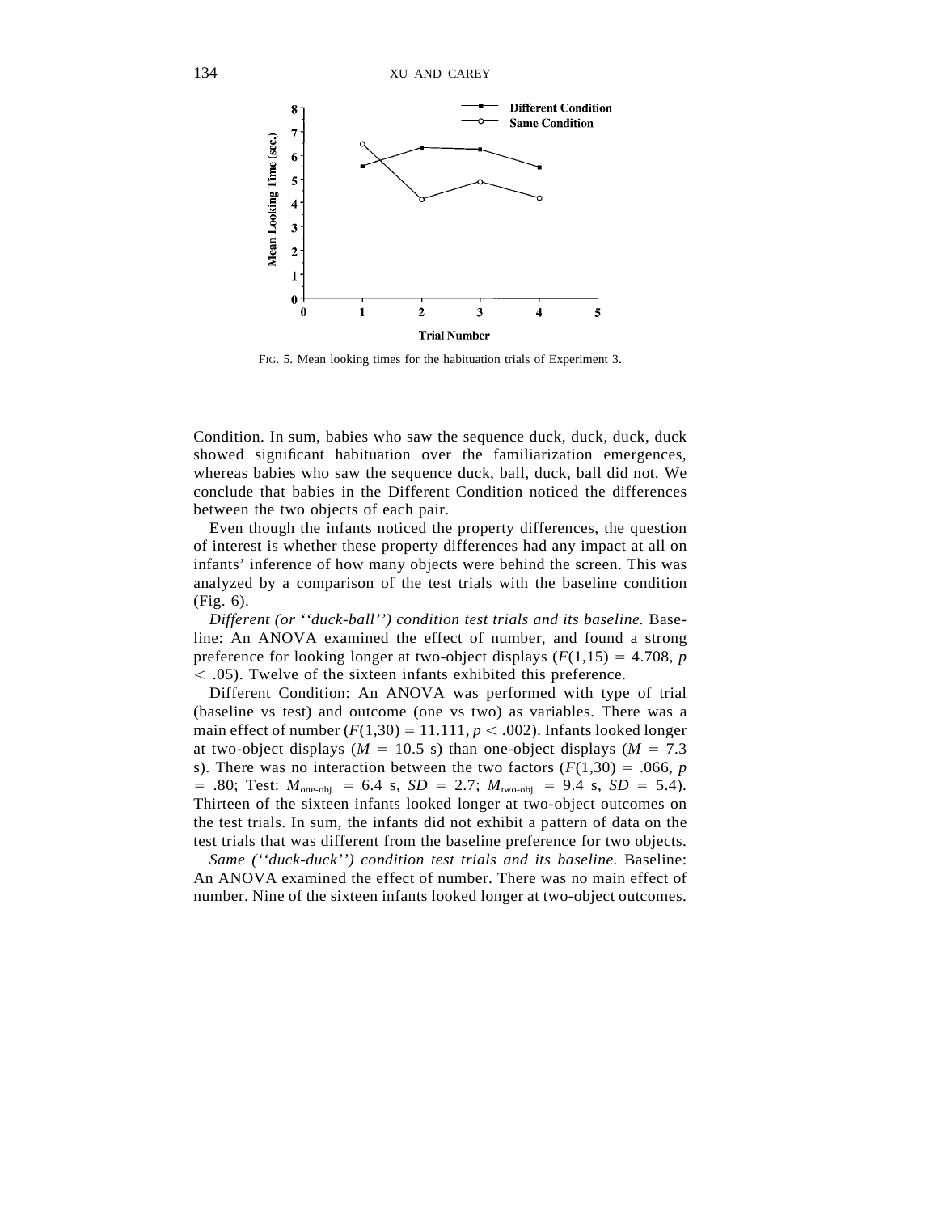FIG. 5. Mean looking times for the habituation trials of Experiment 3.

Condition. In sum, babies who saw the sequence duck, duck, duck, duck showed significant habituation over the familiarization emergences, whereas babies who saw the sequence duck, ball, duck, ball did not. We conclude that babies in the Different Condition noticed the differences between the two objects of each pair.

Even though the infants noticed the property differences, the question of interest is whether these property differences had any impact at all on infants' inference of how many objects were behind the screen. This was analyzed by a comparison of the test trials with the baseline condition (Fig. 6).

*Different (or ''duck-ball'') condition test trials and its baseline.* Baseline: An ANOVA examined the effect of number, and found a strong preference for looking longer at two-object displays ($F(1,15) = 4.708$, $p < .05$). Twelve of the sixteen infants exhibited this preference.

Different Condition: An ANOVA was performed with type of trial (baseline vs test) and outcome (one vs two) as variables. There was a main effect of number ($F(1,30) = 11.111$, $p < .002$). Infants looked longer at two-object displays ($M = 10.5$ s) than one-object displays ($M = 7.3$ s). There was no interaction between the two factors ($F(1,30) = .066$, $p = .80$; Test: $M_{\text{one-obj.}} = 6.4$ s, $SD = 2.7$; $M_{\text{two-obj.}} = 9.4$ s, $SD = 5.4$). Thirteen of the sixteen infants looked longer at two-object outcomes on the test trials. In sum, the infants did not exhibit a pattern of data on the test trials that was different from the baseline preference for two objects.

*Same (''duck-duck'') condition test trials and its baseline.* Baseline: An ANOVA examined the effect of number. There was no main effect of number. Nine of the sixteen infants looked longer at two-object outcomes.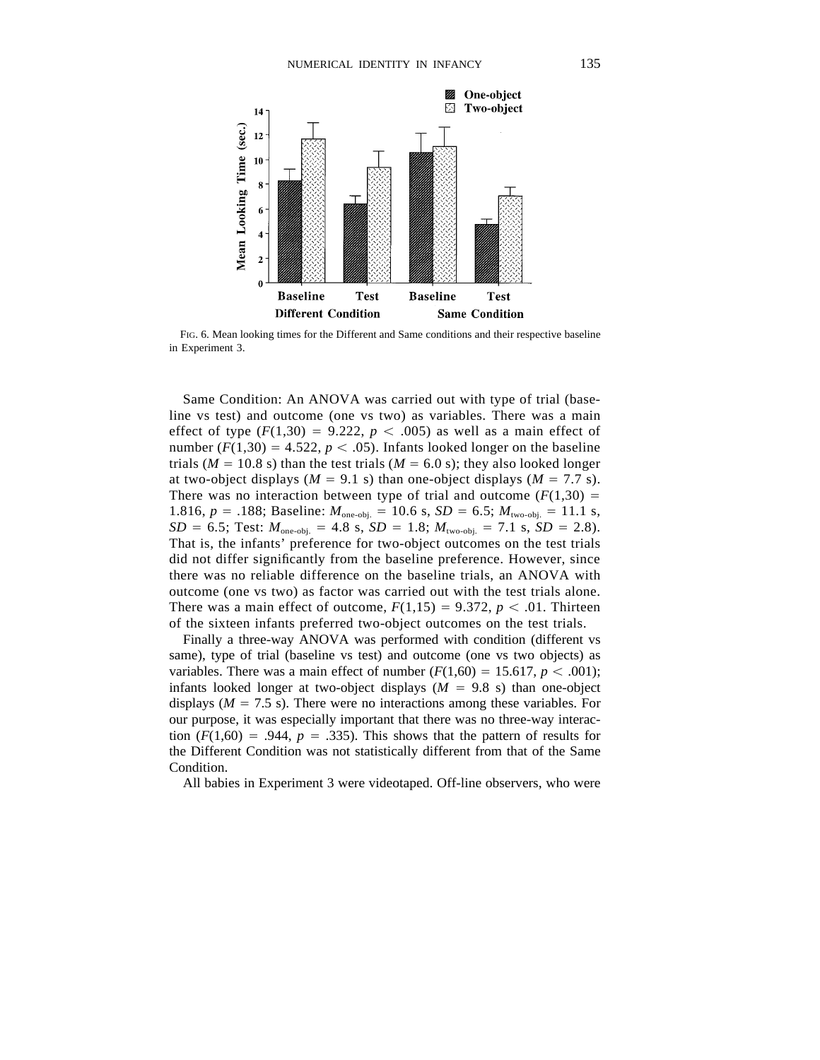FIG. 6. Mean looking times for the Different and Same conditions and their respective baseline in Experiment 3.

Same Condition: An ANOVA was carried out with type of trial (baseline vs test) and outcome (one vs two) as variables. There was a main effect of type ($F(1,30) = 9.222$, $p < .005$) as well as a main effect of number ($F(1,30) = 4.522$, $p < .05$). Infants looked longer on the baseline trials ($M = 10.8$ s) than the test trials ($M = 6.0$ s); they also looked longer at two-object displays ($M = 9.1$ s) than one-object displays ($M = 7.7$ s). There was no interaction between type of trial and outcome ($F(1,30) = 1.816$, $p = .188$; Baseline: $M_{\text{one-obj.}} = 10.6$ s, $SD = 6.5$; $M_{\text{two-obj.}} = 11.1$ s, $SD = 6.5$; Test: $M_{\text{one-obj.}} = 4.8$ s, $SD = 1.8$; $M_{\text{two-obj.}} = 7.1$ s, $SD = 2.8$). That is, the infants' preference for two-object outcomes on the test trials did not differ significantly from the baseline preference. However, since there was no reliable difference on the baseline trials, an ANOVA with outcome (one vs two) as factor was carried out with the test trials alone. There was a main effect of outcome, $F(1,15) = 9.372$, $p < .01$. Thirteen of the sixteen infants preferred two-object outcomes on the test trials.

Finally a three-way ANOVA was performed with condition (different vs same), type of trial (baseline vs test) and outcome (one vs two objects) as variables. There was a main effect of number ($F(1,60) = 15.617$, $p < .001$); infants looked longer at two-object displays ($M = 9.8$ s) than one-object displays ($M = 7.5$ s). There were no interactions among these variables. For our purpose, it was especially important that there was no three-way interaction ($F(1,60) = .944$, $p = .335$). This shows that the pattern of results for the Different Condition was not statistically different from that of the Same Condition.

All babies in Experiment 3 were videotaped. Off-line observers, who were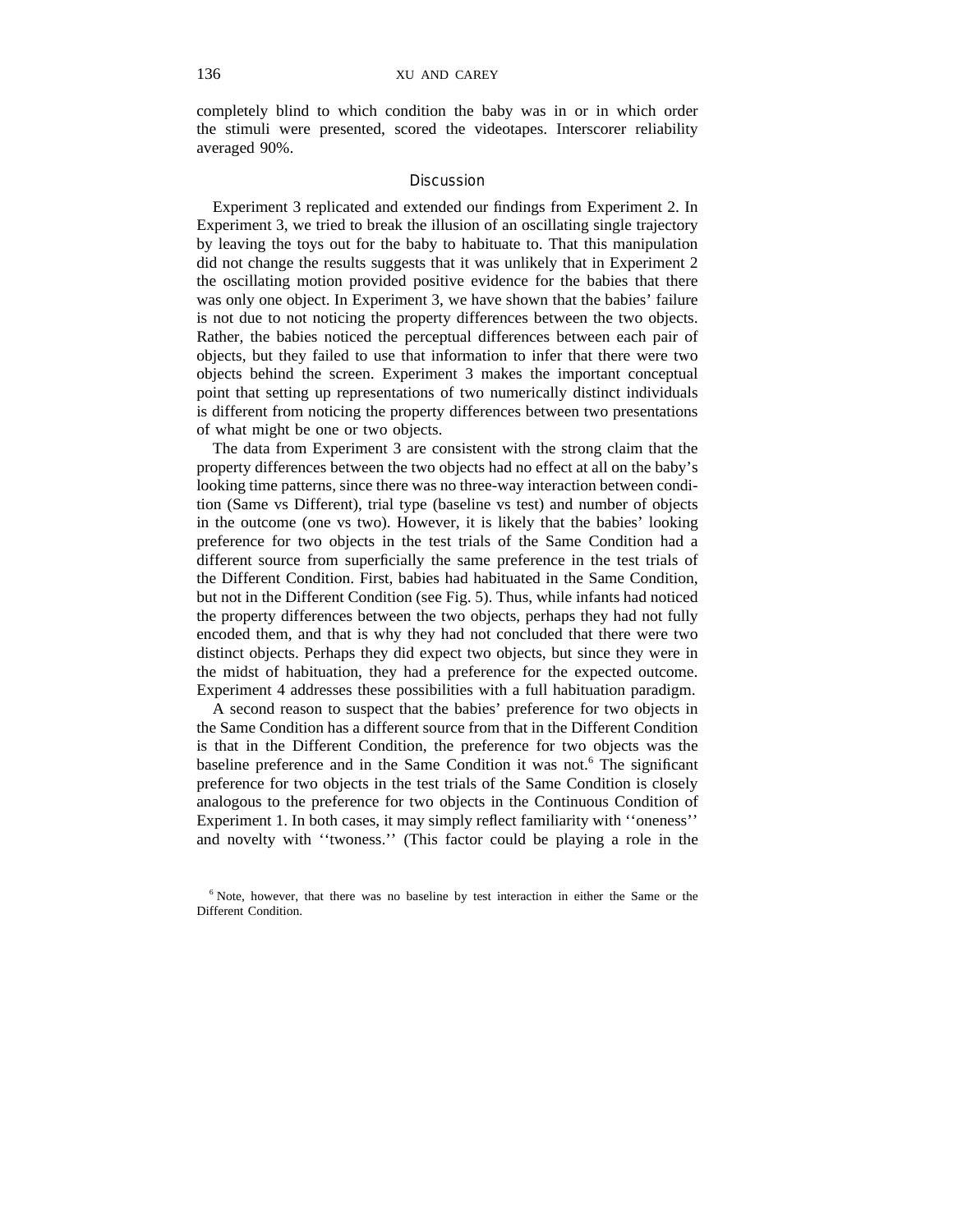completely blind to which condition the baby was in or in which order the stimuli were presented, scored the videotapes. Interscorer reliability averaged 90%.

### Discussion

Experiment 3 replicated and extended our findings from Experiment 2. In Experiment 3, we tried to break the illusion of an oscillating single trajectory by leaving the toys out for the baby to habituate to. That this manipulation did not change the results suggests that it was unlikely that in Experiment 2 the oscillating motion provided positive evidence for the babies that there was only one object. In Experiment 3, we have shown that the babies' failure is not due to not noticing the property differences between the two objects. Rather, the babies noticed the perceptual differences between each pair of objects, but they failed to use that information to infer that there were two objects behind the screen. Experiment 3 makes the important conceptual point that setting up representations of two numerically distinct individuals is different from noticing the property differences between two presentations of what might be one or two objects.

The data from Experiment 3 are consistent with the strong claim that the property differences between the two objects had no effect at all on the baby's looking time patterns, since there was no three-way interaction between condition (Same vs Different), trial type (baseline vs test) and number of objects in the outcome (one vs two). However, it is likely that the babies' looking preference for two objects in the test trials of the Same Condition had a different source from superficially the same preference in the test trials of the Different Condition. First, babies had habituated in the Same Condition, but not in the Different Condition (see Fig. 5). Thus, while infants had noticed the property differences between the two objects, perhaps they had not fully encoded them, and that is why they had not concluded that there were two distinct objects. Perhaps they did expect two objects, but since they were in the midst of habituation, they had a preference for the expected outcome. Experiment 4 addresses these possibilities with a full habituation paradigm.

A second reason to suspect that the babies' preference for two objects in the Same Condition has a different source from that in the Different Condition is that in the Different Condition, the preference for two objects was the baseline preference and in the Same Condition it was not.[6] The significant preference for two objects in the test trials of the Same Condition is closely analogous to the preference for two objects in the Continuous Condition of Experiment 1. In both cases, it may simply reflect familiarity with ''oneness'' and novelty with ''twoness.'' (This factor could be playing a role in the

[6] Note, however, that there was no baseline by test interaction in either the Same or the Different Condition.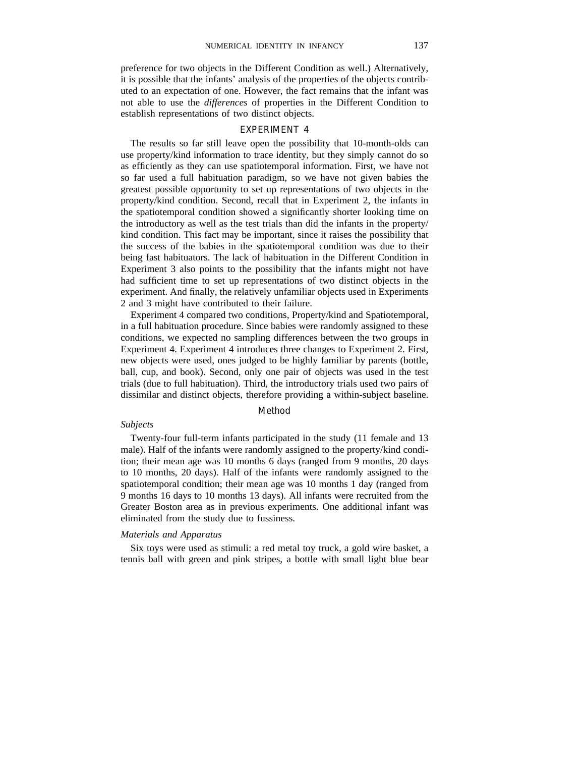preference for two objects in the Different Condition as well.) Alternatively, it is possible that the infants' analysis of the properties of the objects contributed to an expectation of one. However, the fact remains that the infant was not able to use the *differences* of properties in the Different Condition to establish representations of two distinct objects.

## EXPERIMENT 4

The results so far still leave open the possibility that 10-month-olds can use property/kind information to trace identity, but they simply cannot do so as efficiently as they can use spatiotemporal information. First, we have not so far used a full habituation paradigm, so we have not given babies the greatest possible opportunity to set up representations of two objects in the property/kind condition. Second, recall that in Experiment 2, the infants in the spatiotemporal condition showed a significantly shorter looking time on the introductory as well as the test trials than did the infants in the property/kind condition. This fact may be important, since it raises the possibility that the success of the babies in the spatiotemporal condition was due to their being fast habituators. The lack of habituation in the Different Condition in Experiment 3 also points to the possibility that the infants might not have had sufficient time to set up representations of two distinct objects in the experiment. And finally, the relatively unfamiliar objects used in Experiments 2 and 3 might have contributed to their failure.

Experiment 4 compared two conditions, Property/kind and Spatiotemporal, in a full habituation procedure. Since babies were randomly assigned to these conditions, we expected no sampling differences between the two groups in Experiment 4. Experiment 4 introduces three changes to Experiment 2. First, new objects were used, ones judged to be highly familiar by parents (bottle, ball, cup, and book). Second, only one pair of objects was used in the test trials (due to full habituation). Third, the introductory trials used two pairs of dissimilar and distinct objects, therefore providing a within-subject baseline.

### Method

*Subjects*

Twenty-four full-term infants participated in the study (11 female and 13 male). Half of the infants were randomly assigned to the property/kind condition; their mean age was 10 months 6 days (ranged from 9 months, 20 days to 10 months, 20 days). Half of the infants were randomly assigned to the spatiotemporal condition; their mean age was 10 months 1 day (ranged from 9 months 16 days to 10 months 13 days). All infants were recruited from the Greater Boston area as in previous experiments. One additional infant was eliminated from the study due to fussiness.

*Materials and Apparatus*

Six toys were used as stimuli: a red metal toy truck, a gold wire basket, a tennis ball with green and pink stripes, a bottle with small light blue bear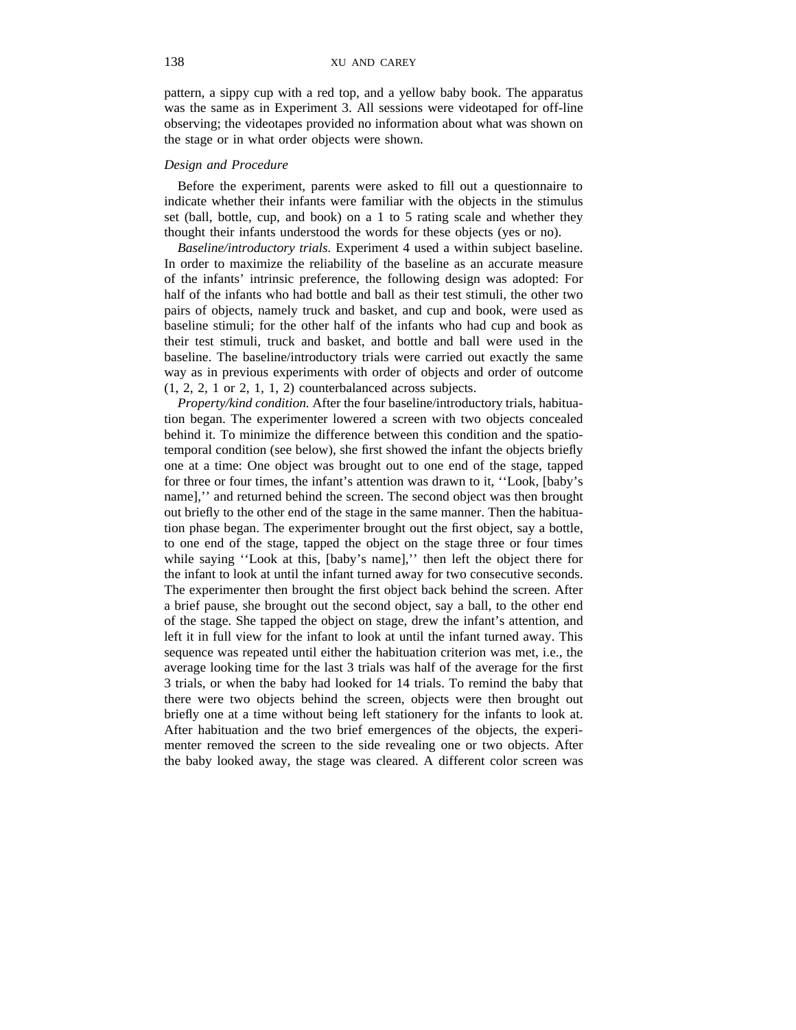pattern, a sippy cup with a red top, and a yellow baby book. The apparatus was the same as in Experiment 3. All sessions were videotaped for off-line observing; the videotapes provided no information about what was shown on the stage or in what order objects were shown.

*Design and Procedure*

Before the experiment, parents were asked to fill out a questionnaire to indicate whether their infants were familiar with the objects in the stimulus set (ball, bottle, cup, and book) on a 1 to 5 rating scale and whether they thought their infants understood the words for these objects (yes or no).

*Baseline/introductory trials.* Experiment 4 used a within subject baseline. In order to maximize the reliability of the baseline as an accurate measure of the infants' intrinsic preference, the following design was adopted: For half of the infants who had bottle and ball as their test stimuli, the other two pairs of objects, namely truck and basket, and cup and book, were used as baseline stimuli; for the other half of the infants who had cup and book as their test stimuli, truck and basket, and bottle and ball were used in the baseline. The baseline/introductory trials were carried out exactly the same way as in previous experiments with order of objects and order of outcome (1, 2, 2, 1 or 2, 1, 1, 2) counterbalanced across subjects.

*Property/kind condition.* After the four baseline/introductory trials, habituation began. The experimenter lowered a screen with two objects concealed behind it. To minimize the difference between this condition and the spatiotemporal condition (see below), she first showed the infant the objects briefly one at a time: One object was brought out to one end of the stage, tapped for three or four times, the infant's attention was drawn to it, ''Look, [baby's name],'' and returned behind the screen. The second object was then brought out briefly to the other end of the stage in the same manner. Then the habituation phase began. The experimenter brought out the first object, say a bottle, to one end of the stage, tapped the object on the stage three or four times while saying ''Look at this, [baby's name],'' then left the object there for the infant to look at until the infant turned away for two consecutive seconds. The experimenter then brought the first object back behind the screen. After a brief pause, she brought out the second object, say a ball, to the other end of the stage. She tapped the object on stage, drew the infant's attention, and left it in full view for the infant to look at until the infant turned away. This sequence was repeated until either the habituation criterion was met, i.e., the average looking time for the last 3 trials was half of the average for the first 3 trials, or when the baby had looked for 14 trials. To remind the baby that there were two objects behind the screen, objects were then brought out briefly one at a time without being left stationery for the infants to look at. After habituation and the two brief emergences of the objects, the experimenter removed the screen to the side revealing one or two objects. After the baby looked away, the stage was cleared. A different color screen was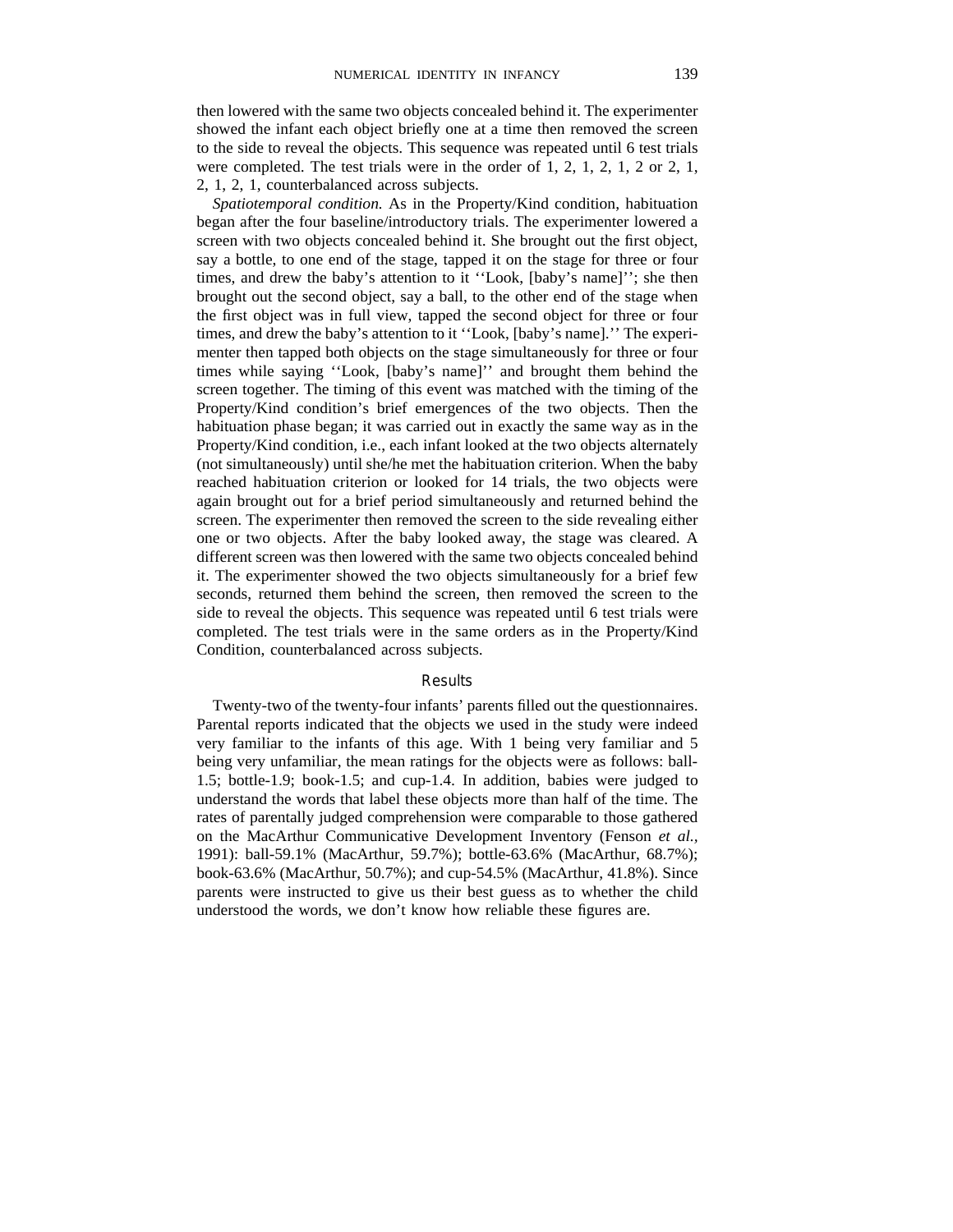then lowered with the same two objects concealed behind it. The experimenter showed the infant each object briefly one at a time then removed the screen to the side to reveal the objects. This sequence was repeated until 6 test trials were completed. The test trials were in the order of 1, 2, 1, 2, 1, 2 or 2, 1, 2, 1, 2, 1, counterbalanced across subjects.

*Spatiotemporal condition.* As in the Property/Kind condition, habituation began after the four baseline/introductory trials. The experimenter lowered a screen with two objects concealed behind it. She brought out the first object, say a bottle, to one end of the stage, tapped it on the stage for three or four times, and drew the baby's attention to it ''Look, [baby's name]''; she then brought out the second object, say a ball, to the other end of the stage when the first object was in full view, tapped the second object for three or four times, and drew the baby's attention to it ''Look, [baby's name].'' The experimenter then tapped both objects on the stage simultaneously for three or four times while saying ''Look, [baby's name]'' and brought them behind the screen together. The timing of this event was matched with the timing of the Property/Kind condition's brief emergences of the two objects. Then the habituation phase began; it was carried out in exactly the same way as in the Property/Kind condition, i.e., each infant looked at the two objects alternately (not simultaneously) until she/he met the habituation criterion. When the baby reached habituation criterion or looked for 14 trials, the two objects were again brought out for a brief period simultaneously and returned behind the screen. The experimenter then removed the screen to the side revealing either one or two objects. After the baby looked away, the stage was cleared. A different screen was then lowered with the same two objects concealed behind it. The experimenter showed the two objects simultaneously for a brief few seconds, returned them behind the screen, then removed the screen to the side to reveal the objects. This sequence was repeated until 6 test trials were completed. The test trials were in the same orders as in the Property/Kind Condition, counterbalanced across subjects.

## Results

Twenty-two of the twenty-four infants' parents filled out the questionnaires. Parental reports indicated that the objects we used in the study were indeed very familiar to the infants of this age. With 1 being very familiar and 5 being very unfamiliar, the mean ratings for the objects were as follows: ball-1.5; bottle-1.9; book-1.5; and cup-1.4. In addition, babies were judged to understand the words that label these objects more than half of the time. The rates of parentally judged comprehension were comparable to those gathered on the MacArthur Communicative Development Inventory (Fenson *et al.*, 1991): ball-59.1% (MacArthur, 59.7%); bottle-63.6% (MacArthur, 68.7%); book-63.6% (MacArthur, 50.7%); and cup-54.5% (MacArthur, 41.8%). Since parents were instructed to give us their best guess as to whether the child understood the words, we don't know how reliable these figures are.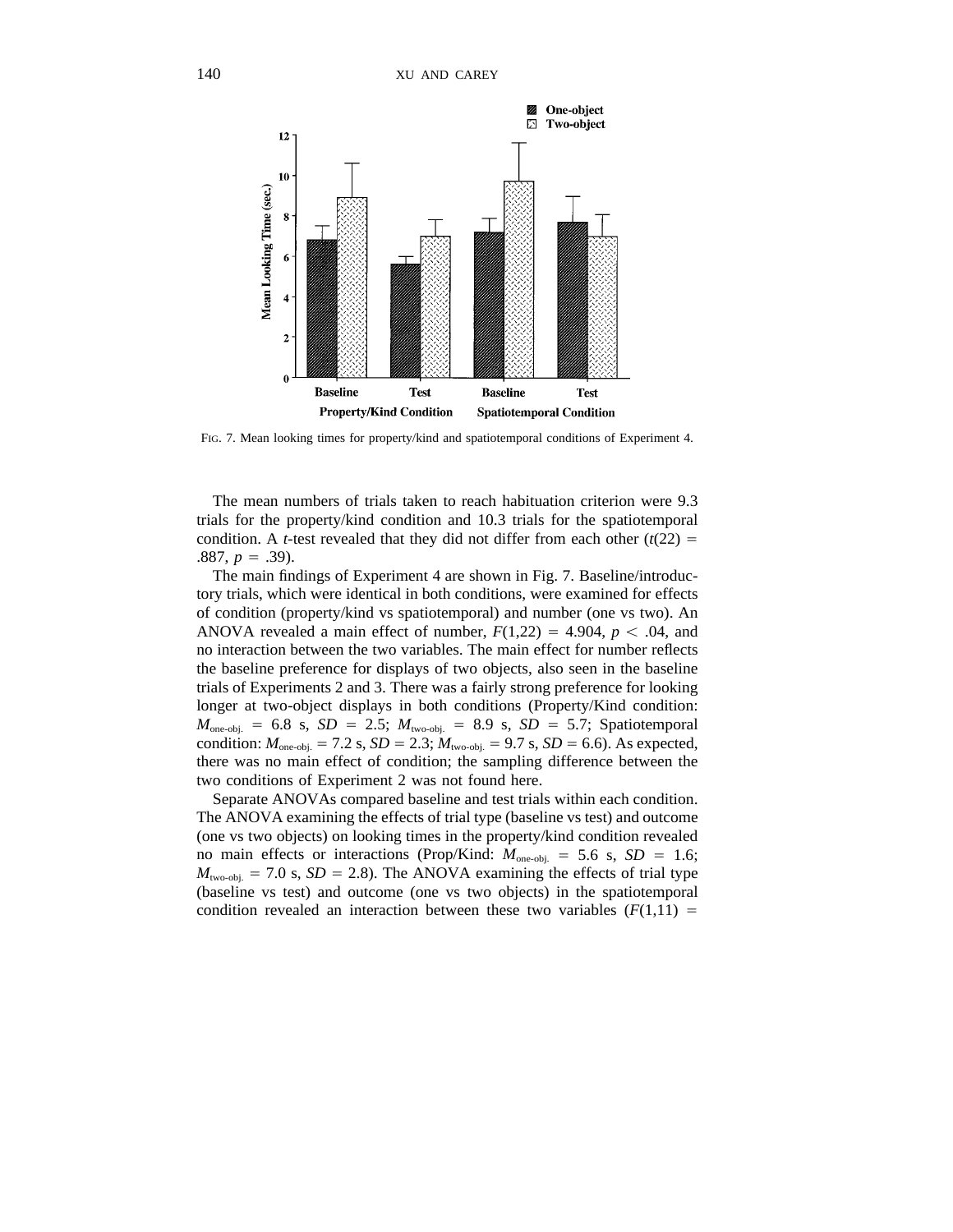FIG. 7. Mean looking times for property/kind and spatiotemporal conditions of Experiment 4.

The mean numbers of trials taken to reach habituation criterion were 9.3 trials for the property/kind condition and 10.3 trials for the spatiotemporal condition. A *t*-test revealed that they did not differ from each other ($t(22) = .887$, $p = .39$).

The main findings of Experiment 4 are shown in Fig. 7. Baseline/introductory trials, which were identical in both conditions, were examined for effects of condition (property/kind vs spatiotemporal) and number (one vs two). An ANOVA revealed a main effect of number, $F(1,22) = 4.904$, $p < .04$, and no interaction between the two variables. The main effect for number reflects the baseline preference for displays of two objects, also seen in the baseline trials of Experiments 2 and 3. There was a fairly strong preference for looking longer at two-object displays in both conditions (Property/Kind condition: $M_{\text{one-obj.}} = 6.8$ s, $SD = 2.5$; $M_{\text{two-obj.}} = 8.9$ s, $SD = 5.7$; Spatiotemporal condition: $M_{\text{one-obj.}} = 7.2$ s, $SD = 2.3$; $M_{\text{two-obj.}} = 9.7$ s, $SD = 6.6$). As expected, there was no main effect of condition; the sampling difference between the two conditions of Experiment 2 was not found here.

Separate ANOVAs compared baseline and test trials within each condition. The ANOVA examining the effects of trial type (baseline vs test) and outcome (one vs two objects) on looking times in the property/kind condition revealed no main effects or interactions (Prop/Kind: $M_{\text{one-obj.}} = 5.6$ s, $SD = 1.6$; $M_{\text{two-obj.}} = 7.0$ s, $SD = 2.8$). The ANOVA examining the effects of trial type (baseline vs test) and outcome (one vs two objects) in the spatiotemporal condition revealed an interaction between these two variables ($F(1,11) =$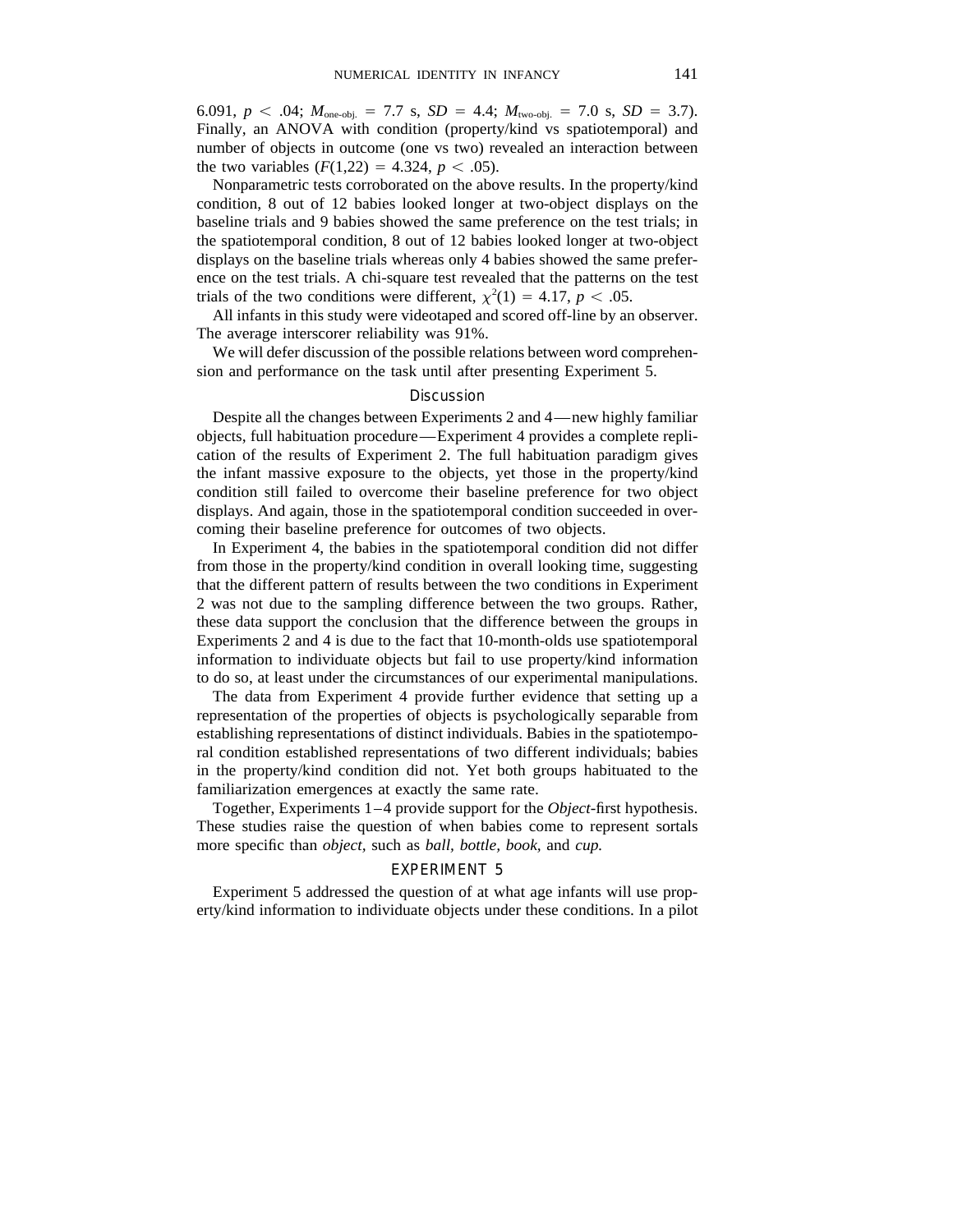6.091, $p < .04$; $M_{\text{one-obj.}} = 7.7$ s, $SD = 4.4$; $M_{\text{two-obj.}} = 7.0$ s, $SD = 3.7$). Finally, an ANOVA with condition (property/kind vs spatiotemporal) and number of objects in outcome (one vs two) revealed an interaction between the two variables ($F(1,22) = 4.324$, $p < .05$).

Nonparametric tests corroborated on the above results. In the property/kind condition, 8 out of 12 babies looked longer at two-object displays on the baseline trials and 9 babies showed the same preference on the test trials; in the spatiotemporal condition, 8 out of 12 babies looked longer at two-object displays on the baseline trials whereas only 4 babies showed the same preference on the test trials. A chi-square test revealed that the patterns on the test trials of the two conditions were different, $\chi^2(1) = 4.17$, $p < .05$.

All infants in this study were videotaped and scored off-line by an observer. The average interscorer reliability was 91%.

We will defer discussion of the possible relations between word comprehension and performance on the task until after presenting Experiment 5.

### Discussion

Despite all the changes between Experiments 2 and 4—new highly familiar objects, full habituation procedure—Experiment 4 provides a complete replication of the results of Experiment 2. The full habituation paradigm gives the infant massive exposure to the objects, yet those in the property/kind condition still failed to overcome their baseline preference for two object displays. And again, those in the spatiotemporal condition succeeded in overcoming their baseline preference for outcomes of two objects.

In Experiment 4, the babies in the spatiotemporal condition did not differ from those in the property/kind condition in overall looking time, suggesting that the different pattern of results between the two conditions in Experiment 2 was not due to the sampling difference between the two groups. Rather, these data support the conclusion that the difference between the groups in Experiments 2 and 4 is due to the fact that 10-month-olds use spatiotemporal information to individuate objects but fail to use property/kind information to do so, at least under the circumstances of our experimental manipulations.

The data from Experiment 4 provide further evidence that setting up a representation of the properties of objects is psychologically separable from establishing representations of distinct individuals. Babies in the spatiotemporal condition established representations of two different individuals; babies in the property/kind condition did not. Yet both groups habituated to the familiarization emergences at exactly the same rate.

Together, Experiments 1–4 provide support for the *Object*-first hypothesis. These studies raise the question of when babies come to represent sortals more specific than *object*, such as *ball*, *bottle*, *book*, and *cup.*

## EXPERIMENT 5

Experiment 5 addressed the question of at what age infants will use property/kind information to individuate objects under these conditions. In a pilot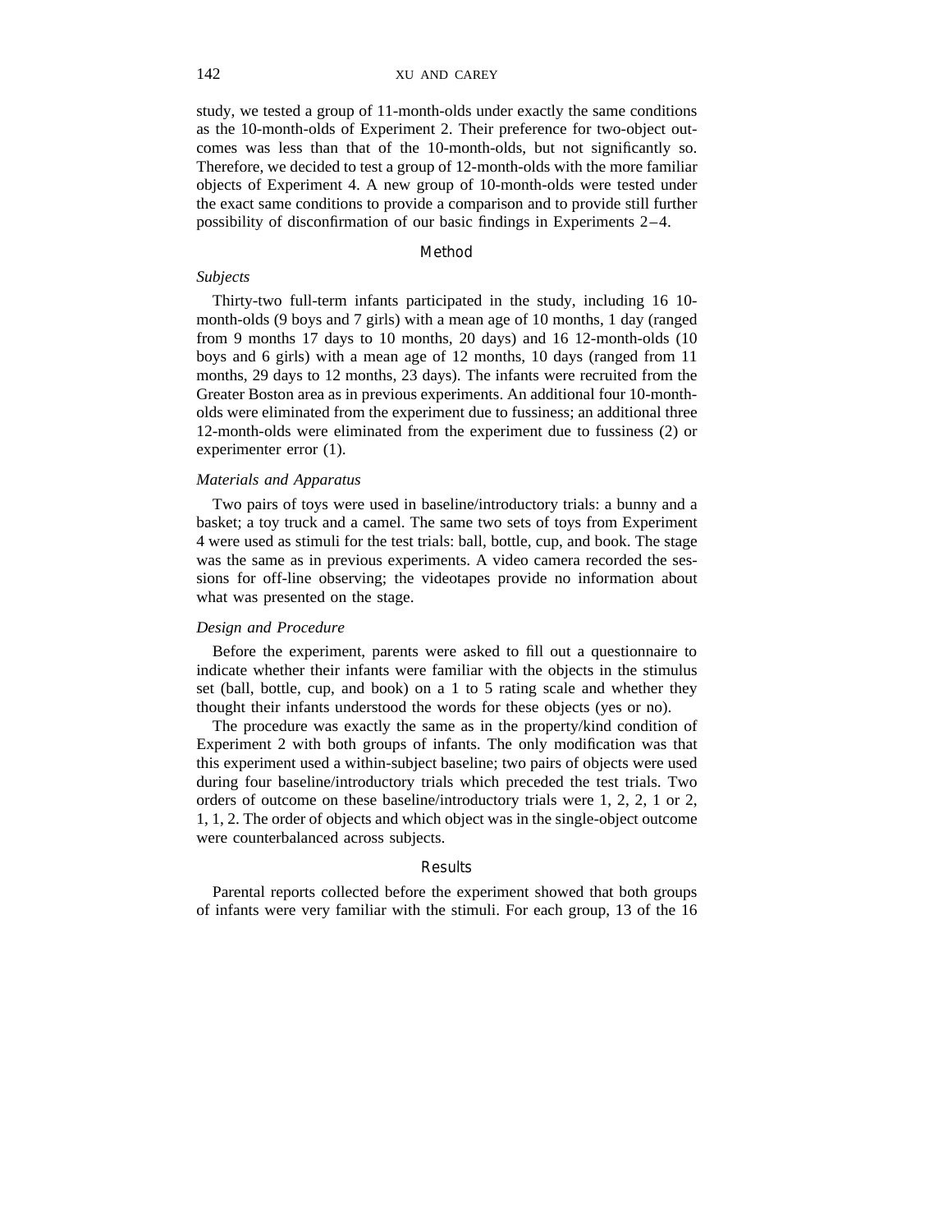study, we tested a group of 11-month-olds under exactly the same conditions as the 10-month-olds of Experiment 2. Their preference for two-object outcomes was less than that of the 10-month-olds, but not significantly so. Therefore, we decided to test a group of 12-month-olds with the more familiar objects of Experiment 4. A new group of 10-month-olds were tested under the exact same conditions to provide a comparison and to provide still further possibility of disconfirmation of our basic findings in Experiments 2–4.

## Method

### *Subjects*

Thirty-two full-term infants participated in the study, including 16 10-month-olds (9 boys and 7 girls) with a mean age of 10 months, 1 day (ranged from 9 months 17 days to 10 months, 20 days) and 16 12-month-olds (10 boys and 6 girls) with a mean age of 12 months, 10 days (ranged from 11 months, 29 days to 12 months, 23 days). The infants were recruited from the Greater Boston area as in previous experiments. An additional four 10-month-olds were eliminated from the experiment due to fussiness; an additional three 12-month-olds were eliminated from the experiment due to fussiness (2) or experimenter error (1).

### *Materials and Apparatus*

Two pairs of toys were used in baseline/introductory trials: a bunny and a basket; a toy truck and a camel. The same two sets of toys from Experiment 4 were used as stimuli for the test trials: ball, bottle, cup, and book. The stage was the same as in previous experiments. A video camera recorded the sessions for off-line observing; the videotapes provide no information about what was presented on the stage.

### *Design and Procedure*

Before the experiment, parents were asked to fill out a questionnaire to indicate whether their infants were familiar with the objects in the stimulus set (ball, bottle, cup, and book) on a 1 to 5 rating scale and whether they thought their infants understood the words for these objects (yes or no).

The procedure was exactly the same as in the property/kind condition of Experiment 2 with both groups of infants. The only modification was that this experiment used a within-subject baseline; two pairs of objects were used during four baseline/introductory trials which preceded the test trials. Two orders of outcome on these baseline/introductory trials were 1, 2, 2, 1 or 2, 1, 1, 2. The order of objects and which object was in the single-object outcome were counterbalanced across subjects.

## Results

Parental reports collected before the experiment showed that both groups of infants were very familiar with the stimuli. For each group, 13 of the 16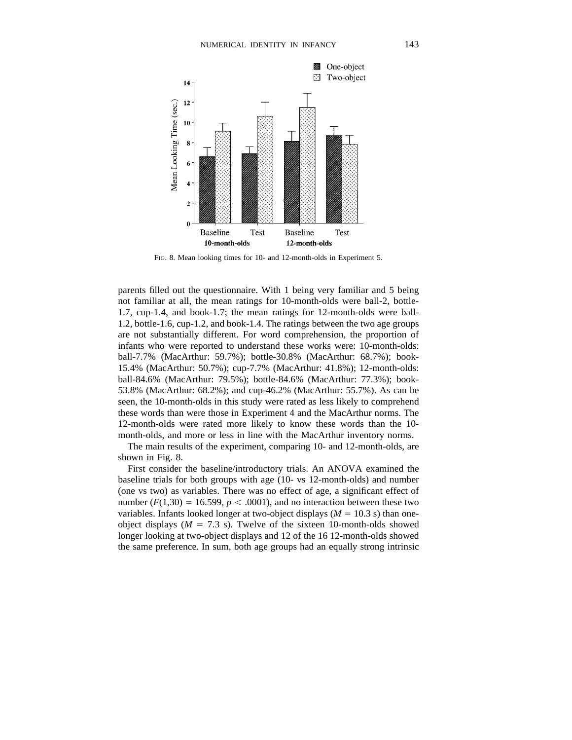FIG. 8. Mean looking times for 10- and 12-month-olds in Experiment 5.

parents filled out the questionnaire. With 1 being very familiar and 5 being not familiar at all, the mean ratings for 10-month-olds were ball-2, bottle-1.7, cup-1.4, and book-1.7; the mean ratings for 12-month-olds were ball-1.2, bottle-1.6, cup-1.2, and book-1.4. The ratings between the two age groups are not substantially different. For word comprehension, the proportion of infants who were reported to understand these works were: 10-month-olds: ball-7.7% (MacArthur: 59.7%); bottle-30.8% (MacArthur: 68.7%); book-15.4% (MacArthur: 50.7%); cup-7.7% (MacArthur: 41.8%); 12-month-olds: ball-84.6% (MacArthur: 79.5%); bottle-84.6% (MacArthur: 77.3%); book-53.8% (MacArthur: 68.2%); and cup-46.2% (MacArthur: 55.7%). As can be seen, the 10-month-olds in this study were rated as less likely to comprehend these words than were those in Experiment 4 and the MacArthur norms. The 12-month-olds were rated more likely to know these words than the 10-month-olds, and more or less in line with the MacArthur inventory norms.

The main results of the experiment, comparing 10- and 12-month-olds, are shown in Fig. 8.

First consider the baseline/introductory trials. An ANOVA examined the baseline trials for both groups with age (10- vs 12-month-olds) and number (one vs two) as variables. There was no effect of age, a significant effect of number ($F(1,30) = 16.599$, $p < .0001$), and no interaction between these two variables. Infants looked longer at two-object displays ($M = 10.3$ s) than one-object displays ($M = 7.3$ s). Twelve of the sixteen 10-month-olds showed longer looking at two-object displays and 12 of the 16 12-month-olds showed the same preference. In sum, both age groups had an equally strong intrinsic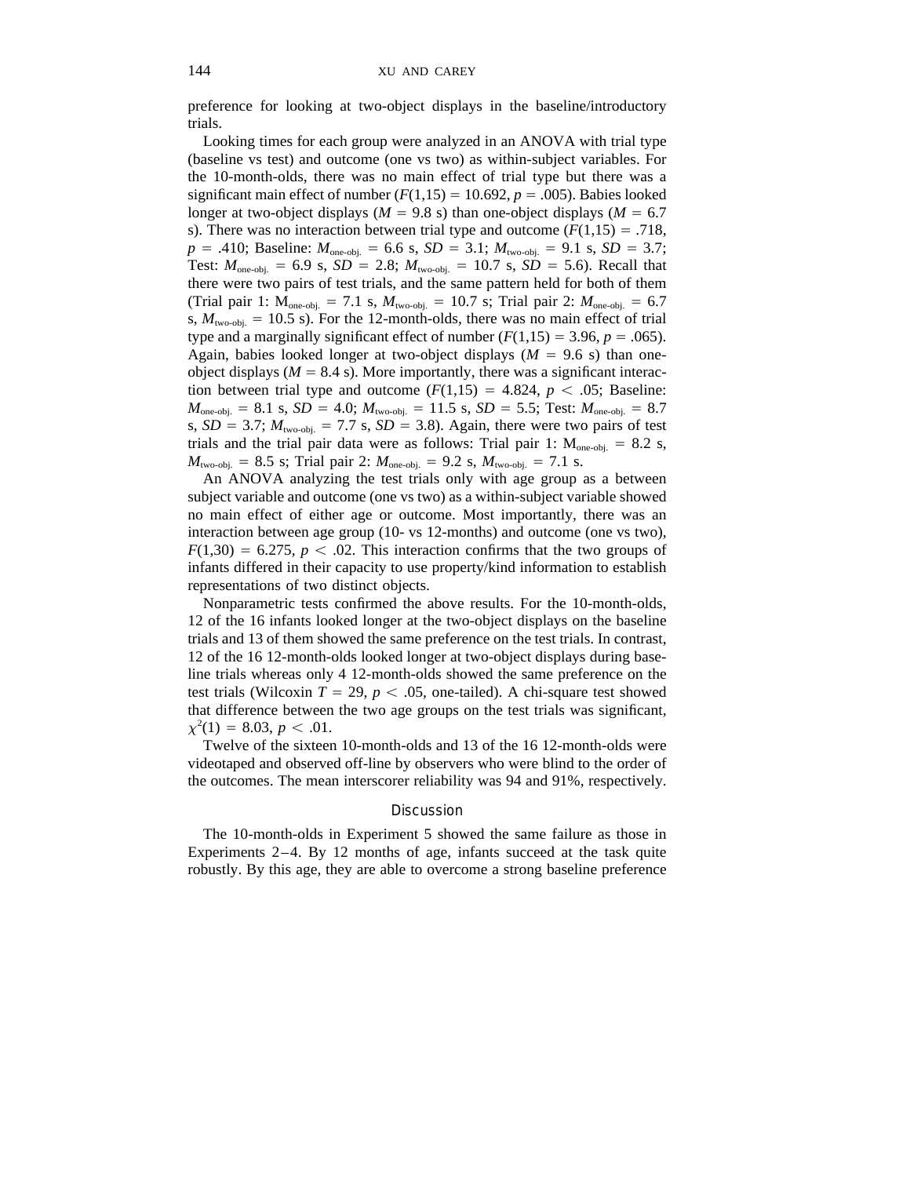preference for looking at two-object displays in the baseline/introductory trials.

Looking times for each group were analyzed in an ANOVA with trial type (baseline vs test) and outcome (one vs two) as within-subject variables. For the 10-month-olds, there was no main effect of trial type but there was a significant main effect of number ($F(1,15) = 10.692$, $p = .005$). Babies looked longer at two-object displays ($M = 9.8$ s) than one-object displays ($M = 6.7$ s). There was no interaction between trial type and outcome ($F(1,15) = .718$, $p = .410$; Baseline: $M_{\text{one-obj.}} = 6.6$ s, $SD = 3.1$; $M_{\text{two-obj.}} = 9.1$ s, $SD = 3.7$; Test: $M_{\text{one-obj.}} = 6.9$ s, $SD = 2.8$; $M_{\text{two-obj.}} = 10.7$ s, $SD = 5.6$). Recall that there were two pairs of test trials, and the same pattern held for both of them (Trial pair 1: $M_{\text{one-obj.}} = 7.1$ s, $M_{\text{two-obj.}} = 10.7$ s; Trial pair 2: $M_{\text{one-obj.}} = 6.7$ s, $M_{\text{two-obj.}} = 10.5$ s). For the 12-month-olds, there was no main effect of trial type and a marginally significant effect of number ($F(1,15) = 3.96$, $p = .065$). Again, babies looked longer at two-object displays ($M = 9.6$ s) than one-object displays ($M = 8.4$ s). More importantly, there was a significant interaction between trial type and outcome ($F(1,15) = 4.824$, $p < .05$; Baseline: $M_{\text{one-obj.}} = 8.1$ s, $SD = 4.0$; $M_{\text{two-obj.}} = 11.5$ s, $SD = 5.5$; Test: $M_{\text{one-obj.}} = 8.7$ s, $SD = 3.7$; $M_{\text{two-obj.}} = 7.7$ s, $SD = 3.8$). Again, there were two pairs of test trials and the trial pair data were as follows: Trial pair 1: $M_{\text{one-obj.}} = 8.2$ s, $M_{\text{two-obj.}} = 8.5$ s; Trial pair 2: $M_{\text{one-obj.}} = 9.2$ s, $M_{\text{two-obj.}} = 7.1$ s.

An ANOVA analyzing the test trials only with age group as a between subject variable and outcome (one vs two) as a within-subject variable showed no main effect of either age or outcome. Most importantly, there was an interaction between age group (10- vs 12-months) and outcome (one vs two), $F(1,30) = 6.275$, $p < .02$. This interaction confirms that the two groups of infants differed in their capacity to use property/kind information to establish representations of two distinct objects.

Nonparametric tests confirmed the above results. For the 10-month-olds, 12 of the 16 infants looked longer at the two-object displays on the baseline trials and 13 of them showed the same preference on the test trials. In contrast, 12 of the 16 12-month-olds looked longer at two-object displays during baseline trials whereas only 4 12-month-olds showed the same preference on the test trials (Wilcoxin $T = 29$, $p < .05$, one-tailed). A chi-square test showed that difference between the two age groups on the test trials was significant, $\chi^2(1) = 8.03$, $p < .01$.

Twelve of the sixteen 10-month-olds and 13 of the 16 12-month-olds were videotaped and observed off-line by observers who were blind to the order of the outcomes. The mean interscorer reliability was 94 and 91%, respectively.

### Discussion

The 10-month-olds in Experiment 5 showed the same failure as those in Experiments 2–4. By 12 months of age, infants succeed at the task quite robustly. By this age, they are able to overcome a strong baseline preference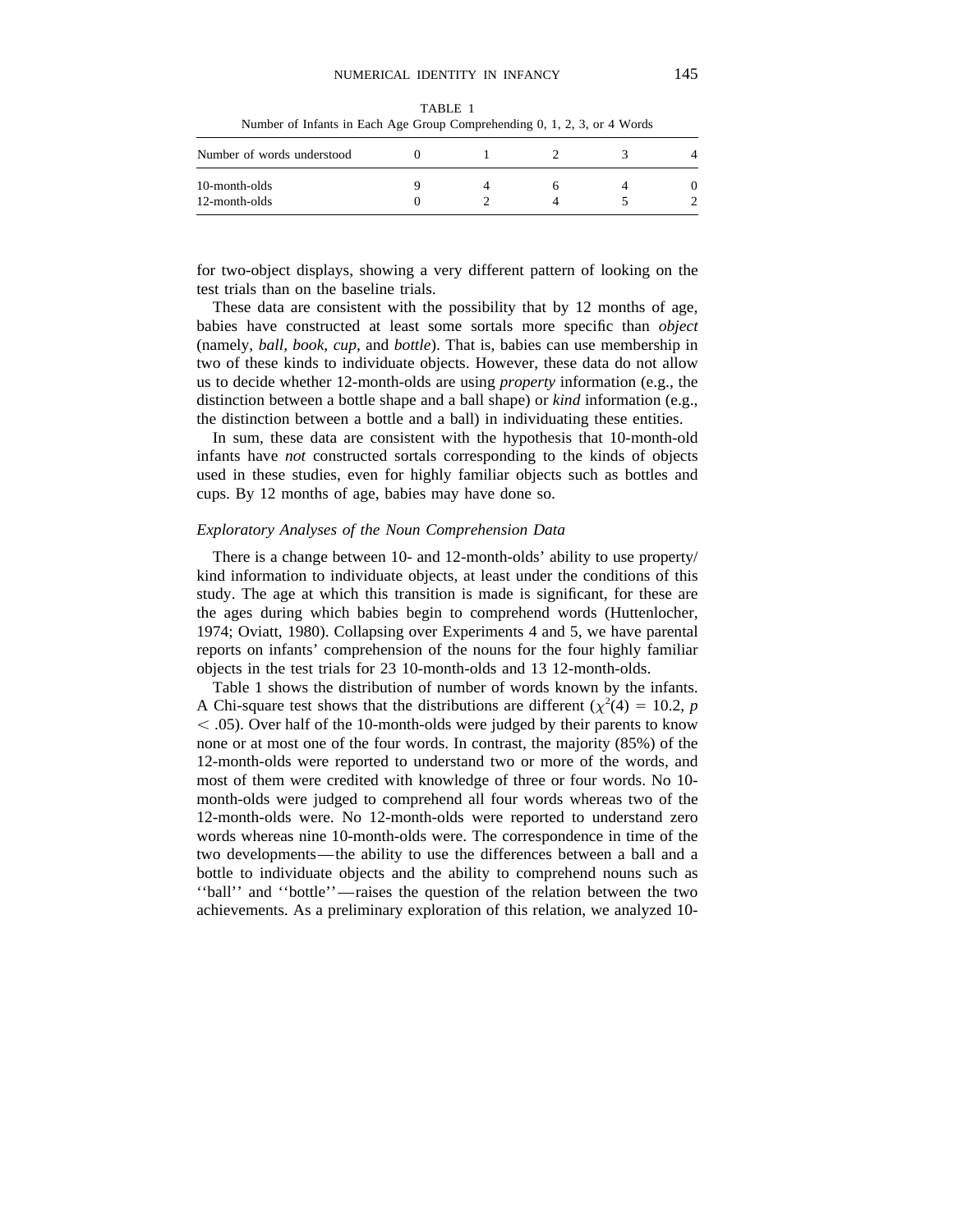TABLE 1
Number of Infants in Each Age Group Comprehending 0, 1, 2, 3, or 4 Words

| Number of words understood | 0 | 1 | 2 | 3 | 4 |
|---|---|---|---|---|---|
| 10-month-olds | 9 | 4 | 6 | 4 | 0 |
| 12-month-olds | 0 | 2 | 4 | 5 | 2 |

for two-object displays, showing a very different pattern of looking on the test trials than on the baseline trials.

These data are consistent with the possibility that by 12 months of age, babies have constructed at least some sortals more specific than *object* (namely, *ball, book, cup,* and *bottle*). That is, babies can use membership in two of these kinds to individuate objects. However, these data do not allow us to decide whether 12-month-olds are using *property* information (e.g., the distinction between a bottle shape and a ball shape) or *kind* information (e.g., the distinction between a bottle and a ball) in individuating these entities.

In sum, these data are consistent with the hypothesis that 10-month-old infants have *not* constructed sortals corresponding to the kinds of objects used in these studies, even for highly familiar objects such as bottles and cups. By 12 months of age, babies may have done so.

### *Exploratory Analyses of the Noun Comprehension Data*

There is a change between 10- and 12-month-olds' ability to use property/kind information to individuate objects, at least under the conditions of this study. The age at which this transition is made is significant, for these are the ages during which babies begin to comprehend words (Huttenlocher, 1974; Oviatt, 1980). Collapsing over Experiments 4 and 5, we have parental reports on infants' comprehension of the nouns for the four highly familiar objects in the test trials for 23 10-month-olds and 13 12-month-olds.

Table 1 shows the distribution of number of words known by the infants. A Chi-square test shows that the distributions are different ($\chi^2(4) = 10.2$, $p < .05$). Over half of the 10-month-olds were judged by their parents to know none or at most one of the four words. In contrast, the majority (85%) of the 12-month-olds were reported to understand two or more of the words, and most of them were credited with knowledge of three or four words. No 10-month-olds were judged to comprehend all four words whereas two of the 12-month-olds were. No 12-month-olds were reported to understand zero words whereas nine 10-month-olds were. The correspondence in time of the two developments—the ability to use the differences between a ball and a bottle to individuate objects and the ability to comprehend nouns such as ''ball'' and ''bottle''—raises the question of the relation between the two achievements. As a preliminary exploration of this relation, we analyzed 10-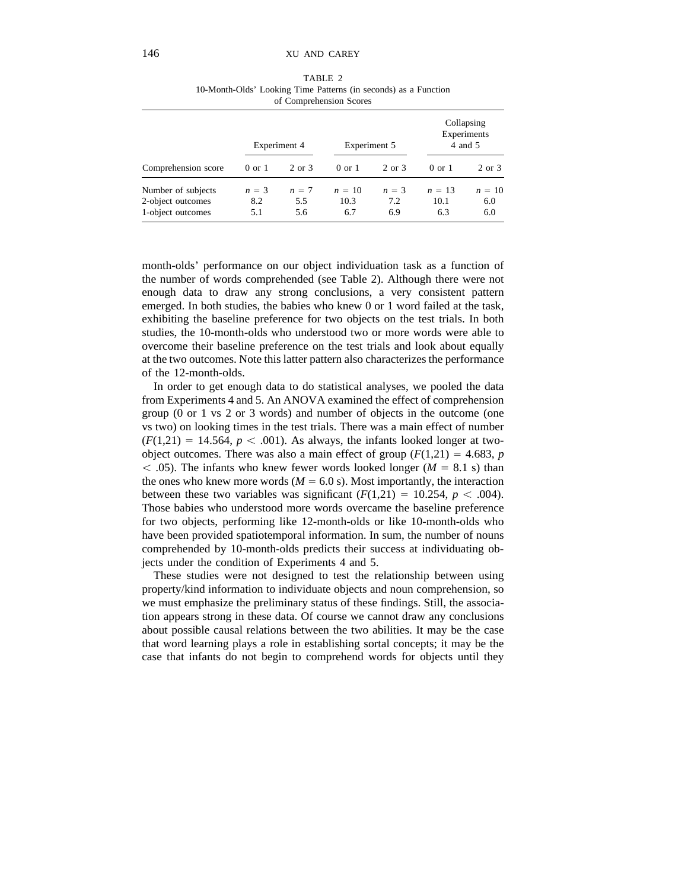TABLE 2
10-Month-Olds' Looking Time Patterns (in seconds) as a Function of Comprehension Scores

| | Experiment 4 | | Experiment 5 | | Collapsing Experiments 4 and 5 | |
|---|---|---|---|---|---|---|
| Comprehension score | 0 or 1 | 2 or 3 | 0 or 1 | 2 or 3 | 0 or 1 | 2 or 3 |
| Number of subjects | $n = 3$ | $n = 7$ | $n = 10$ | $n = 3$ | $n = 13$ | $n = 10$ |
| 2-object outcomes | 8.2 | 5.5 | 10.3 | 7.2 | 10.1 | 6.0 |
| 1-object outcomes | 5.1 | 5.6 | 6.7 | 6.9 | 6.3 | 6.0 |

month-olds' performance on our object individuation task as a function of the number of words comprehended (see Table 2). Although there were not enough data to draw any strong conclusions, a very consistent pattern emerged. In both studies, the babies who knew 0 or 1 word failed at the task, exhibiting the baseline preference for two objects on the test trials. In both studies, the 10-month-olds who understood two or more words were able to overcome their baseline preference on the test trials and look about equally at the two outcomes. Note this latter pattern also characterizes the performance of the 12-month-olds.

In order to get enough data to do statistical analyses, we pooled the data from Experiments 4 and 5. An ANOVA examined the effect of comprehension group (0 or 1 vs 2 or 3 words) and number of objects in the outcome (one vs two) on looking times in the test trials. There was a main effect of number ($F(1,21) = 14.564$, $p < .001$). As always, the infants looked longer at two-object outcomes. There was also a main effect of group ($F(1,21) = 4.683$, $p < .05$). The infants who knew fewer words looked longer ($M = 8.1$ s) than the ones who knew more words ($M = 6.0$ s). Most importantly, the interaction between these two variables was significant ($F(1,21) = 10.254$, $p < .004$). Those babies who understood more words overcame the baseline preference for two objects, performing like 12-month-olds or like 10-month-olds who have been provided spatiotemporal information. In sum, the number of nouns comprehended by 10-month-olds predicts their success at individuating objects under the condition of Experiments 4 and 5.

These studies were not designed to test the relationship between using property/kind information to individuate objects and noun comprehension, so we must emphasize the preliminary status of these findings. Still, the association appears strong in these data. Of course we cannot draw any conclusions about possible causal relations between the two abilities. It may be the case that word learning plays a role in establishing sortal concepts; it may be the case that infants do not begin to comprehend words for objects until they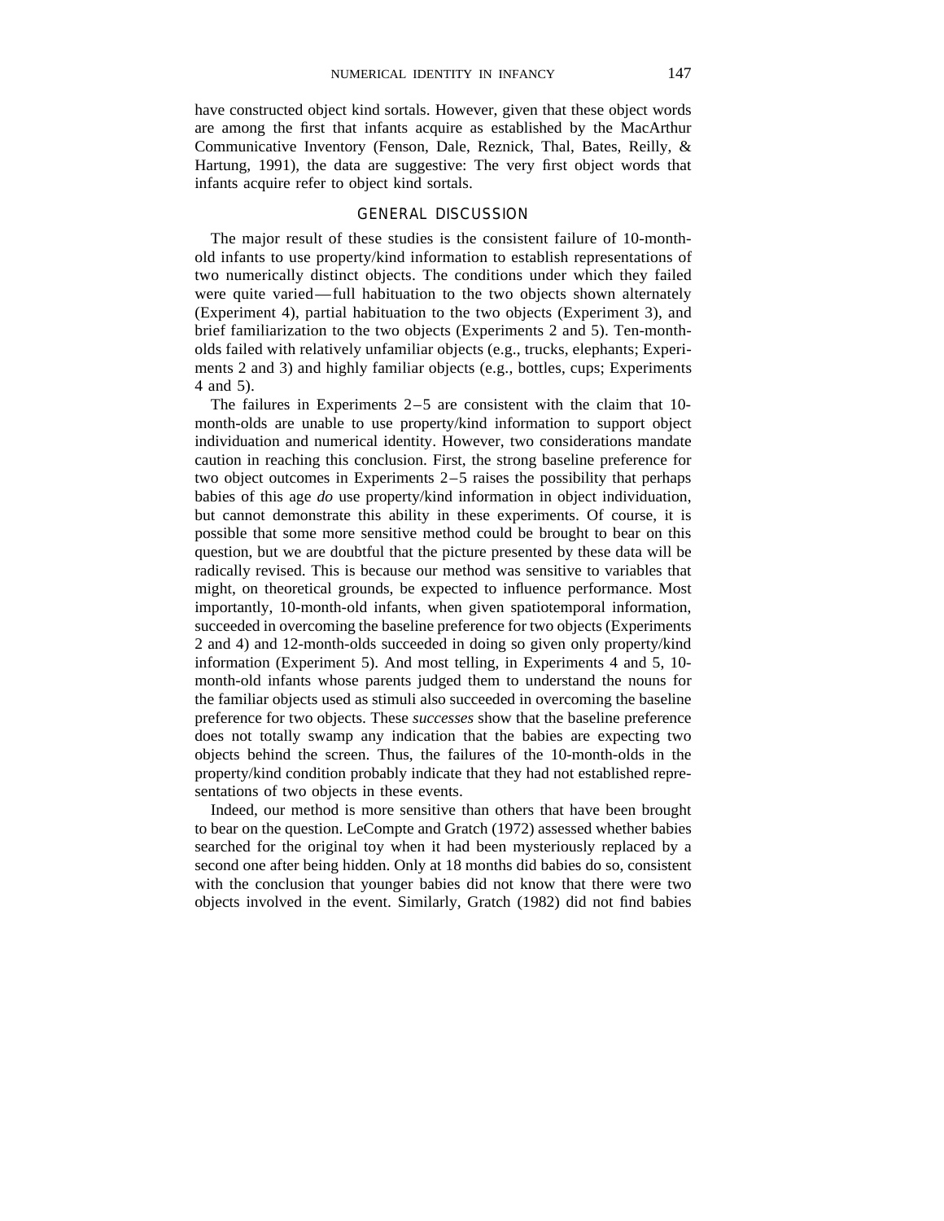have constructed object kind sortals. However, given that these object words are among the first that infants acquire as established by the MacArthur Communicative Inventory (Fenson, Dale, Reznick, Thal, Bates, Reilly, & Hartung, 1991), the data are suggestive: The very first object words that infants acquire refer to object kind sortals.

## GENERAL DISCUSSION

The major result of these studies is the consistent failure of 10-month-old infants to use property/kind information to establish representations of two numerically distinct objects. The conditions under which they failed were quite varied—full habituation to the two objects shown alternately (Experiment 4), partial habituation to the two objects (Experiment 3), and brief familiarization to the two objects (Experiments 2 and 5). Ten-month-olds failed with relatively unfamiliar objects (e.g., trucks, elephants; Experiments 2 and 3) and highly familiar objects (e.g., bottles, cups; Experiments 4 and 5).

The failures in Experiments 2–5 are consistent with the claim that 10-month-olds are unable to use property/kind information to support object individuation and numerical identity. However, two considerations mandate caution in reaching this conclusion. First, the strong baseline preference for two object outcomes in Experiments 2–5 raises the possibility that perhaps babies of this age *do* use property/kind information in object individuation, but cannot demonstrate this ability in these experiments. Of course, it is possible that some more sensitive method could be brought to bear on this question, but we are doubtful that the picture presented by these data will be radically revised. This is because our method was sensitive to variables that might, on theoretical grounds, be expected to influence performance. Most importantly, 10-month-old infants, when given spatiotemporal information, succeeded in overcoming the baseline preference for two objects (Experiments 2 and 4) and 12-month-olds succeeded in doing so given only property/kind information (Experiment 5). And most telling, in Experiments 4 and 5, 10-month-old infants whose parents judged them to understand the nouns for the familiar objects used as stimuli also succeeded in overcoming the baseline preference for two objects. These *successes* show that the baseline preference does not totally swamp any indication that the babies are expecting two objects behind the screen. Thus, the failures of the 10-month-olds in the property/kind condition probably indicate that they had not established representations of two objects in these events.

Indeed, our method is more sensitive than others that have been brought to bear on the question. LeCompte and Gratch (1972) assessed whether babies searched for the original toy when it had been mysteriously replaced by a second one after being hidden. Only at 18 months did babies do so, consistent with the conclusion that younger babies did not know that there were two objects involved in the event. Similarly, Gratch (1982) did not find babies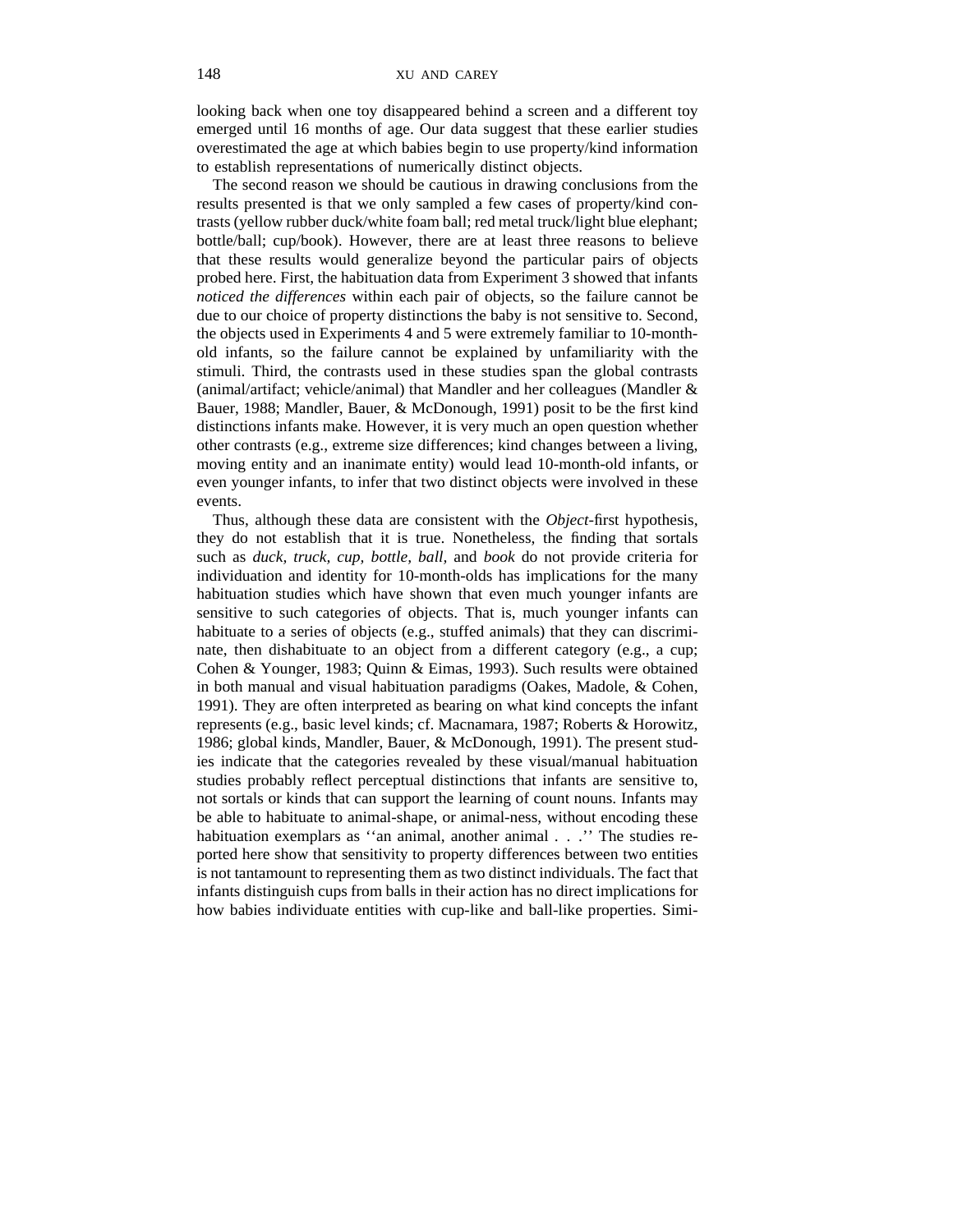looking back when one toy disappeared behind a screen and a different toy emerged until 16 months of age. Our data suggest that these earlier studies overestimated the age at which babies begin to use property/kind information to establish representations of numerically distinct objects.

The second reason we should be cautious in drawing conclusions from the results presented is that we only sampled a few cases of property/kind contrasts (yellow rubber duck/white foam ball; red metal truck/light blue elephant; bottle/ball; cup/book). However, there are at least three reasons to believe that these results would generalize beyond the particular pairs of objects probed here. First, the habituation data from Experiment 3 showed that infants *noticed the differences* within each pair of objects, so the failure cannot be due to our choice of property distinctions the baby is not sensitive to. Second, the objects used in Experiments 4 and 5 were extremely familiar to 10-month-old infants, so the failure cannot be explained by unfamiliarity with the stimuli. Third, the contrasts used in these studies span the global contrasts (animal/artifact; vehicle/animal) that Mandler and her colleagues (Mandler & Bauer, 1988; Mandler, Bauer, & McDonough, 1991) posit to be the first kind distinctions infants make. However, it is very much an open question whether other contrasts (e.g., extreme size differences; kind changes between a living, moving entity and an inanimate entity) would lead 10-month-old infants, or even younger infants, to infer that two distinct objects were involved in these events.

Thus, although these data are consistent with the *Object*-first hypothesis, they do not establish that it is true. Nonetheless, the finding that sortals such as *duck, truck, cup, bottle, ball,* and *book* do not provide criteria for individuation and identity for 10-month-olds has implications for the many habituation studies which have shown that even much younger infants are sensitive to such categories of objects. That is, much younger infants can habituate to a series of objects (e.g., stuffed animals) that they can discriminate, then dishabituate to an object from a different category (e.g., a cup; Cohen & Younger, 1983; Quinn & Eimas, 1993). Such results were obtained in both manual and visual habituation paradigms (Oakes, Madole, & Cohen, 1991). They are often interpreted as bearing on what kind concepts the infant represents (e.g., basic level kinds; cf. Macnamara, 1987; Roberts & Horowitz, 1986; global kinds, Mandler, Bauer, & McDonough, 1991). The present studies indicate that the categories revealed by these visual/manual habituation studies probably reflect perceptual distinctions that infants are sensitive to, not sortals or kinds that can support the learning of count nouns. Infants may be able to habituate to animal-shape, or animal-ness, without encoding these habituation exemplars as ''an animal, another animal . . .'' The studies reported here show that sensitivity to property differences between two entities is not tantamount to representing them as two distinct individuals. The fact that infants distinguish cups from balls in their action has no direct implications for how babies individuate entities with cup-like and ball-like properties. Simi-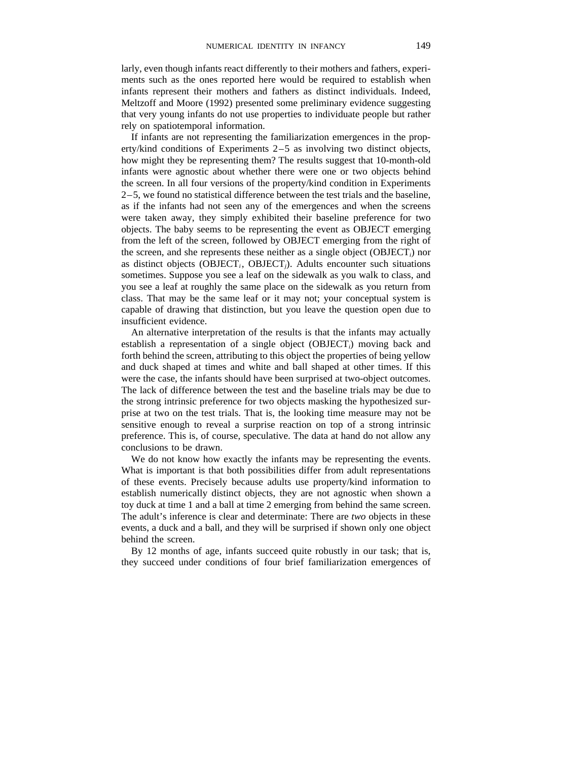larly, even though infants react differently to their mothers and fathers, experiments such as the ones reported here would be required to establish when infants represent their mothers and fathers as distinct individuals. Indeed, Meltzoff and Moore (1992) presented some preliminary evidence suggesting that very young infants do not use properties to individuate people but rather rely on spatiotemporal information.

If infants are not representing the familiarization emergences in the property/kind conditions of Experiments 2–5 as involving two distinct objects, how might they be representing them? The results suggest that 10-month-old infants were agnostic about whether there were one or two objects behind the screen. In all four versions of the property/kind condition in Experiments 2–5, we found no statistical difference between the test trials and the baseline, as if the infants had not seen any of the emergences and when the screens were taken away, they simply exhibited their baseline preference for two objects. The baby seems to be representing the event as OBJECT emerging from the left of the screen, followed by OBJECT emerging from the right of the screen, and she represents these neither as a single object ($\text{OBJECT}_i$) nor as distinct objects ($\text{OBJECT}_i$, $\text{OBJECT}_j$). Adults encounter such situations sometimes. Suppose you see a leaf on the sidewalk as you walk to class, and you see a leaf at roughly the same place on the sidewalk as you return from class. That may be the same leaf or it may not; your conceptual system is capable of drawing that distinction, but you leave the question open due to insufficient evidence.

An alternative interpretation of the results is that the infants may actually establish a representation of a single object ($\text{OBJECT}_i$) moving back and forth behind the screen, attributing to this object the properties of being yellow and duck shaped at times and white and ball shaped at other times. If this were the case, the infants should have been surprised at two-object outcomes. The lack of difference between the test and the baseline trials may be due to the strong intrinsic preference for two objects masking the hypothesized surprise at two on the test trials. That is, the looking time measure may not be sensitive enough to reveal a surprise reaction on top of a strong intrinsic preference. This is, of course, speculative. The data at hand do not allow any conclusions to be drawn.

We do not know how exactly the infants may be representing the events. What is important is that both possibilities differ from adult representations of these events. Precisely because adults use property/kind information to establish numerically distinct objects, they are not agnostic when shown a toy duck at time 1 and a ball at time 2 emerging from behind the same screen. The adult's inference is clear and determinate: There are *two* objects in these events, a duck and a ball, and they will be surprised if shown only one object behind the screen.

By 12 months of age, infants succeed quite robustly in our task; that is, they succeed under conditions of four brief familiarization emergences of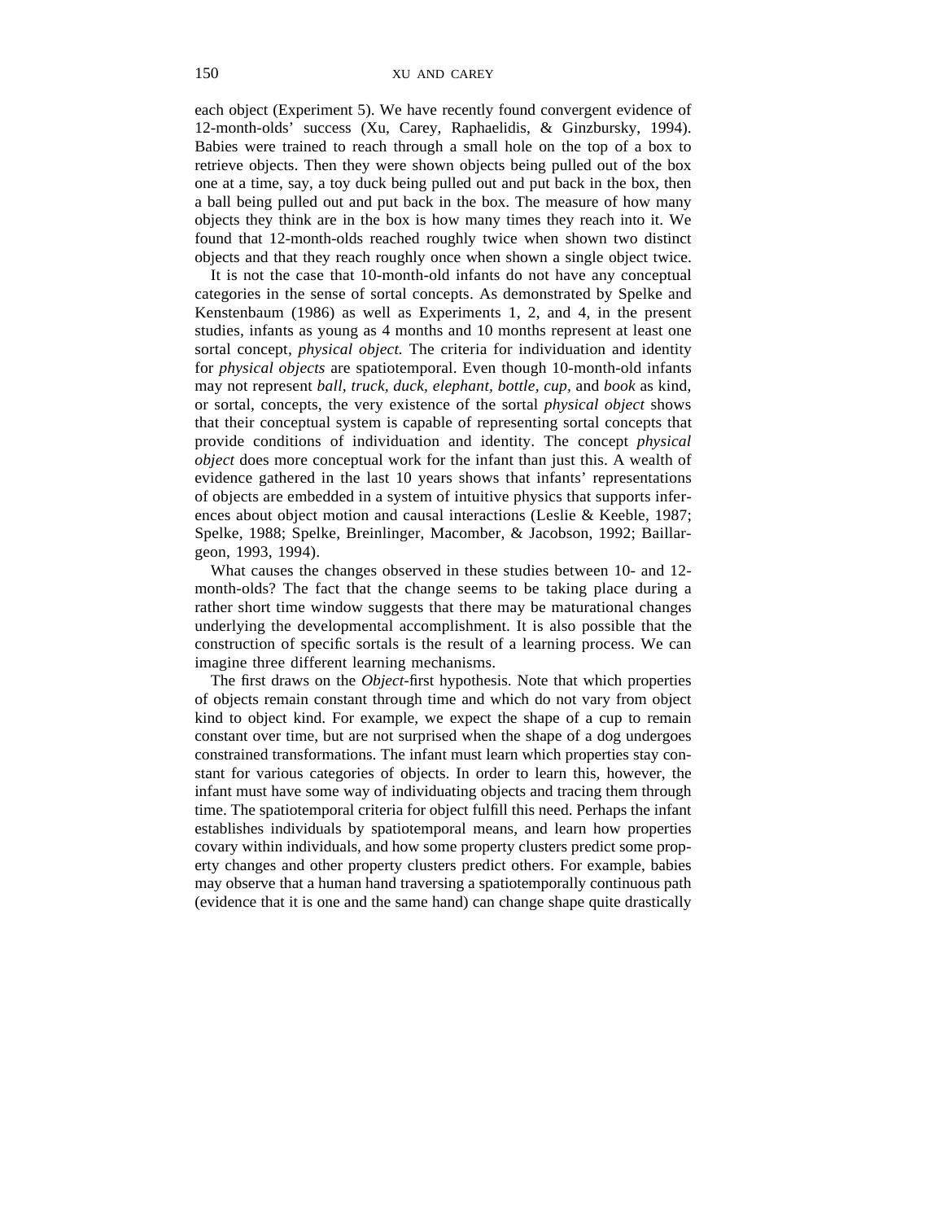each object (Experiment 5). We have recently found convergent evidence of 12-month-olds' success (Xu, Carey, Raphaelidis, & Ginzbursky, 1994). Babies were trained to reach through a small hole on the top of a box to retrieve objects. Then they were shown objects being pulled out of the box one at a time, say, a toy duck being pulled out and put back in the box, then a ball being pulled out and put back in the box. The measure of how many objects they think are in the box is how many times they reach into it. We found that 12-month-olds reached roughly twice when shown two distinct objects and that they reach roughly once when shown a single object twice.

It is not the case that 10-month-old infants do not have any conceptual categories in the sense of sortal concepts. As demonstrated by Spelke and Kenstenbaum (1986) as well as Experiments 1, 2, and 4, in the present studies, infants as young as 4 months and 10 months represent at least one sortal concept, *physical object.* The criteria for individuation and identity for *physical objects* are spatiotemporal. Even though 10-month-old infants may not represent *ball, truck, duck, elephant, bottle, cup,* and *book* as kind, or sortal, concepts, the very existence of the sortal *physical object* shows that their conceptual system is capable of representing sortal concepts that provide conditions of individuation and identity. The concept *physical object* does more conceptual work for the infant than just this. A wealth of evidence gathered in the last 10 years shows that infants' representations of objects are embedded in a system of intuitive physics that supports inferences about object motion and causal interactions (Leslie & Keeble, 1987; Spelke, 1988; Spelke, Breinlinger, Macomber, & Jacobson, 1992; Baillargeon, 1993, 1994).

What causes the changes observed in these studies between 10- and 12-month-olds? The fact that the change seems to be taking place during a rather short time window suggests that there may be maturational changes underlying the developmental accomplishment. It is also possible that the construction of specific sortals is the result of a learning process. We can imagine three different learning mechanisms.

The first draws on the *Object*-first hypothesis. Note that which properties of objects remain constant through time and which do not vary from object kind to object kind. For example, we expect the shape of a cup to remain constant over time, but are not surprised when the shape of a dog undergoes constrained transformations. The infant must learn which properties stay constant for various categories of objects. In order to learn this, however, the infant must have some way of individuating objects and tracing them through time. The spatiotemporal criteria for object fulfill this need. Perhaps the infant establishes individuals by spatiotemporal means, and learn how properties covary within individuals, and how some property clusters predict some property changes and other property clusters predict others. For example, babies may observe that a human hand traversing a spatiotemporally continuous path (evidence that it is one and the same hand) can change shape quite drastically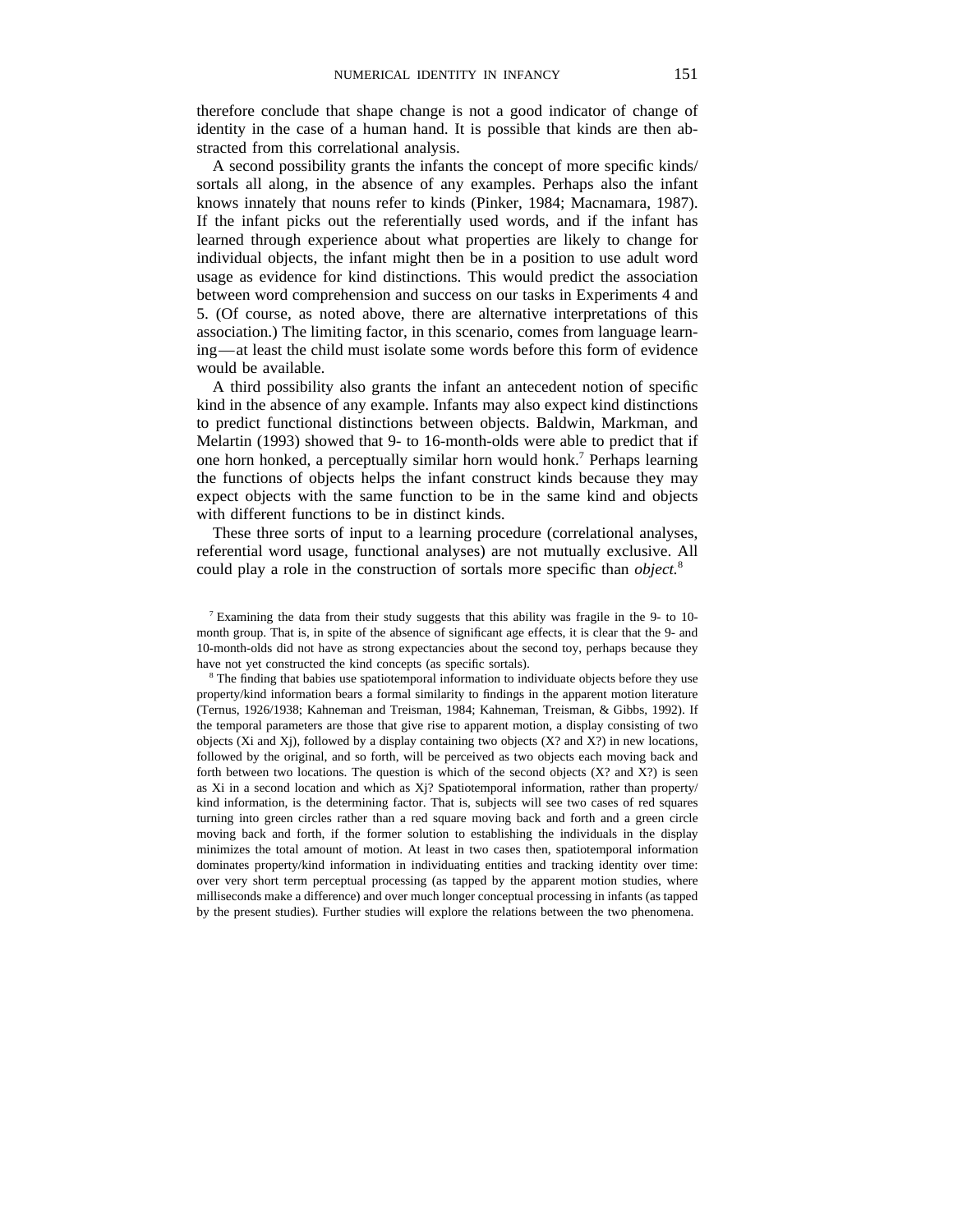therefore conclude that shape change is not a good indicator of change of identity in the case of a human hand. It is possible that kinds are then abstracted from this correlational analysis.

A second possibility grants the infants the concept of more specific kinds/sortals all along, in the absence of any examples. Perhaps also the infant knows innately that nouns refer to kinds (Pinker, 1984; Macnamara, 1987). If the infant picks out the referentially used words, and if the infant has learned through experience about what properties are likely to change for individual objects, the infant might then be in a position to use adult word usage as evidence for kind distinctions. This would predict the association between word comprehension and success on our tasks in Experiments 4 and 5. (Of course, as noted above, there are alternative interpretations of this association.) The limiting factor, in this scenario, comes from language learning—at least the child must isolate some words before this form of evidence would be available.

A third possibility also grants the infant an antecedent notion of specific kind in the absence of any example. Infants may also expect kind distinctions to predict functional distinctions between objects. Baldwin, Markman, and Melartin (1993) showed that 9- to 16-month-olds were able to predict that if one horn honked, a perceptually similar horn would honk.[7] Perhaps learning the functions of objects helps the infant construct kinds because they may expect objects with the same function to be in the same kind and objects with different functions to be in distinct kinds.

These three sorts of input to a learning procedure (correlational analyses, referential word usage, functional analyses) are not mutually exclusive. All could play a role in the construction of sortals more specific than *object.*[8]

[7] Examining the data from their study suggests that this ability was fragile in the 9- to 10-month group. That is, in spite of the absence of significant age effects, it is clear that the 9- and 10-month-olds did not have as strong expectancies about the second toy, perhaps because they have not yet constructed the kind concepts (as specific sortals).

[8] The finding that babies use spatiotemporal information to individuate objects before they use property/kind information bears a formal similarity to findings in the apparent motion literature (Ternus, 1926/1938; Kahneman and Treisman, 1984; Kahneman, Treisman, & Gibbs, 1992). If the temporal parameters are those that give rise to apparent motion, a display consisting of two objects (Xi and Xj), followed by a display containing two objects (X? and X?) in new locations, followed by the original, and so forth, will be perceived as two objects each moving back and forth between two locations. The question is which of the second objects (X? and X?) is seen as Xi in a second location and which as Xj? Spatiotemporal information, rather than property/kind information, is the determining factor. That is, subjects will see two cases of red squares turning into green circles rather than a red square moving back and forth and a green circle moving back and forth, if the former solution to establishing the individuals in the display minimizes the total amount of motion. At least in two cases then, spatiotemporal information dominates property/kind information in individuating entities and tracking identity over time: over very short term perceptual processing (as tapped by the apparent motion studies, where milliseconds make a difference) and over much longer conceptual processing in infants (as tapped by the present studies). Further studies will explore the relations between the two phenomena.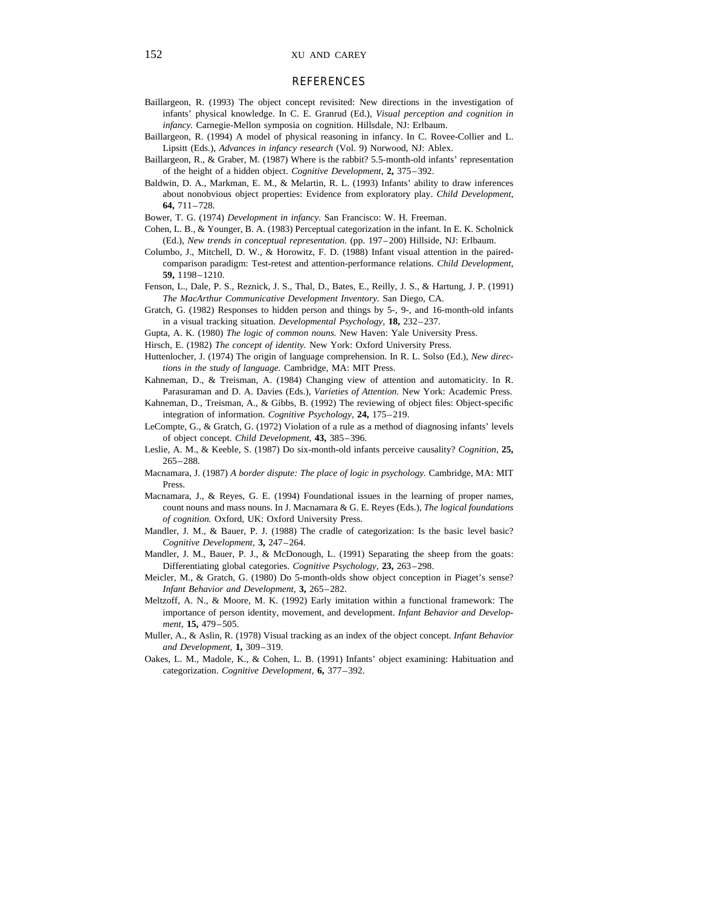## REFERENCES

Baillargeon, R. (1993) The object concept revisited: New directions in the investigation of infants' physical knowledge. In C. E. Granrud (Ed.), *Visual perception and cognition in infancy.* Carnegie-Mellon symposia on cognition. Hillsdale, NJ: Erlbaum.

Baillargeon, R. (1994) A model of physical reasoning in infancy. In C. Rovee-Collier and L. Lipsitt (Eds.), *Advances in infancy research* (Vol. 9) Norwood, NJ: Ablex.

Baillargeon, R., & Graber, M. (1987) Where is the rabbit? 5.5-month-old infants' representation of the height of a hidden object. *Cognitive Development,* **2,** 375–392.

Baldwin, D. A., Markman, E. M., & Melartin, R. L. (1993) Infants' ability to draw inferences about nonobvious object properties: Evidence from exploratory play. *Child Development,* **64,** 711–728.

Bower, T. G. (1974) *Development in infancy.* San Francisco: W. H. Freeman.

Cohen, L. B., & Younger, B. A. (1983) Perceptual categorization in the infant. In E. K. Scholnick (Ed.), *New trends in conceptual representation.* (pp. 197–200) Hillside, NJ: Erlbaum.

Columbo, J., Mitchell, D. W., & Horowitz, F. D. (1988) Infant visual attention in the paired-comparison paradigm: Test-retest and attention-performance relations. *Child Development,* **59,** 1198–1210.

Fenson, L., Dale, P. S., Reznick, J. S., Thal, D., Bates, E., Reilly, J. S., & Hartung, J. P. (1991) *The MacArthur Communicative Development Inventory.* San Diego, CA.

Gratch, G. (1982) Responses to hidden person and things by 5-, 9-, and 16-month-old infants in a visual tracking situation. *Developmental Psychology,* **18,** 232–237.

Gupta, A. K. (1980) *The logic of common nouns.* New Haven: Yale University Press.

Hirsch, E. (1982) *The concept of identity.* New York: Oxford University Press.

Huttenlocher, J. (1974) The origin of language comprehension. In R. L. Solso (Ed.), *New directions in the study of language.* Cambridge, MA: MIT Press.

Kahneman, D., & Treisman, A. (1984) Changing view of attention and automaticity. In R. Parasuraman and D. A. Davies (Eds.), *Varieties of Attention.* New York: Academic Press.

Kahneman, D., Treisman, A., & Gibbs, B. (1992) The reviewing of object files: Object-specific integration of information. *Cognitive Psychology,* **24,** 175–219.

LeCompte, G., & Gratch, G. (1972) Violation of a rule as a method of diagnosing infants' levels of object concept. *Child Development,* **43,** 385–396.

Leslie, A. M., & Keeble, S. (1987) Do six-month-old infants perceive causality? *Cognition,* **25,** 265–288.

Macnamara, J. (1987) *A border dispute: The place of logic in psychology.* Cambridge, MA: MIT Press.

Macnamara, J., & Reyes, G. E. (1994) Foundational issues in the learning of proper names, count nouns and mass nouns. In J. Macnamara & G. E. Reyes (Eds.), *The logical foundations of cognition.* Oxford, UK: Oxford University Press.

Mandler, J. M., & Bauer, P. J. (1988) The cradle of categorization: Is the basic level basic? *Cognitive Development,* **3,** 247–264.

Mandler, J. M., Bauer, P. J., & McDonough, L. (1991) Separating the sheep from the goats: Differentiating global categories. *Cognitive Psychology,* **23,** 263–298.

Meicler, M., & Gratch, G. (1980) Do 5-month-olds show object conception in Piaget's sense? *Infant Behavior and Development,* **3,** 265–282.

Meltzoff, A. N., & Moore, M. K. (1992) Early imitation within a functional framework: The importance of person identity, movement, and development. *Infant Behavior and Development,* **15,** 479–505.

Muller, A., & Aslin, R. (1978) Visual tracking as an index of the object concept. *Infant Behavior and Development,* **1,** 309–319.

Oakes, L. M., Madole, K., & Cohen, L. B. (1991) Infants' object examining: Habituation and categorization. *Cognitive Development,* **6,** 377–392.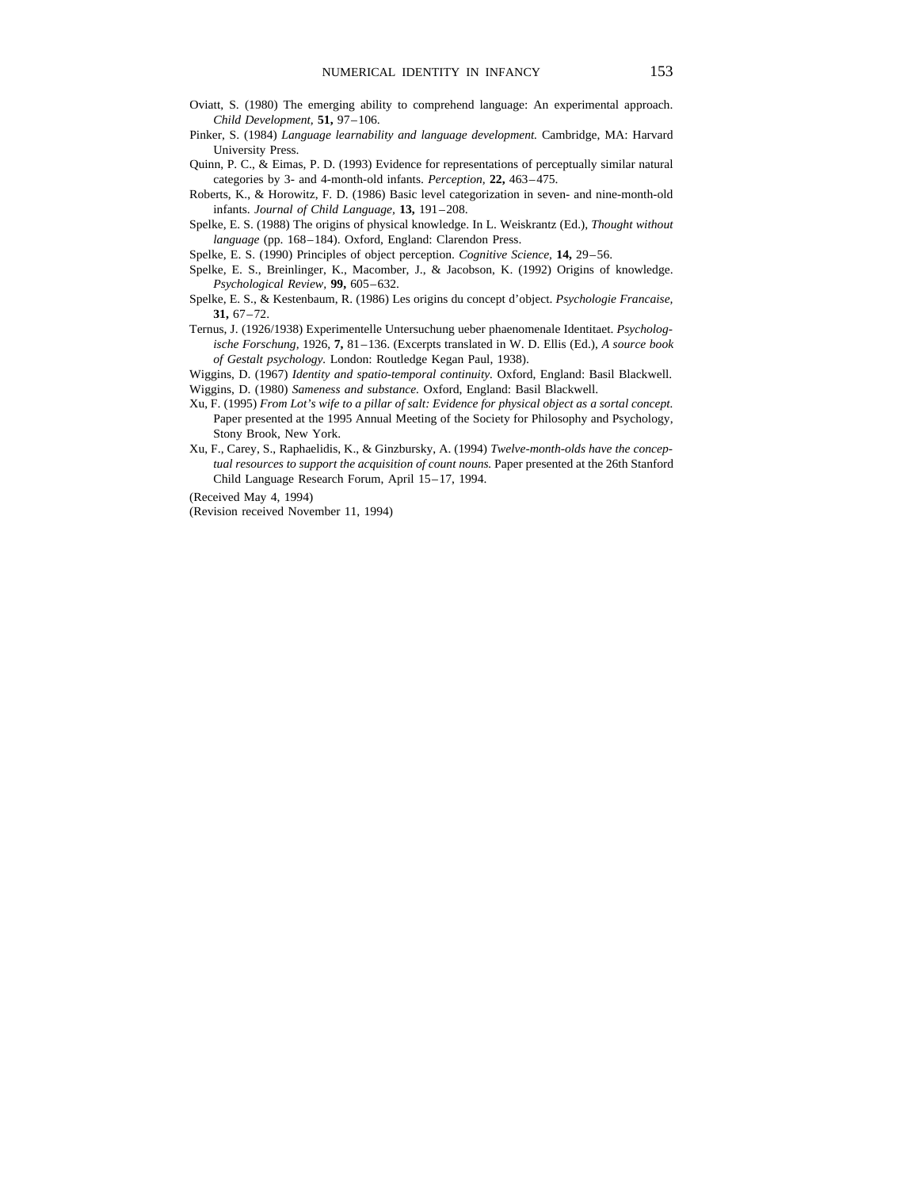Oviatt, S. (1980) The emerging ability to comprehend language: An experimental approach. *Child Development,* **51,** 97–106.

Pinker, S. (1984) *Language learnability and language development.* Cambridge, MA: Harvard University Press.

Quinn, P. C., & Eimas, P. D. (1993) Evidence for representations of perceptually similar natural categories by 3- and 4-month-old infants. *Perception,* **22,** 463–475.

Roberts, K., & Horowitz, F. D. (1986) Basic level categorization in seven- and nine-month-old infants. *Journal of Child Language,* **13,** 191–208.

Spelke, E. S. (1988) The origins of physical knowledge. In L. Weiskrantz (Ed.), *Thought without language* (pp. 168–184). Oxford, England: Clarendon Press.

Spelke, E. S. (1990) Principles of object perception. *Cognitive Science,* **14,** 29–56.

Spelke, E. S., Breinlinger, K., Macomber, J., & Jacobson, K. (1992) Origins of knowledge. *Psychological Review,* **99,** 605–632.

Spelke, E. S., & Kestenbaum, R. (1986) Les origins du concept d'object. *Psychologie Francaise,* **31,** 67–72.

Ternus, J. (1926/1938) Experimentelle Untersuchung ueber phaenomenale Identitaet. *Psychologische Forschung,* 1926, **7,** 81–136. (Excerpts translated in W. D. Ellis (Ed.), *A source book of Gestalt psychology.* London: Routledge Kegan Paul, 1938).

Wiggins, D. (1967) *Identity and spatio-temporal continuity.* Oxford, England: Basil Blackwell.

Wiggins, D. (1980) *Sameness and substance.* Oxford, England: Basil Blackwell.

Xu, F. (1995) *From Lot's wife to a pillar of salt: Evidence for physical object as a sortal concept.* Paper presented at the 1995 Annual Meeting of the Society for Philosophy and Psychology, Stony Brook, New York.

Xu, F., Carey, S., Raphaelidis, K., & Ginzbursky, A. (1994) *Twelve-month-olds have the conceptual resources to support the acquisition of count nouns.* Paper presented at the 26th Stanford Child Language Research Forum, April 15–17, 1994.

(Received May 4, 1994)

(Revision received November 11, 1994)